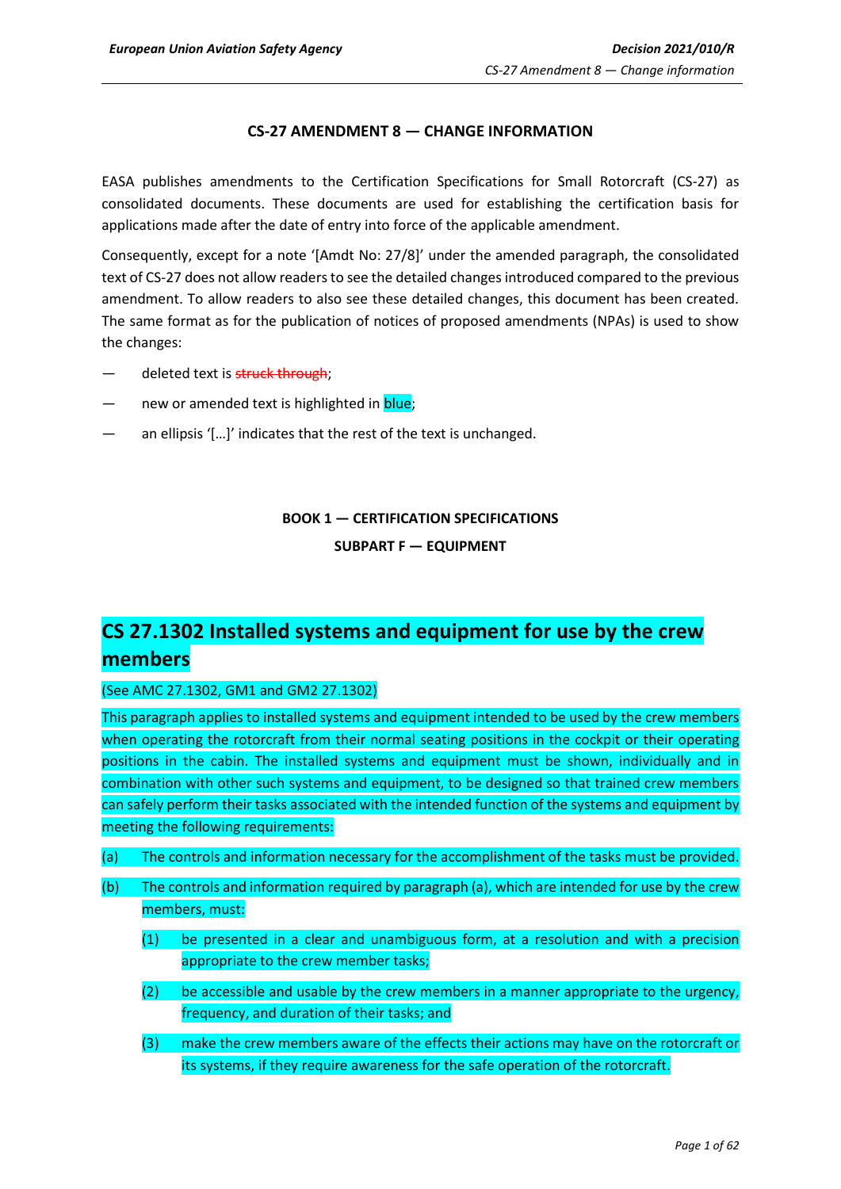## CS-27 AMENDMENT 8 — CHANGE INFORMATION

EASA publishes amendments to the Certification Specifications for Small Rotorcraft (CS-27) as consolidated documents. These documents are used for establishing the certification basis for applications made after the date of entry into force of the applicable amendment.

Consequently, except for a note '[Amdt No: 27/8]' under the amended paragraph, the consolidated text of CS-27 does not allow readers to see the detailed changes introduced compared to the previous amendment. To allow readers to also see these detailed changes, this document has been created. The same format as for the publication of notices of proposed amendments (NPAs) is used to show the changes:

— deleted text is ~~struck through~~;

— new or amended text is highlighted in blue;

— an ellipsis '[…]' indicates that the rest of the text is unchanged.

**BOOK 1 — CERTIFICATION SPECIFICATIONS**

**SUBPART F — EQUIPMENT**

# CS 27.1302 Installed systems and equipment for use by the crew members

(See AMC 27.1302, GM1 and GM2 27.1302)

This paragraph applies to installed systems and equipment intended to be used by the crew members when operating the rotorcraft from their normal seating positions in the cockpit or their operating positions in the cabin. The installed systems and equipment must be shown, individually and in combination with other such systems and equipment, to be designed so that trained crew members can safely perform their tasks associated with the intended function of the systems and equipment by meeting the following requirements:

(a) The controls and information necessary for the accomplishment of the tasks must be provided.

(b) The controls and information required by paragraph (a), which are intended for use by the crew members, must:

   (1) be presented in a clear and unambiguous form, at a resolution and with a precision appropriate to the crew member tasks;

   (2) be accessible and usable by the crew members in a manner appropriate to the urgency, frequency, and duration of their tasks; and

   (3) make the crew members aware of the effects their actions may have on the rotorcraft or its systems, if they require awareness for the safe operation of the rotorcraft.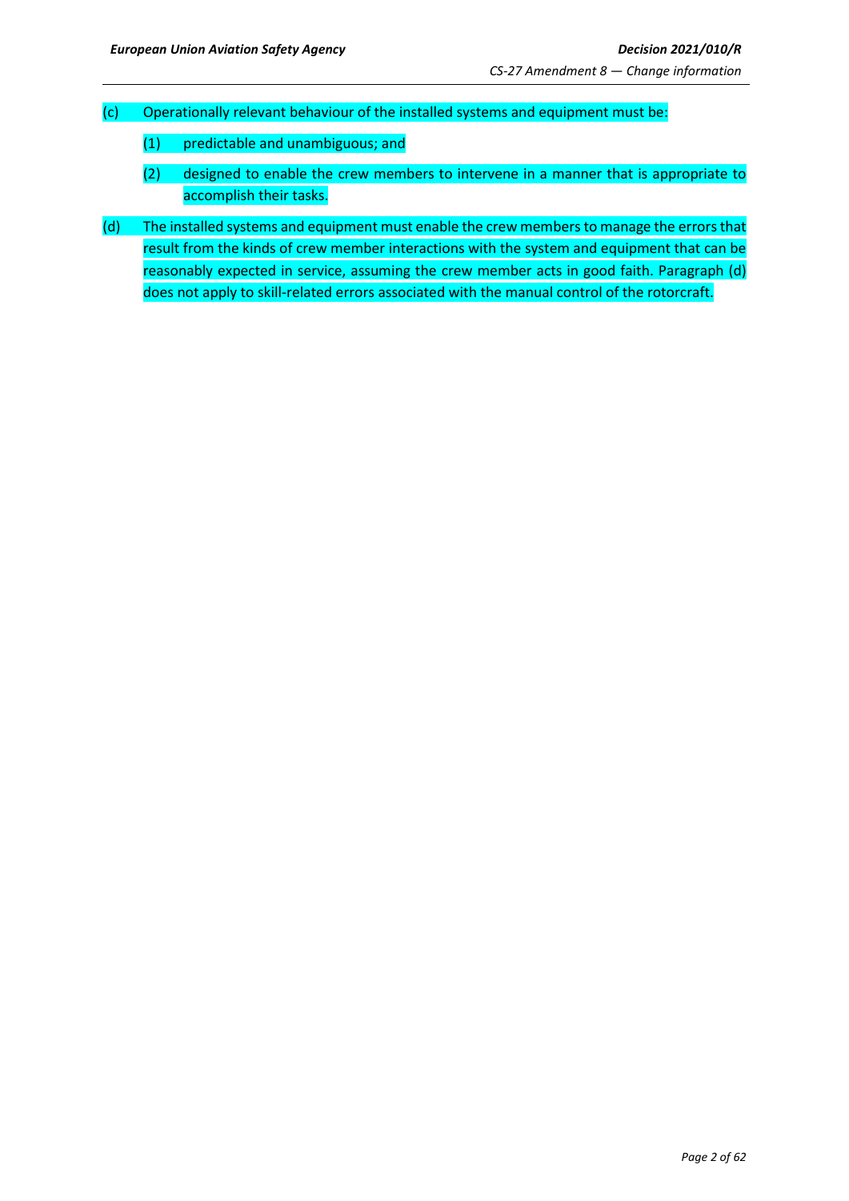(c) Operationally relevant behaviour of the installed systems and equipment must be:

 (1) predictable and unambiguous; and

 (2) designed to enable the crew members to intervene in a manner that is appropriate to accomplish their tasks.

(d) The installed systems and equipment must enable the crew members to manage the errors that result from the kinds of crew member interactions with the system and equipment that can be reasonably expected in service, assuming the crew member acts in good faith. Paragraph (d) does not apply to skill-related errors associated with the manual control of the rotorcraft.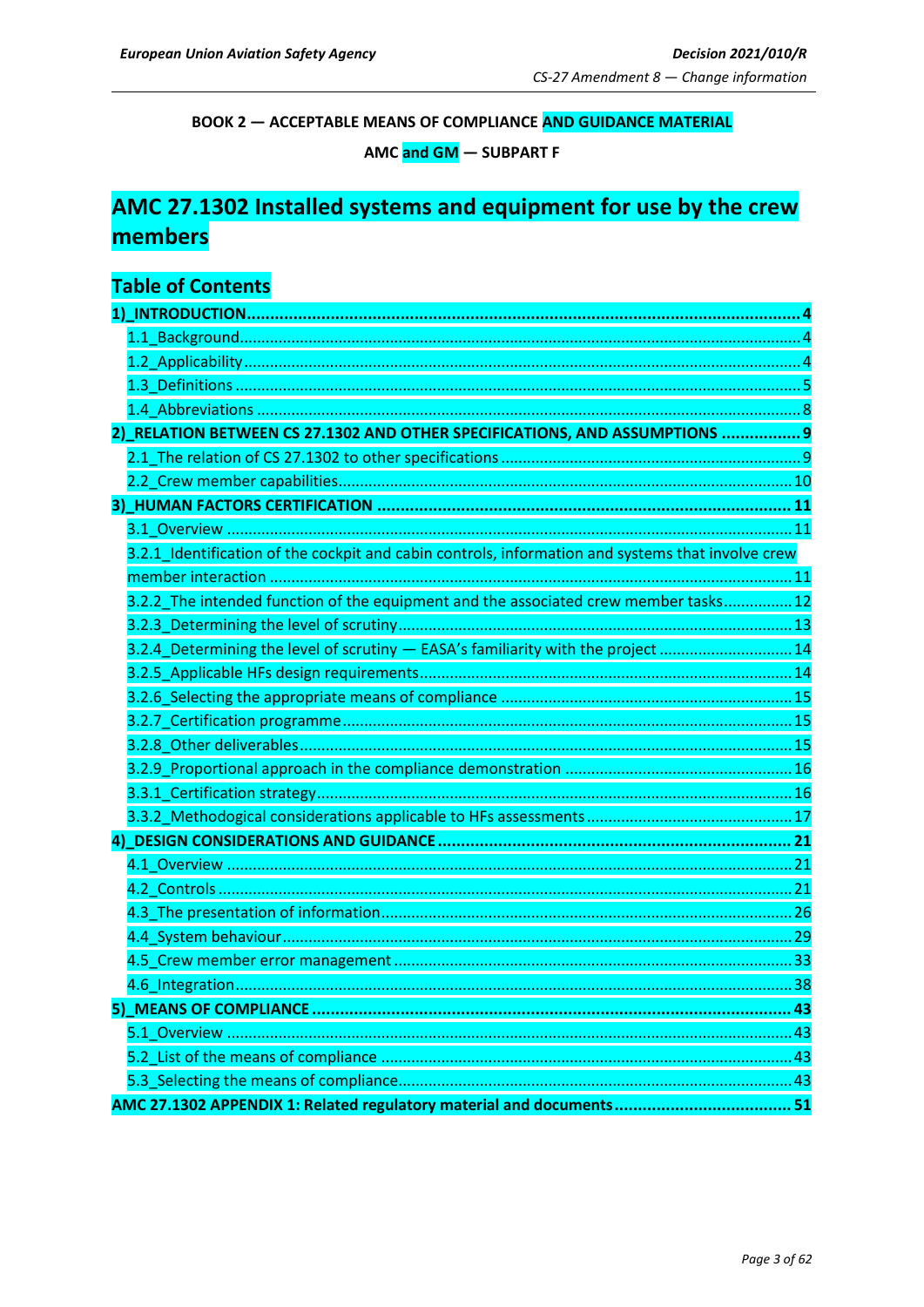**BOOK 2 — ACCEPTABLE MEANS OF COMPLIANCE AND GUIDANCE MATERIAL**

**AMC and GM — SUBPART F**

# AMC 27.1302 Installed systems and equipment for use by the crew members

## Table of Contents

**1)_INTRODUCTION....................................................................................................................4**

1.1_Background............................................................................................................................4

1.2_Applicability.............................................................................................................................4

1.3_Definitions ..............................................................................................................................5

1.4_Abbreviations .........................................................................................................................8

**2)_RELATION BETWEEN CS 27.1302 AND OTHER SPECIFICATIONS, AND ASSUMPTIONS .................9**

2.1_The relation of CS 27.1302 to other specifications ..................................................................9

2.2_Crew member capabilities.....................................................................................................10

**3)_HUMAN FACTORS CERTIFICATION .......................................................................................11**

3.1_Overview ..............................................................................................................................11

3.2.1_Identification of the cockpit and cabin controls, information and systems that involve crew member interaction ...........................................................................................................11

3.2.2_The intended function of the equipment and the associated crew member tasks................12

3.2.3_Determining the level of scrutiny.........................................................................................13

3.2.4_Determining the level of scrutiny — EASA's familiarity with the project ..............................14

3.2.5_Applicable HFs design requirements....................................................................................14

3.2.6_Selecting the appropriate means of compliance ..................................................................15

3.2.7_Certification programme.....................................................................................................15

3.2.8_Other deliverables...............................................................................................................15

3.2.9_Proportional approach in the compliance demonstration ....................................................16

3.3.1_Certification strategy...........................................................................................................16

3.3.2_Methodogical considerations applicable to HFs assessments..............................................17

**4)_DESIGN CONSIDERATIONS AND GUIDANCE .........................................................................21**

4.1_Overview ..............................................................................................................................21

4.2_Controls ................................................................................................................................21

4.3_The presentation of information...........................................................................................26

4.4_System behaviour..................................................................................................................29

4.5_Crew member error management ........................................................................................33

4.6_Integration............................................................................................................................38

**5)_MEANS OF COMPLIANCE .....................................................................................................43**

5.1_Overview ..............................................................................................................................43

5.2_List of the means of compliance ...........................................................................................43

5.3_Selecting the means of compliance.......................................................................................43

**AMC 27.1302 APPENDIX 1: Related regulatory material and documents.....................................51**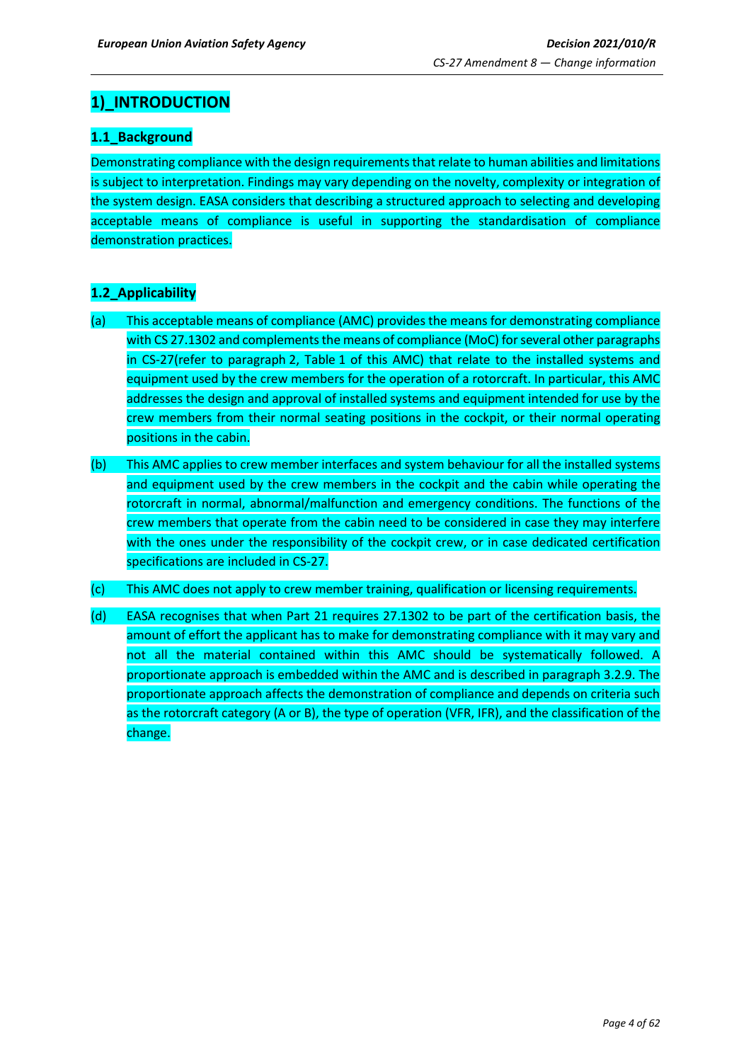# 1)_INTRODUCTION

## 1.1_Background

Demonstrating compliance with the design requirements that relate to human abilities and limitations is subject to interpretation. Findings may vary depending on the novelty, complexity or integration of the system design. EASA considers that describing a structured approach to selecting and developing acceptable means of compliance is useful in supporting the standardisation of compliance demonstration practices.

## 1.2_Applicability

(a) This acceptable means of compliance (AMC) provides the means for demonstrating compliance with CS 27.1302 and complements the means of compliance (MoC) for several other paragraphs in CS-27(refer to paragraph 2, Table 1 of this AMC) that relate to the installed systems and equipment used by the crew members for the operation of a rotorcraft. In particular, this AMC addresses the design and approval of installed systems and equipment intended for use by the crew members from their normal seating positions in the cockpit, or their normal operating positions in the cabin.

(b) This AMC applies to crew member interfaces and system behaviour for all the installed systems and equipment used by the crew members in the cockpit and the cabin while operating the rotorcraft in normal, abnormal/malfunction and emergency conditions. The functions of the crew members that operate from the cabin need to be considered in case they may interfere with the ones under the responsibility of the cockpit crew, or in case dedicated certification specifications are included in CS-27.

(c) This AMC does not apply to crew member training, qualification or licensing requirements.

(d) EASA recognises that when Part 21 requires 27.1302 to be part of the certification basis, the amount of effort the applicant has to make for demonstrating compliance with it may vary and not all the material contained within this AMC should be systematically followed. A proportionate approach is embedded within the AMC and is described in paragraph 3.2.9. The proportionate approach affects the demonstration of compliance and depends on criteria such as the rotorcraft category (A or B), the type of operation (VFR, IFR), and the classification of the change.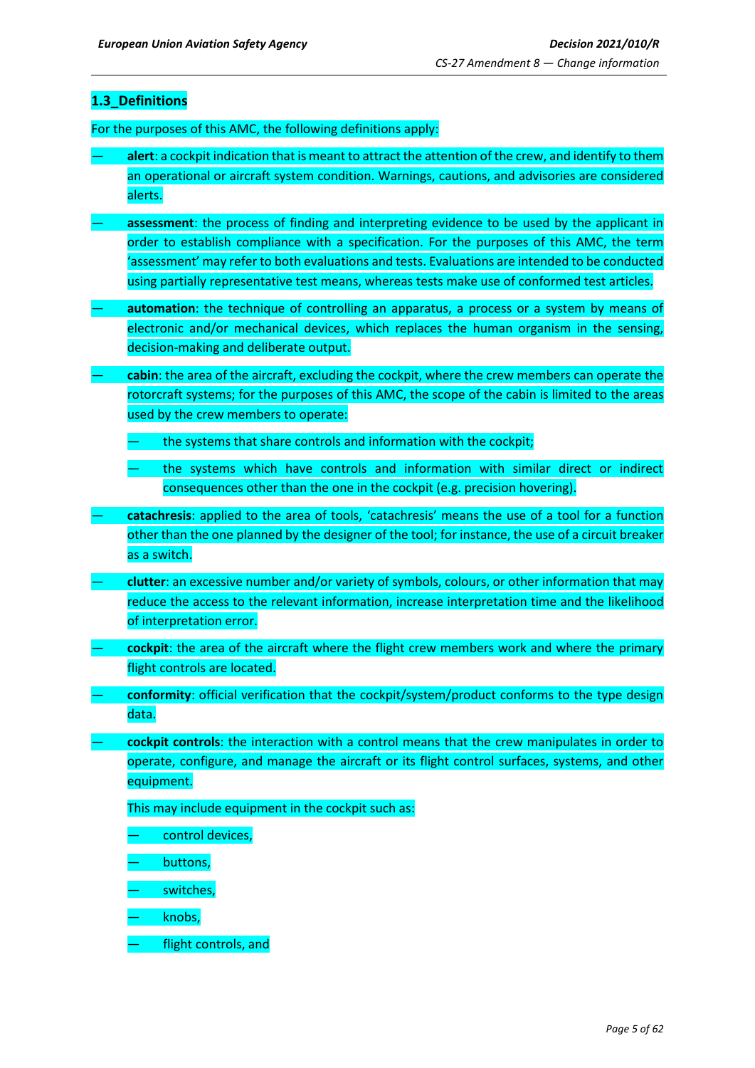### 1.3_Definitions

For the purposes of this AMC, the following definitions apply:

- **alert**: a cockpit indication that is meant to attract the attention of the crew, and identify to them an operational or aircraft system condition. Warnings, cautions, and advisories are considered alerts.
- **assessment**: the process of finding and interpreting evidence to be used by the applicant in order to establish compliance with a specification. For the purposes of this AMC, the term 'assessment' may refer to both evaluations and tests. Evaluations are intended to be conducted using partially representative test means, whereas tests make use of conformed test articles.
- **automation**: the technique of controlling an apparatus, a process or a system by means of electronic and/or mechanical devices, which replaces the human organism in the sensing, decision-making and deliberate output.
- **cabin**: the area of the aircraft, excluding the cockpit, where the crew members can operate the rotorcraft systems; for the purposes of this AMC, the scope of the cabin is limited to the areas used by the crew members to operate:
  - the systems that share controls and information with the cockpit;
  - the systems which have controls and information with similar direct or indirect consequences other than the one in the cockpit (e.g. precision hovering).
- **catachresis**: applied to the area of tools, 'catachresis' means the use of a tool for a function other than the one planned by the designer of the tool; for instance, the use of a circuit breaker as a switch.
- **clutter**: an excessive number and/or variety of symbols, colours, or other information that may reduce the access to the relevant information, increase interpretation time and the likelihood of interpretation error.
- **cockpit**: the area of the aircraft where the flight crew members work and where the primary flight controls are located.
- **conformity**: official verification that the cockpit/system/product conforms to the type design data.
- **cockpit controls**: the interaction with a control means that the crew manipulates in order to operate, configure, and manage the aircraft or its flight control surfaces, systems, and other equipment.

  This may include equipment in the cockpit such as:

  - control devices,
  - buttons,
  - switches,
  - knobs,
  - flight controls, and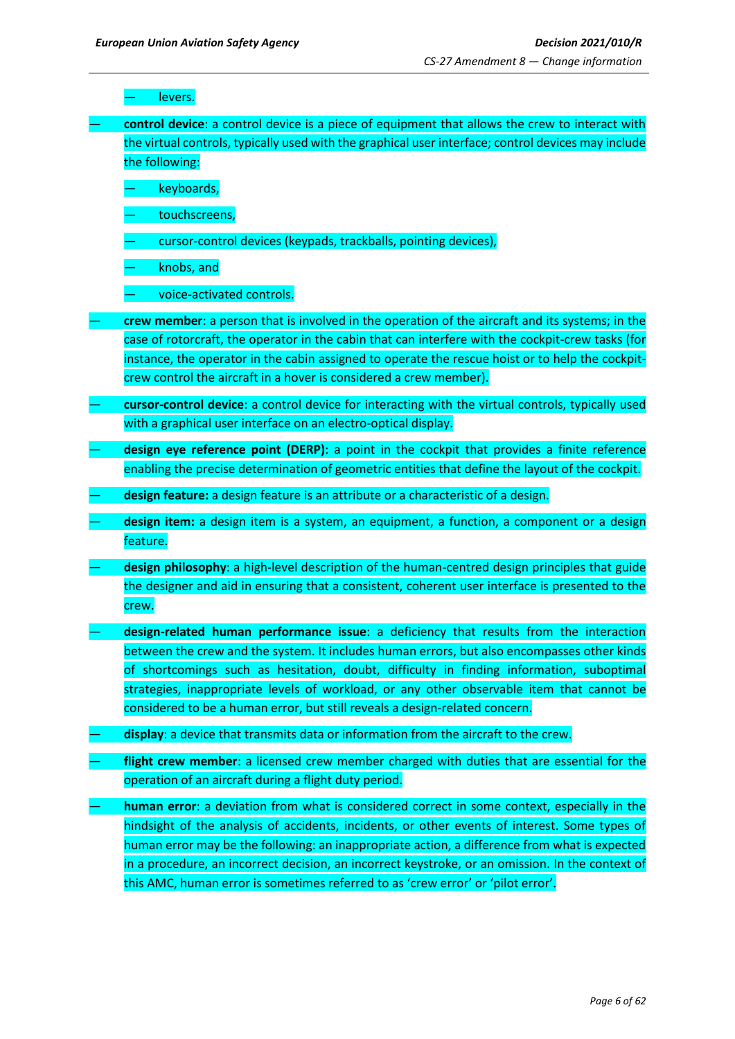- levers.

- **control device**: a control device is a piece of equipment that allows the crew to interact with the virtual controls, typically used with the graphical user interface; control devices may include the following:
  - keyboards,
  - touchscreens,
  - cursor-control devices (keypads, trackballs, pointing devices),
  - knobs, and
  - voice-activated controls.

- **crew member**: a person that is involved in the operation of the aircraft and its systems; in the case of rotorcraft, the operator in the cabin that can interfere with the cockpit-crew tasks (for instance, the operator in the cabin assigned to operate the rescue hoist or to help the cockpit-crew control the aircraft in a hover is considered a crew member).

- **cursor-control device**: a control device for interacting with the virtual controls, typically used with a graphical user interface on an electro-optical display.

- **design eye reference point (DERP)**: a point in the cockpit that provides a finite reference enabling the precise determination of geometric entities that define the layout of the cockpit.

- **design feature:** a design feature is an attribute or a characteristic of a design.

- **design item:** a design item is a system, an equipment, a function, a component or a design feature.

- **design philosophy**: a high-level description of the human-centred design principles that guide the designer and aid in ensuring that a consistent, coherent user interface is presented to the crew.

- **design-related human performance issue**: a deficiency that results from the interaction between the crew and the system. It includes human errors, but also encompasses other kinds of shortcomings such as hesitation, doubt, difficulty in finding information, suboptimal strategies, inappropriate levels of workload, or any other observable item that cannot be considered to be a human error, but still reveals a design-related concern.

- **display**: a device that transmits data or information from the aircraft to the crew.

- **flight crew member**: a licensed crew member charged with duties that are essential for the operation of an aircraft during a flight duty period.

- **human error**: a deviation from what is considered correct in some context, especially in the hindsight of the analysis of accidents, incidents, or other events of interest. Some types of human error may be the following: an inappropriate action, a difference from what is expected in a procedure, an incorrect decision, an incorrect keystroke, or an omission. In the context of this AMC, human error is sometimes referred to as 'crew error' or 'pilot error'.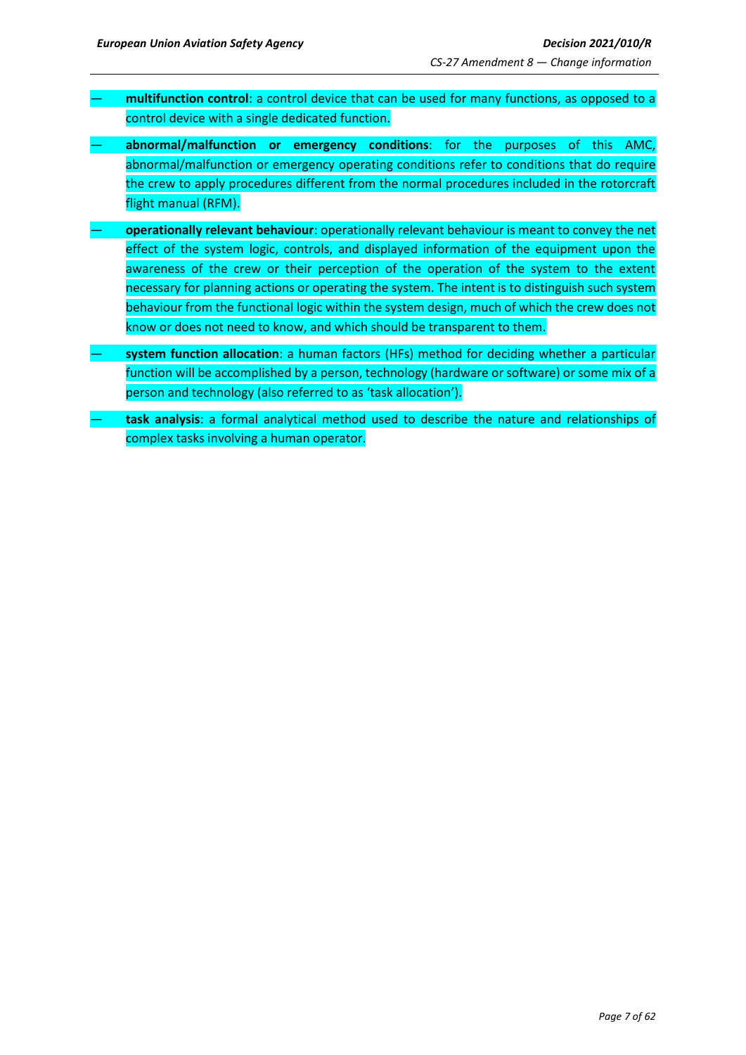- **multifunction control**: a control device that can be used for many functions, as opposed to a control device with a single dedicated function.
- **abnormal/malfunction or emergency conditions**: for the purposes of this AMC, abnormal/malfunction or emergency operating conditions refer to conditions that do require the crew to apply procedures different from the normal procedures included in the rotorcraft flight manual (RFM).
- **operationally relevant behaviour**: operationally relevant behaviour is meant to convey the net effect of the system logic, controls, and displayed information of the equipment upon the awareness of the crew or their perception of the operation of the system to the extent necessary for planning actions or operating the system. The intent is to distinguish such system behaviour from the functional logic within the system design, much of which the crew does not know or does not need to know, and which should be transparent to them.
- **system function allocation**: a human factors (HFs) method for deciding whether a particular function will be accomplished by a person, technology (hardware or software) or some mix of a person and technology (also referred to as 'task allocation').
- **task analysis**: a formal analytical method used to describe the nature and relationships of complex tasks involving a human operator.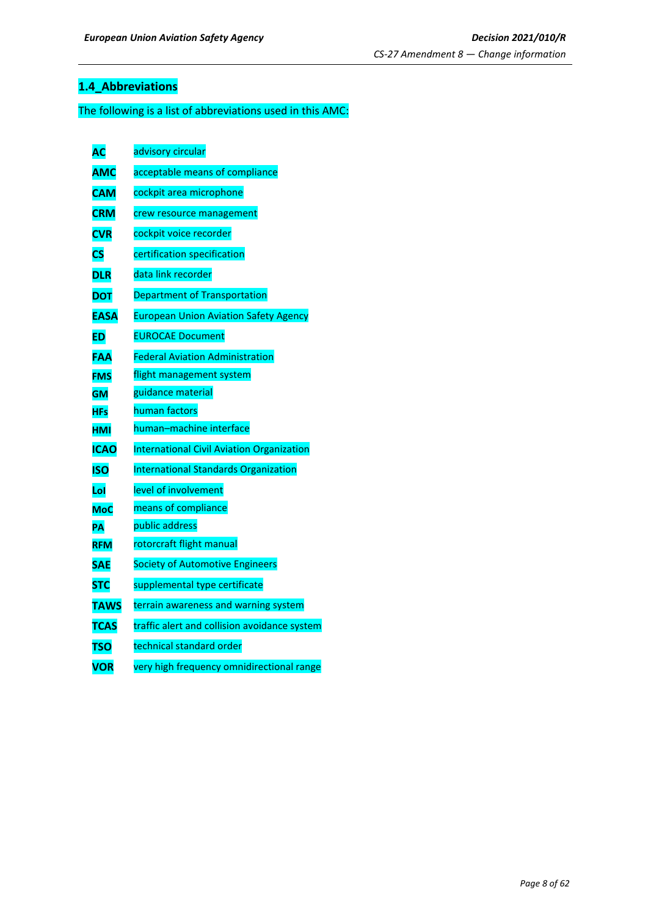## 1.4_Abbreviations

The following is a list of abbreviations used in this AMC:

| | |
|---|---|
| **AC** | advisory circular |
| **AMC** | acceptable means of compliance |
| **CAM** | cockpit area microphone |
| **CRM** | crew resource management |
| **CVR** | cockpit voice recorder |
| **CS** | certification specification |
| **DLR** | data link recorder |
| **DOT** | Department of Transportation |
| **EASA** | European Union Aviation Safety Agency |
| **ED** | EUROCAE Document |
| **FAA** | Federal Aviation Administration |
| **FMS** | flight management system |
| **GM** | guidance material |
| **HFs** | human factors |
| **HMI** | human–machine interface |
| **ICAO** | International Civil Aviation Organization |
| **ISO** | International Standards Organization |
| **LoI** | level of involvement |
| **MoC** | means of compliance |
| **PA** | public address |
| **RFM** | rotorcraft flight manual |
| **SAE** | Society of Automotive Engineers |
| **STC** | supplemental type certificate |
| **TAWS** | terrain awareness and warning system |
| **TCAS** | traffic alert and collision avoidance system |
| **TSO** | technical standard order |
| **VOR** | very high frequency omnidirectional range |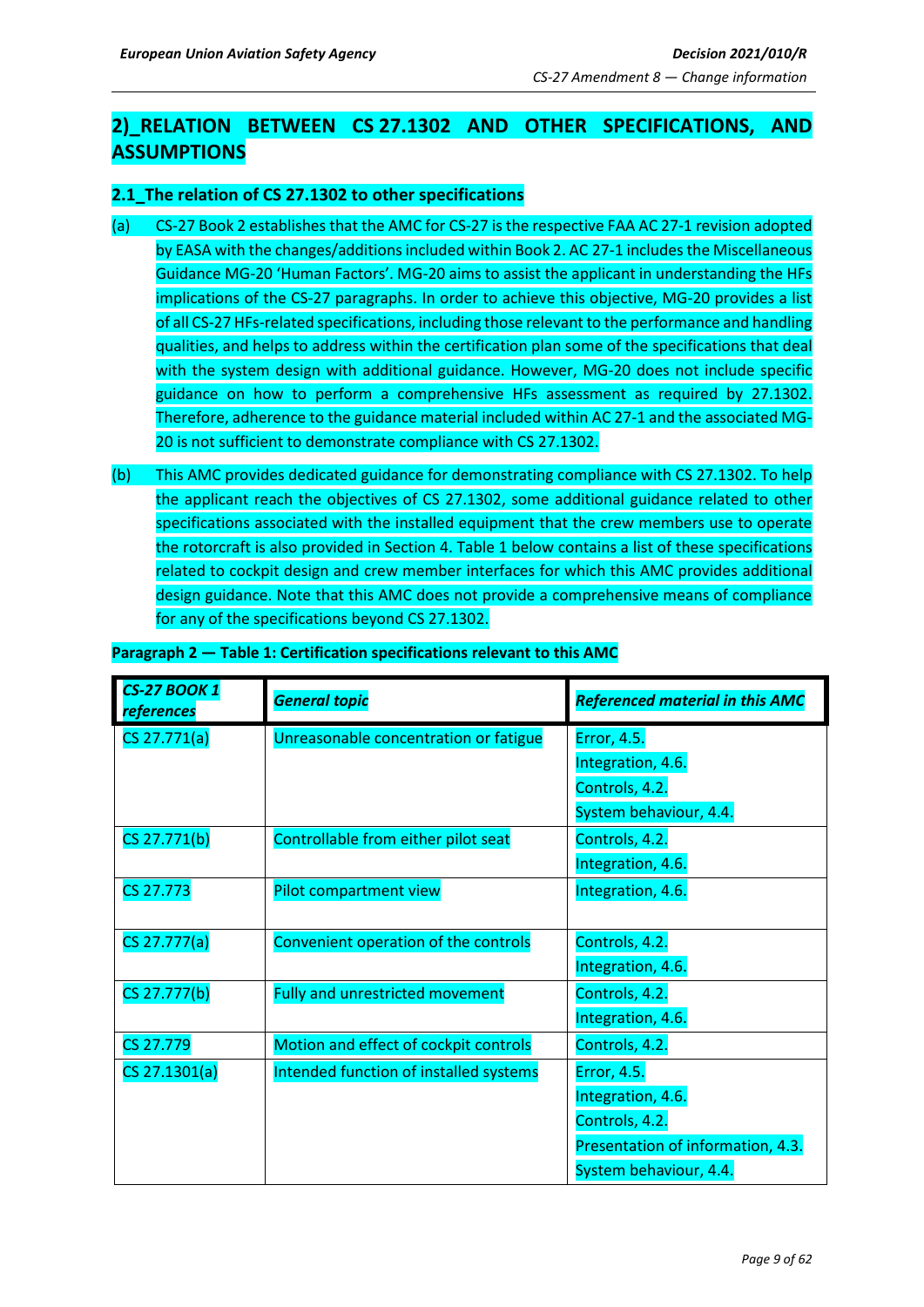## 2)_RELATION BETWEEN CS 27.1302 AND OTHER SPECIFICATIONS, AND ASSUMPTIONS

### 2.1_The relation of CS 27.1302 to other specifications

(a) CS-27 Book 2 establishes that the AMC for CS-27 is the respective FAA AC 27-1 revision adopted by EASA with the changes/additions included within Book 2. AC 27-1 includes the Miscellaneous Guidance MG-20 'Human Factors'. MG-20 aims to assist the applicant in understanding the HFs implications of the CS-27 paragraphs. In order to achieve this objective, MG-20 provides a list of all CS-27 HFs-related specifications, including those relevant to the performance and handling qualities, and helps to address within the certification plan some of the specifications that deal with the system design with additional guidance. However, MG-20 does not include specific guidance on how to perform a comprehensive HFs assessment as required by 27.1302. Therefore, adherence to the guidance material included within AC 27-1 and the associated MG-20 is not sufficient to demonstrate compliance with CS 27.1302.

(b) This AMC provides dedicated guidance for demonstrating compliance with CS 27.1302. To help the applicant reach the objectives of CS 27.1302, some additional guidance related to other specifications associated with the installed equipment that the crew members use to operate the rotorcraft is also provided in Section 4. Table 1 below contains a list of these specifications related to cockpit design and crew member interfaces for which this AMC provides additional design guidance. Note that this AMC does not provide a comprehensive means of compliance for any of the specifications beyond CS 27.1302.

**Paragraph 2 — Table 1: Certification specifications relevant to this AMC**

| ***CS-27 BOOK 1 references*** | ***General topic*** | ***Referenced material in this AMC*** |
|---|---|---|
| CS 27.771(a) | Unreasonable concentration or fatigue | Error, 4.5.<br>Integration, 4.6.<br>Controls, 4.2.<br>System behaviour, 4.4. |
| CS 27.771(b) | Controllable from either pilot seat | Controls, 4.2.<br>Integration, 4.6. |
| CS 27.773 | Pilot compartment view | Integration, 4.6. |
| CS 27.777(a) | Convenient operation of the controls | Controls, 4.2.<br>Integration, 4.6. |
| CS 27.777(b) | Fully and unrestricted movement | Controls, 4.2.<br>Integration, 4.6. |
| CS 27.779 | Motion and effect of cockpit controls | Controls, 4.2. |
| CS 27.1301(a) | Intended function of installed systems | Error, 4.5.<br>Integration, 4.6.<br>Controls, 4.2.<br>Presentation of information, 4.3.<br>System behaviour, 4.4. |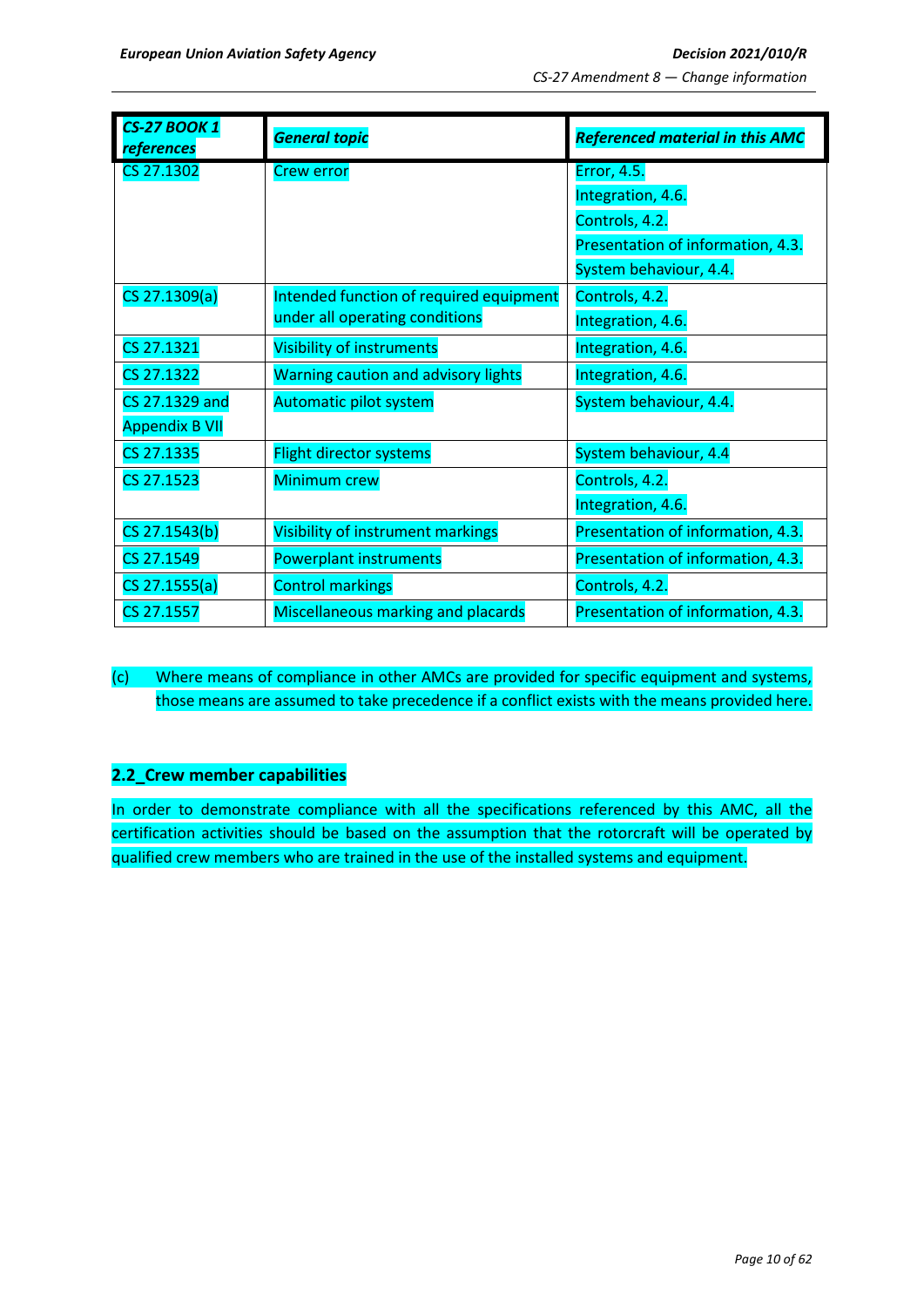| *CS-27 BOOK 1 references* | *General topic* | *Referenced material in this AMC* |
|---|---|---|
| CS 27.1302 | Crew error | Error, 4.5.<br>Integration, 4.6.<br>Controls, 4.2.<br>Presentation of information, 4.3.<br>System behaviour, 4.4. |
| CS 27.1309(a) | Intended function of required equipment under all operating conditions | Controls, 4.2.<br>Integration, 4.6. |
| CS 27.1321 | Visibility of instruments | Integration, 4.6. |
| CS 27.1322 | Warning caution and advisory lights | Integration, 4.6. |
| CS 27.1329 and Appendix B VII | Automatic pilot system | System behaviour, 4.4. |
| CS 27.1335 | Flight director systems | System behaviour, 4.4 |
| CS 27.1523 | Minimum crew | Controls, 4.2.<br>Integration, 4.6. |
| CS 27.1543(b) | Visibility of instrument markings | Presentation of information, 4.3. |
| CS 27.1549 | Powerplant instruments | Presentation of information, 4.3. |
| CS 27.1555(a) | Control markings | Controls, 4.2. |
| CS 27.1557 | Miscellaneous marking and placards | Presentation of information, 4.3. |

(c) Where means of compliance in other AMCs are provided for specific equipment and systems, those means are assumed to take precedence if a conflict exists with the means provided here.

## 2.2_Crew member capabilities

In order to demonstrate compliance with all the specifications referenced by this AMC, all the certification activities should be based on the assumption that the rotorcraft will be operated by qualified crew members who are trained in the use of the installed systems and equipment.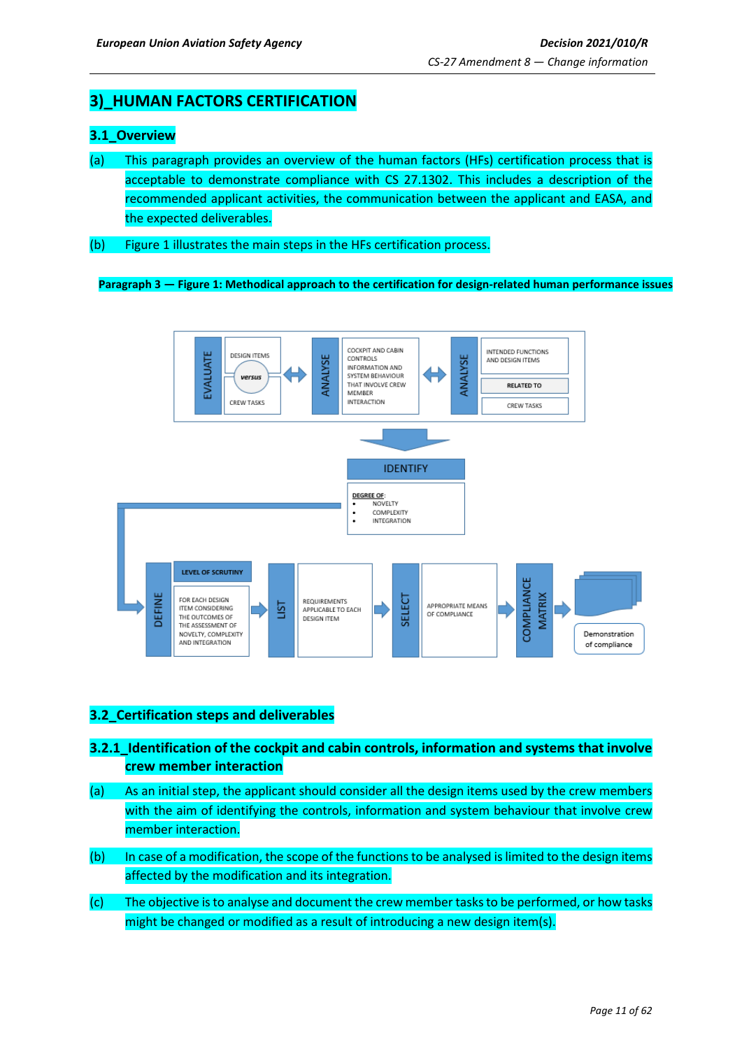# 3)_HUMAN FACTORS CERTIFICATION

## 3.1_Overview

(a) This paragraph provides an overview of the human factors (HFs) certification process that is acceptable to demonstrate compliance with CS 27.1302. This includes a description of the recommended applicant activities, the communication between the applicant and EASA, and the expected deliverables.

(b) Figure 1 illustrates the main steps in the HFs certification process.

**Paragraph 3 — Figure 1: Methodical approach to the certification for design-related human performance issues**

EVALUATE: DESIGN ITEMS *versus* CREW TASKS ⟷ ANALYSE: COCKPIT AND CABIN CONTROLS INFORMATION AND SYSTEM BEHAVIOUR THAT INVOLVE CREW MEMBER INTERACTION ⟷ ANALYSE: INTENDED FUNCTIONS AND DESIGN ITEMS RELATED TO CREW TASKS

IDENTIFY: DEGREE OF:
- NOVELTY
- COMPLEXITY
- INTEGRATION

DEFINE: LEVEL OF SCRUTINY — FOR EACH DESIGN ITEM CONSIDERING THE OUTCOMES OF THE ASSESSMENT OF NOVELTY, COMPLEXITY AND INTEGRATION → LIST: REQUIREMENTS APPLICABLE TO EACH DESIGN ITEM → SELECT: APPROPRIATE MEANS OF COMPLIANCE → COMPLIANCE MATRIX → Demonstration of compliance

## 3.2_Certification steps and deliverables

### 3.2.1_Identification of the cockpit and cabin controls, information and systems that involve crew member interaction

(a) As an initial step, the applicant should consider all the design items used by the crew members with the aim of identifying the controls, information and system behaviour that involve crew member interaction.

(b) In case of a modification, the scope of the functions to be analysed is limited to the design items affected by the modification and its integration.

(c) The objective is to analyse and document the crew member tasks to be performed, or how tasks might be changed or modified as a result of introducing a new design item(s).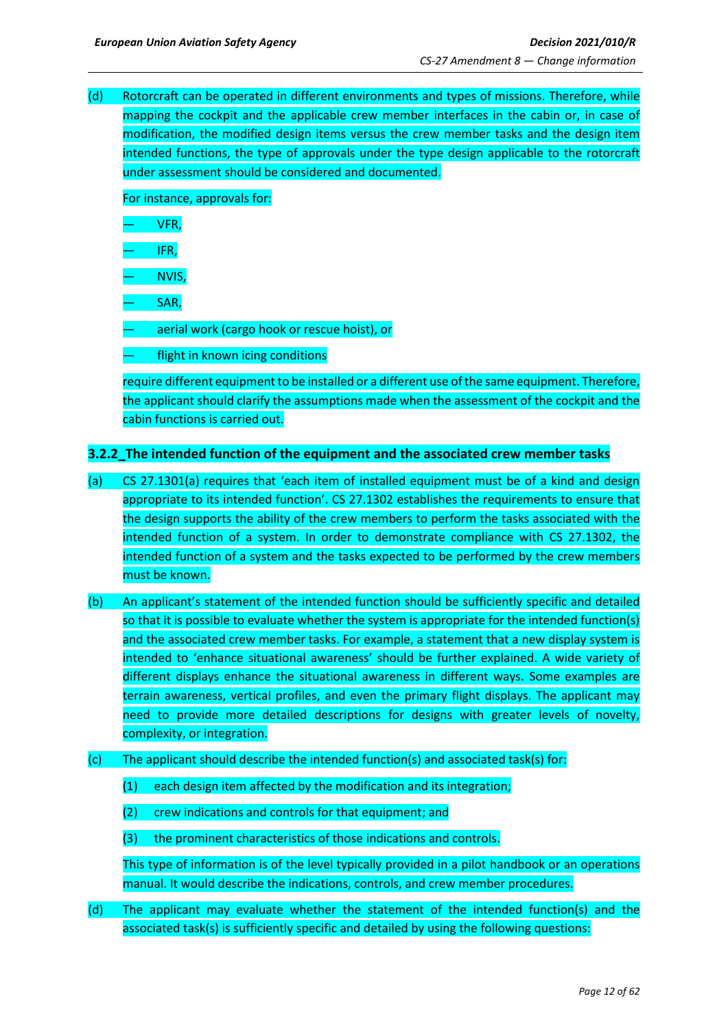(d) Rotorcraft can be operated in different environments and types of missions. Therefore, while mapping the cockpit and the applicable crew member interfaces in the cabin or, in case of modification, the modified design items versus the crew member tasks and the design item intended functions, the type of approvals under the type design applicable to the rotorcraft under assessment should be considered and documented.

For instance, approvals for:

- VFR,
- IFR,
- NVIS,
- SAR,
- aerial work (cargo hook or rescue hoist), or
- flight in known icing conditions

require different equipment to be installed or a different use of the same equipment. Therefore, the applicant should clarify the assumptions made when the assessment of the cockpit and the cabin functions is carried out.

### 3.2.2_The intended function of the equipment and the associated crew member tasks

(a) CS 27.1301(a) requires that 'each item of installed equipment must be of a kind and design appropriate to its intended function'. CS 27.1302 establishes the requirements to ensure that the design supports the ability of the crew members to perform the tasks associated with the intended function of a system. In order to demonstrate compliance with CS 27.1302, the intended function of a system and the tasks expected to be performed by the crew members must be known.

(b) An applicant's statement of the intended function should be sufficiently specific and detailed so that it is possible to evaluate whether the system is appropriate for the intended function(s) and the associated crew member tasks. For example, a statement that a new display system is intended to 'enhance situational awareness' should be further explained. A wide variety of different displays enhance the situational awareness in different ways. Some examples are terrain awareness, vertical profiles, and even the primary flight displays. The applicant may need to provide more detailed descriptions for designs with greater levels of novelty, complexity, or integration.

(c) The applicant should describe the intended function(s) and associated task(s) for:

(1) each design item affected by the modification and its integration;

(2) crew indications and controls for that equipment; and

(3) the prominent characteristics of those indications and controls.

This type of information is of the level typically provided in a pilot handbook or an operations manual. It would describe the indications, controls, and crew member procedures.

(d) The applicant may evaluate whether the statement of the intended function(s) and the associated task(s) is sufficiently specific and detailed by using the following questions: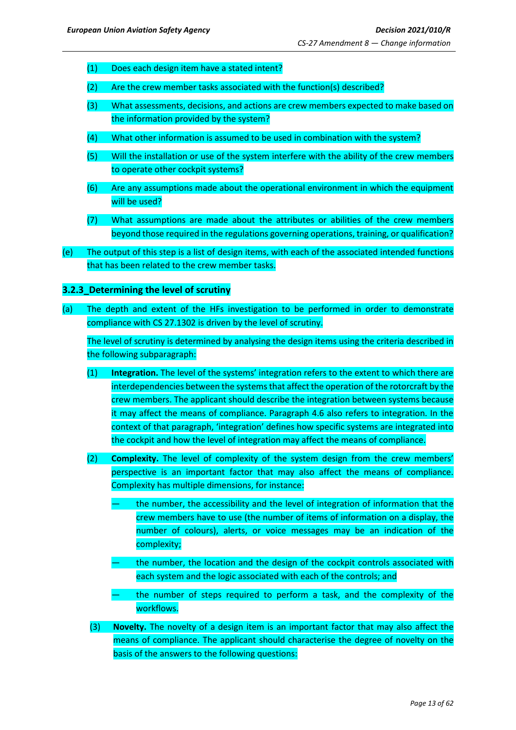(1) Does each design item have a stated intent?

(2) Are the crew member tasks associated with the function(s) described?

(3) What assessments, decisions, and actions are crew members expected to make based on the information provided by the system?

(4) What other information is assumed to be used in combination with the system?

(5) Will the installation or use of the system interfere with the ability of the crew members to operate other cockpit systems?

(6) Are any assumptions made about the operational environment in which the equipment will be used?

(7) What assumptions are made about the attributes or abilities of the crew members beyond those required in the regulations governing operations, training, or qualification?

(e) The output of this step is a list of design items, with each of the associated intended functions that has been related to the crew member tasks.

### 3.2.3_Determining the level of scrutiny

(a) The depth and extent of the HFs investigation to be performed in order to demonstrate compliance with CS 27.1302 is driven by the level of scrutiny.

The level of scrutiny is determined by analysing the design items using the criteria described in the following subparagraph:

(1) **Integration.** The level of the systems' integration refers to the extent to which there are interdependencies between the systems that affect the operation of the rotorcraft by the crew members. The applicant should describe the integration between systems because it may affect the means of compliance. Paragraph 4.6 also refers to integration. In the context of that paragraph, 'integration' defines how specific systems are integrated into the cockpit and how the level of integration may affect the means of compliance.

(2) **Complexity.** The level of complexity of the system design from the crew members' perspective is an important factor that may also affect the means of compliance. Complexity has multiple dimensions, for instance:

— the number, the accessibility and the level of integration of information that the crew members have to use (the number of items of information on a display, the number of colours), alerts, or voice messages may be an indication of the complexity;

— the number, the location and the design of the cockpit controls associated with each system and the logic associated with each of the controls; and

— the number of steps required to perform a task, and the complexity of the workflows.

(3) **Novelty.** The novelty of a design item is an important factor that may also affect the means of compliance. The applicant should characterise the degree of novelty on the basis of the answers to the following questions: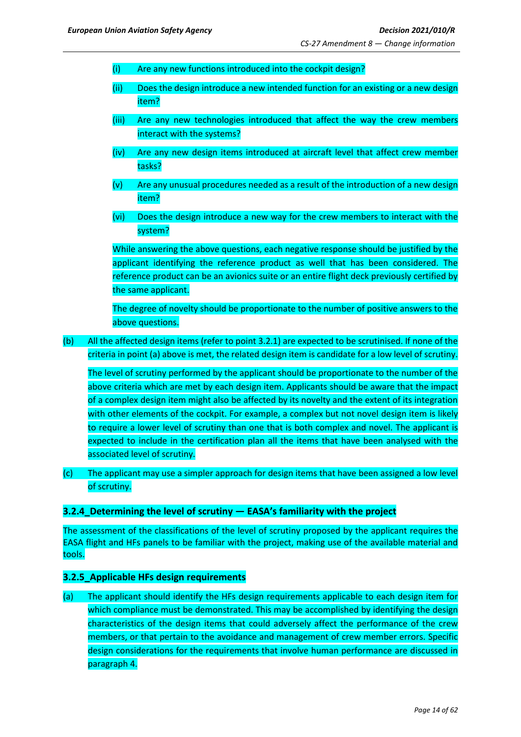(i) Are any new functions introduced into the cockpit design?

(ii) Does the design introduce a new intended function for an existing or a new design item?

(iii) Are any new technologies introduced that affect the way the crew members interact with the systems?

(iv) Are any new design items introduced at aircraft level that affect crew member tasks?

(v) Are any unusual procedures needed as a result of the introduction of a new design item?

(vi) Does the design introduce a new way for the crew members to interact with the system?

While answering the above questions, each negative response should be justified by the applicant identifying the reference product as well that has been considered. The reference product can be an avionics suite or an entire flight deck previously certified by the same applicant.

The degree of novelty should be proportionate to the number of positive answers to the above questions.

(b) All the affected design items (refer to point 3.2.1) are expected to be scrutinised. If none of the criteria in point (a) above is met, the related design item is candidate for a low level of scrutiny.

The level of scrutiny performed by the applicant should be proportionate to the number of the above criteria which are met by each design item. Applicants should be aware that the impact of a complex design item might also be affected by its novelty and the extent of its integration with other elements of the cockpit. For example, a complex but not novel design item is likely to require a lower level of scrutiny than one that is both complex and novel. The applicant is expected to include in the certification plan all the items that have been analysed with the associated level of scrutiny.

(c) The applicant may use a simpler approach for design items that have been assigned a low level of scrutiny.

### 3.2.4_Determining the level of scrutiny — EASA's familiarity with the project

The assessment of the classifications of the level of scrutiny proposed by the applicant requires the EASA flight and HFs panels to be familiar with the project, making use of the available material and tools.

### 3.2.5_Applicable HFs design requirements

(a) The applicant should identify the HFs design requirements applicable to each design item for which compliance must be demonstrated. This may be accomplished by identifying the design characteristics of the design items that could adversely affect the performance of the crew members, or that pertain to the avoidance and management of crew member errors. Specific design considerations for the requirements that involve human performance are discussed in paragraph 4.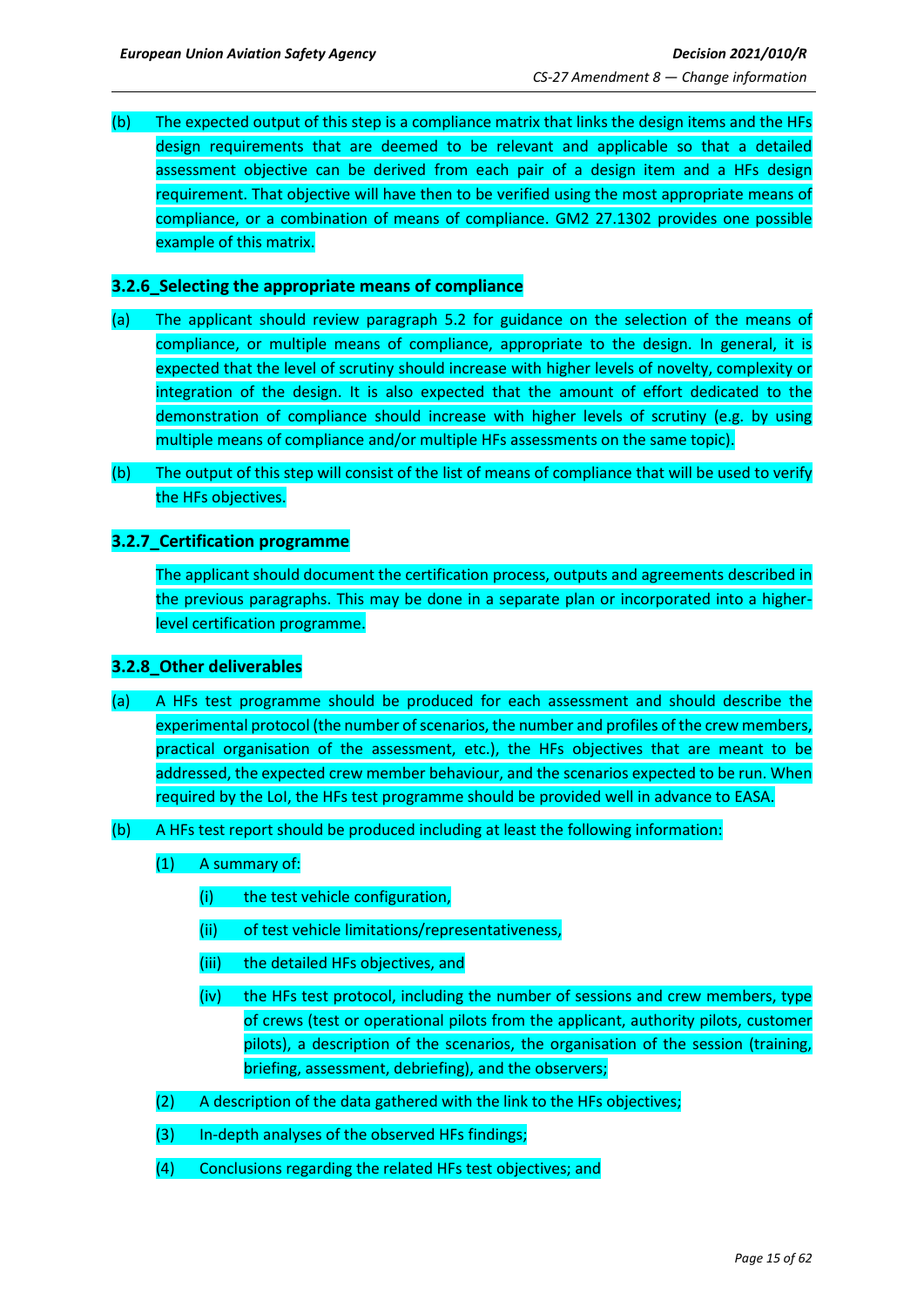(b) The expected output of this step is a compliance matrix that links the design items and the HFs design requirements that are deemed to be relevant and applicable so that a detailed assessment objective can be derived from each pair of a design item and a HFs design requirement. That objective will have then to be verified using the most appropriate means of compliance, or a combination of means of compliance. GM2 27.1302 provides one possible example of this matrix.

### 3.2.6_Selecting the appropriate means of compliance

(a) The applicant should review paragraph 5.2 for guidance on the selection of the means of compliance, or multiple means of compliance, appropriate to the design. In general, it is expected that the level of scrutiny should increase with higher levels of novelty, complexity or integration of the design. It is also expected that the amount of effort dedicated to the demonstration of compliance should increase with higher levels of scrutiny (e.g. by using multiple means of compliance and/or multiple HFs assessments on the same topic).

(b) The output of this step will consist of the list of means of compliance that will be used to verify the HFs objectives.

### 3.2.7_Certification programme

The applicant should document the certification process, outputs and agreements described in the previous paragraphs. This may be done in a separate plan or incorporated into a higher-level certification programme.

### 3.2.8_Other deliverables

(a) A HFs test programme should be produced for each assessment and should describe the experimental protocol (the number of scenarios, the number and profiles of the crew members, practical organisation of the assessment, etc.), the HFs objectives that are meant to be addressed, the expected crew member behaviour, and the scenarios expected to be run. When required by the LoI, the HFs test programme should be provided well in advance to EASA.

(b) A HFs test report should be produced including at least the following information:

(1) A summary of:

(i) the test vehicle configuration,

(ii) of test vehicle limitations/representativeness,

(iii) the detailed HFs objectives, and

(iv) the HFs test protocol, including the number of sessions and crew members, type of crews (test or operational pilots from the applicant, authority pilots, customer pilots), a description of the scenarios, the organisation of the session (training, briefing, assessment, debriefing), and the observers;

(2) A description of the data gathered with the link to the HFs objectives;

(3) In-depth analyses of the observed HFs findings;

(4) Conclusions regarding the related HFs test objectives; and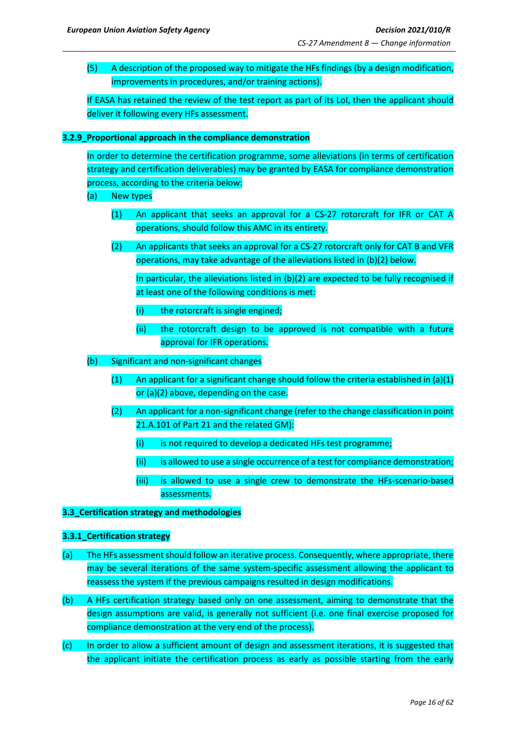(5) A description of the proposed way to mitigate the HFs findings (by a design modification, improvements in procedures, and/or training actions).

If EASA has retained the review of the test report as part of its LoI, then the applicant should deliver it following every HFs assessment.

### 3.2.9_Proportional approach in the compliance demonstration

In order to determine the certification programme, some alleviations (in terms of certification strategy and certification deliverables) may be granted by EASA for compliance demonstration process, according to the criteria below:

(a) New types

(1) An applicant that seeks an approval for a CS-27 rotorcraft for IFR or CAT A operations, should follow this AMC in its entirety.

(2) An applicants that seeks an approval for a CS-27 rotorcraft only for CAT B and VFR operations, may take advantage of the alleviations listed in (b)(2) below.

In particular, the alleviations listed in (b)(2) are expected to be fully recognised if at least one of the following conditions is met:

(i) the rotorcraft is single engined;

(ii) the rotorcraft design to be approved is not compatible with a future approval for IFR operations.

(b) Significant and non-significant changes

(1) An applicant for a significant change should follow the criteria established in (a)(1) or (a)(2) above, depending on the case.

(2) An applicant for a non-significant change (refer to the change classification in point 21.A.101 of Part 21 and the related GM):

(i) is not required to develop a dedicated HFs test programme;

(ii) is allowed to use a single occurrence of a test for compliance demonstration;

(iii) is allowed to use a single crew to demonstrate the HFs-scenario-based assessments.

## 3.3_Certification strategy and methodologies

### 3.3.1_Certification strategy

(a) The HFs assessment should follow an iterative process. Consequently, where appropriate, there may be several iterations of the same system-specific assessment allowing the applicant to reassess the system if the previous campaigns resulted in design modifications.

(b) A HFs certification strategy based only on one assessment, aiming to demonstrate that the design assumptions are valid, is generally not sufficient (i.e. one final exercise proposed for compliance demonstration at the very end of the process).

(c) In order to allow a sufficient amount of design and assessment iterations, it is suggested that the applicant initiate the certification process as early as possible starting from the early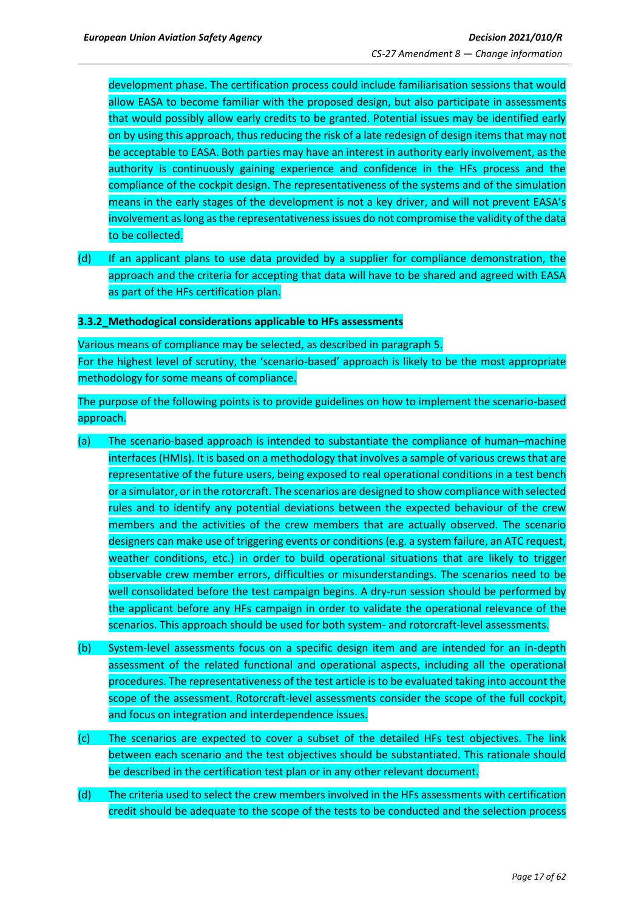development phase. The certification process could include familiarisation sessions that would allow EASA to become familiar with the proposed design, but also participate in assessments that would possibly allow early credits to be granted. Potential issues may be identified early on by using this approach, thus reducing the risk of a late redesign of design items that may not be acceptable to EASA. Both parties may have an interest in authority early involvement, as the authority is continuously gaining experience and confidence in the HFs process and the compliance of the cockpit design. The representativeness of the systems and of the simulation means in the early stages of the development is not a key driver, and will not prevent EASA's involvement as long as the representativeness issues do not compromise the validity of the data to be collected.

(d) If an applicant plans to use data provided by a supplier for compliance demonstration, the approach and the criteria for accepting that data will have to be shared and agreed with EASA as part of the HFs certification plan.

**3.3.2_Methodological considerations applicable to HFs assessments**

Various means of compliance may be selected, as described in paragraph 5.
For the highest level of scrutiny, the 'scenario-based' approach is likely to be the most appropriate methodology for some means of compliance.

The purpose of the following points is to provide guidelines on how to implement the scenario-based approach.

(a) The scenario-based approach is intended to substantiate the compliance of human–machine interfaces (HMIs). It is based on a methodology that involves a sample of various crews that are representative of the future users, being exposed to real operational conditions in a test bench or a simulator, or in the rotorcraft. The scenarios are designed to show compliance with selected rules and to identify any potential deviations between the expected behaviour of the crew members and the activities of the crew members that are actually observed. The scenario designers can make use of triggering events or conditions (e.g. a system failure, an ATC request, weather conditions, etc.) in order to build operational situations that are likely to trigger observable crew member errors, difficulties or misunderstandings. The scenarios need to be well consolidated before the test campaign begins. A dry-run session should be performed by the applicant before any HFs campaign in order to validate the operational relevance of the scenarios. This approach should be used for both system- and rotorcraft-level assessments.

(b) System-level assessments focus on a specific design item and are intended for an in-depth assessment of the related functional and operational aspects, including all the operational procedures. The representativeness of the test article is to be evaluated taking into account the scope of the assessment. Rotorcraft-level assessments consider the scope of the full cockpit, and focus on integration and interdependence issues.

(c) The scenarios are expected to cover a subset of the detailed HFs test objectives. The link between each scenario and the test objectives should be substantiated. This rationale should be described in the certification test plan or in any other relevant document.

(d) The criteria used to select the crew members involved in the HFs assessments with certification credit should be adequate to the scope of the tests to be conducted and the selection process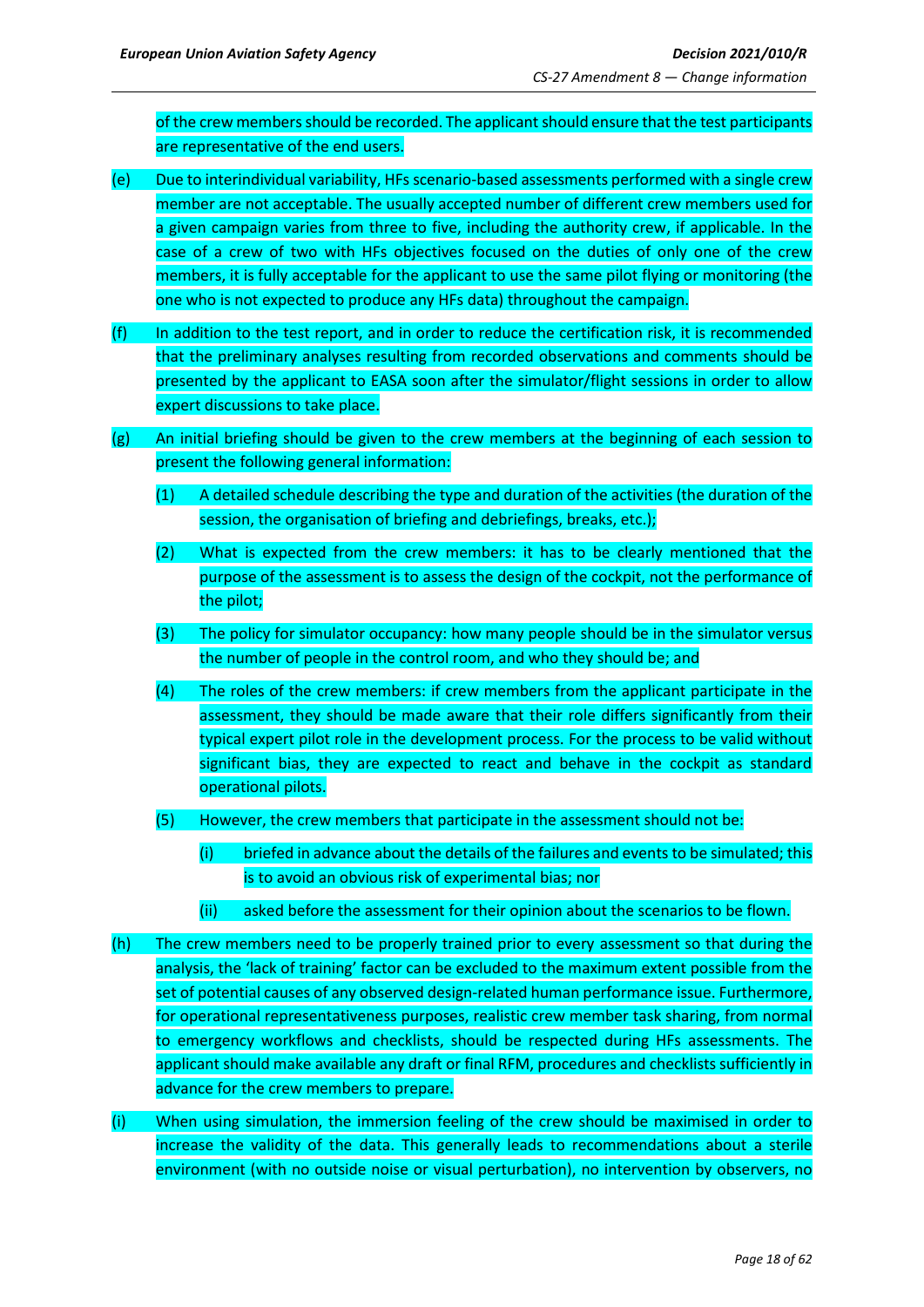of the crew members should be recorded. The applicant should ensure that the test participants are representative of the end users.

(e) Due to interindividual variability, HFs scenario-based assessments performed with a single crew member are not acceptable. The usually accepted number of different crew members used for a given campaign varies from three to five, including the authority crew, if applicable. In the case of a crew of two with HFs objectives focused on the duties of only one of the crew members, it is fully acceptable for the applicant to use the same pilot flying or monitoring (the one who is not expected to produce any HFs data) throughout the campaign.

(f) In addition to the test report, and in order to reduce the certification risk, it is recommended that the preliminary analyses resulting from recorded observations and comments should be presented by the applicant to EASA soon after the simulator/flight sessions in order to allow expert discussions to take place.

(g) An initial briefing should be given to the crew members at the beginning of each session to present the following general information:

   (1) A detailed schedule describing the type and duration of the activities (the duration of the session, the organisation of briefing and debriefings, breaks, etc.);

   (2) What is expected from the crew members: it has to be clearly mentioned that the purpose of the assessment is to assess the design of the cockpit, not the performance of the pilot;

   (3) The policy for simulator occupancy: how many people should be in the simulator versus the number of people in the control room, and who they should be; and

   (4) The roles of the crew members: if crew members from the applicant participate in the assessment, they should be made aware that their role differs significantly from their typical expert pilot role in the development process. For the process to be valid without significant bias, they are expected to react and behave in the cockpit as standard operational pilots.

   (5) However, the crew members that participate in the assessment should not be:

      (i) briefed in advance about the details of the failures and events to be simulated; this is to avoid an obvious risk of experimental bias; nor

      (ii) asked before the assessment for their opinion about the scenarios to be flown.

(h) The crew members need to be properly trained prior to every assessment so that during the analysis, the 'lack of training' factor can be excluded to the maximum extent possible from the set of potential causes of any observed design-related human performance issue. Furthermore, for operational representativeness purposes, realistic crew member task sharing, from normal to emergency workflows and checklists, should be respected during HFs assessments. The applicant should make available any draft or final RFM, procedures and checklists sufficiently in advance for the crew members to prepare.

(i) When using simulation, the immersion feeling of the crew should be maximised in order to increase the validity of the data. This generally leads to recommendations about a sterile environment (with no outside noise or visual perturbation), no intervention by observers, no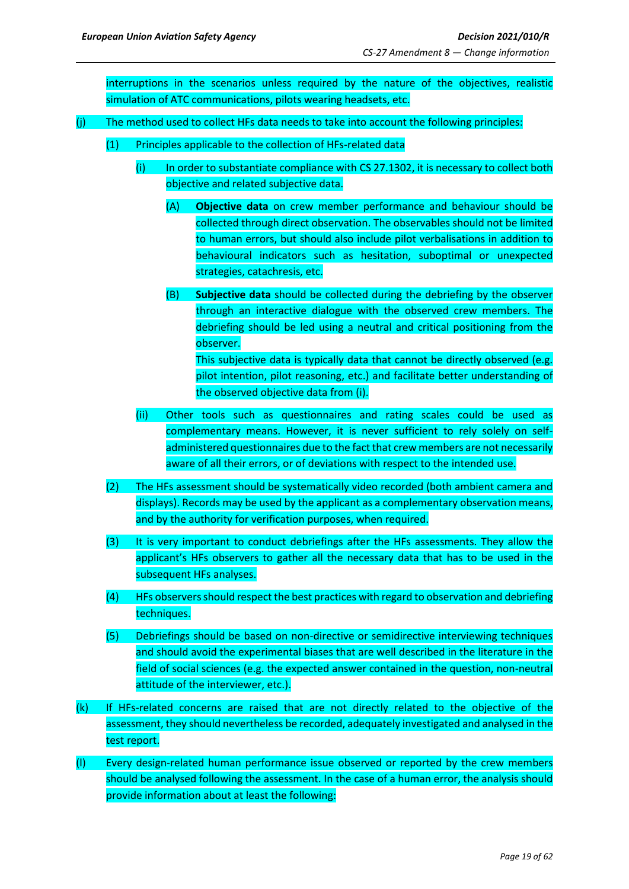interruptions in the scenarios unless required by the nature of the objectives, realistic simulation of ATC communications, pilots wearing headsets, etc.

(j) The method used to collect HFs data needs to take into account the following principles:

(1) Principles applicable to the collection of HFs-related data

(i) In order to substantiate compliance with CS 27.1302, it is necessary to collect both objective and related subjective data.

(A) **Objective data** on crew member performance and behaviour should be collected through direct observation. The observables should not be limited to human errors, but should also include pilot verbalisations in addition to behavioural indicators such as hesitation, suboptimal or unexpected strategies, catachresis, etc.

(B) **Subjective data** should be collected during the debriefing by the observer through an interactive dialogue with the observed crew members. The debriefing should be led using a neutral and critical positioning from the observer.
This subjective data is typically data that cannot be directly observed (e.g. pilot intention, pilot reasoning, etc.) and facilitate better understanding of the observed objective data from (i).

(ii) Other tools such as questionnaires and rating scales could be used as complementary means. However, it is never sufficient to rely solely on self-administered questionnaires due to the fact that crew members are not necessarily aware of all their errors, or of deviations with respect to the intended use.

(2) The HFs assessment should be systematically video recorded (both ambient camera and displays). Records may be used by the applicant as a complementary observation means, and by the authority for verification purposes, when required.

(3) It is very important to conduct debriefings after the HFs assessments. They allow the applicant's HFs observers to gather all the necessary data that has to be used in the subsequent HFs analyses.

(4) HFs observers should respect the best practices with regard to observation and debriefing techniques.

(5) Debriefings should be based on non-directive or semidirective interviewing techniques and should avoid the experimental biases that are well described in the literature in the field of social sciences (e.g. the expected answer contained in the question, non-neutral attitude of the interviewer, etc.).

(k) If HFs-related concerns are raised that are not directly related to the objective of the assessment, they should nevertheless be recorded, adequately investigated and analysed in the test report.

(l) Every design-related human performance issue observed or reported by the crew members should be analysed following the assessment. In the case of a human error, the analysis should provide information about at least the following: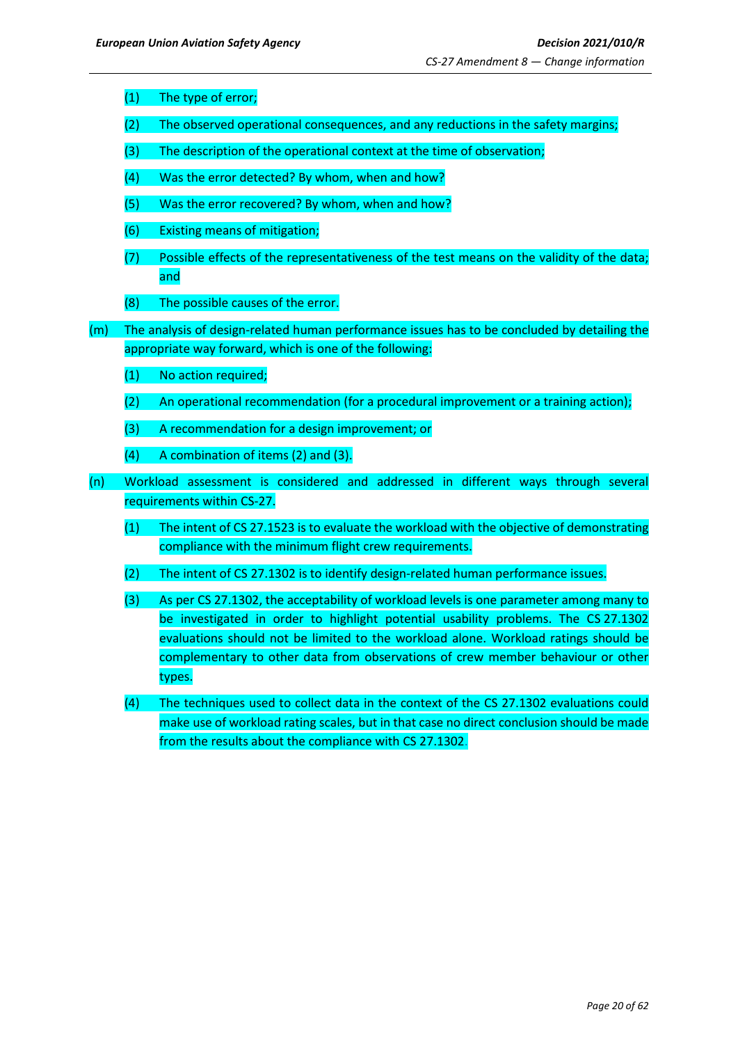(1) The type of error;

(2) The observed operational consequences, and any reductions in the safety margins;

(3) The description of the operational context at the time of observation;

(4) Was the error detected? By whom, when and how?

(5) Was the error recovered? By whom, when and how?

(6) Existing means of mitigation;

(7) Possible effects of the representativeness of the test means on the validity of the data; and

(8) The possible causes of the error.

(m) The analysis of design-related human performance issues has to be concluded by detailing the appropriate way forward, which is one of the following:

(1) No action required;

(2) An operational recommendation (for a procedural improvement or a training action);

(3) A recommendation for a design improvement; or

(4) A combination of items (2) and (3).

(n) Workload assessment is considered and addressed in different ways through several requirements within CS-27.

(1) The intent of CS 27.1523 is to evaluate the workload with the objective of demonstrating compliance with the minimum flight crew requirements.

(2) The intent of CS 27.1302 is to identify design-related human performance issues.

(3) As per CS 27.1302, the acceptability of workload levels is one parameter among many to be investigated in order to highlight potential usability problems. The CS 27.1302 evaluations should not be limited to the workload alone. Workload ratings should be complementary to other data from observations of crew member behaviour or other types.

(4) The techniques used to collect data in the context of the CS 27.1302 evaluations could make use of workload rating scales, but in that case no direct conclusion should be made from the results about the compliance with CS 27.1302.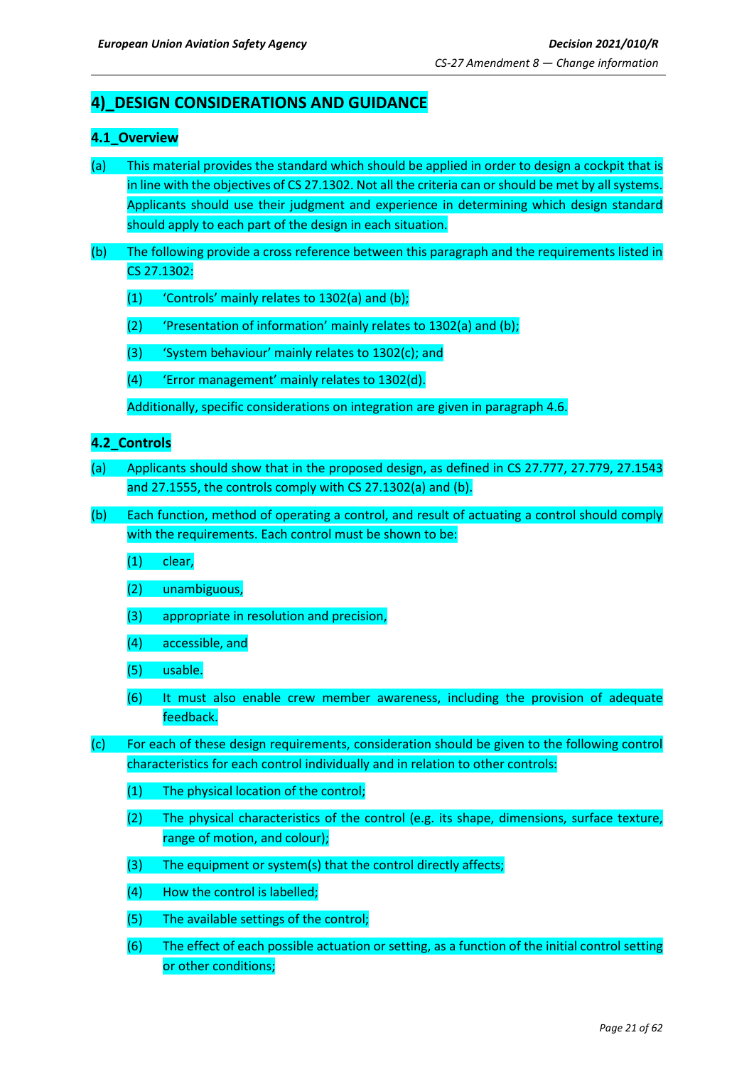## 4)_DESIGN CONSIDERATIONS AND GUIDANCE

### 4.1_Overview

(a) This material provides the standard which should be applied in order to design a cockpit that is in line with the objectives of CS 27.1302. Not all the criteria can or should be met by all systems. Applicants should use their judgment and experience in determining which design standard should apply to each part of the design in each situation.

(b) The following provide a cross reference between this paragraph and the requirements listed in CS 27.1302:

(1) 'Controls' mainly relates to 1302(a) and (b);

(2) 'Presentation of information' mainly relates to 1302(a) and (b);

(3) 'System behaviour' mainly relates to 1302(c); and

(4) 'Error management' mainly relates to 1302(d).

Additionally, specific considerations on integration are given in paragraph 4.6.

### 4.2_Controls

(a) Applicants should show that in the proposed design, as defined in CS 27.777, 27.779, 27.1543 and 27.1555, the controls comply with CS 27.1302(a) and (b).

(b) Each function, method of operating a control, and result of actuating a control should comply with the requirements. Each control must be shown to be:

(1) clear,

(2) unambiguous,

(3) appropriate in resolution and precision,

(4) accessible, and

(5) usable.

(6) It must also enable crew member awareness, including the provision of adequate feedback.

(c) For each of these design requirements, consideration should be given to the following control characteristics for each control individually and in relation to other controls:

(1) The physical location of the control;

(2) The physical characteristics of the control (e.g. its shape, dimensions, surface texture, range of motion, and colour);

(3) The equipment or system(s) that the control directly affects;

(4) How the control is labelled;

(5) The available settings of the control;

(6) The effect of each possible actuation or setting, as a function of the initial control setting or other conditions;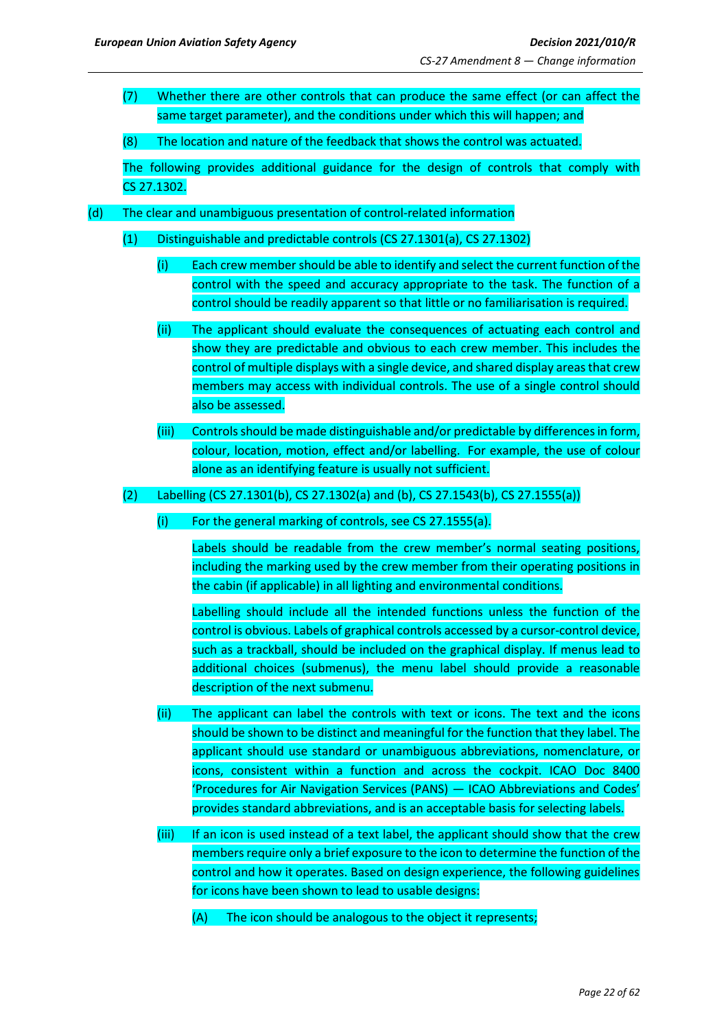(7) Whether there are other controls that can produce the same effect (or can affect the same target parameter), and the conditions under which this will happen; and

(8) The location and nature of the feedback that shows the control was actuated.

The following provides additional guidance for the design of controls that comply with CS 27.1302.

(d) The clear and unambiguous presentation of control-related information

(1) Distinguishable and predictable controls (CS 27.1301(a), CS 27.1302)

(i) Each crew member should be able to identify and select the current function of the control with the speed and accuracy appropriate to the task. The function of a control should be readily apparent so that little or no familiarisation is required.

(ii) The applicant should evaluate the consequences of actuating each control and show they are predictable and obvious to each crew member. This includes the control of multiple displays with a single device, and shared display areas that crew members may access with individual controls. The use of a single control should also be assessed.

(iii) Controls should be made distinguishable and/or predictable by differences in form, colour, location, motion, effect and/or labelling. For example, the use of colour alone as an identifying feature is usually not sufficient.

(2) Labelling (CS 27.1301(b), CS 27.1302(a) and (b), CS 27.1543(b), CS 27.1555(a))

(i) For the general marking of controls, see CS 27.1555(a).

Labels should be readable from the crew member's normal seating positions, including the marking used by the crew member from their operating positions in the cabin (if applicable) in all lighting and environmental conditions.

Labelling should include all the intended functions unless the function of the control is obvious. Labels of graphical controls accessed by a cursor-control device, such as a trackball, should be included on the graphical display. If menus lead to additional choices (submenus), the menu label should provide a reasonable description of the next submenu.

(ii) The applicant can label the controls with text or icons. The text and the icons should be shown to be distinct and meaningful for the function that they label. The applicant should use standard or unambiguous abbreviations, nomenclature, or icons, consistent within a function and across the cockpit. ICAO Doc 8400 'Procedures for Air Navigation Services (PANS) — ICAO Abbreviations and Codes' provides standard abbreviations, and is an acceptable basis for selecting labels.

(iii) If an icon is used instead of a text label, the applicant should show that the crew members require only a brief exposure to the icon to determine the function of the control and how it operates. Based on design experience, the following guidelines for icons have been shown to lead to usable designs:

(A) The icon should be analogous to the object it represents;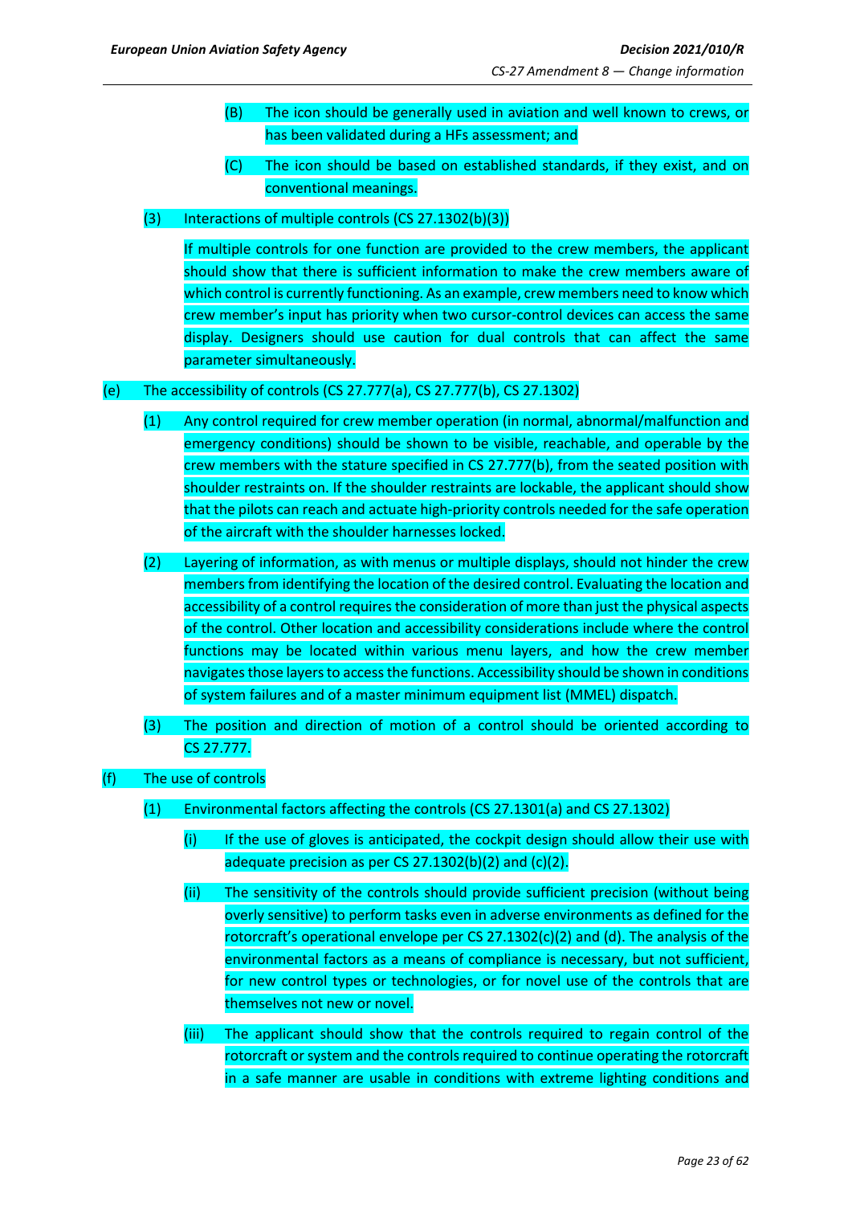(B) The icon should be generally used in aviation and well known to crews, or has been validated during a HFs assessment; and

(C) The icon should be based on established standards, if they exist, and on conventional meanings.

(3) Interactions of multiple controls (CS 27.1302(b)(3))

If multiple controls for one function are provided to the crew members, the applicant should show that there is sufficient information to make the crew members aware of which control is currently functioning. As an example, crew members need to know which crew member's input has priority when two cursor-control devices can access the same display. Designers should use caution for dual controls that can affect the same parameter simultaneously.

(e) The accessibility of controls (CS 27.777(a), CS 27.777(b), CS 27.1302)

(1) Any control required for crew member operation (in normal, abnormal/malfunction and emergency conditions) should be shown to be visible, reachable, and operable by the crew members with the stature specified in CS 27.777(b), from the seated position with shoulder restraints on. If the shoulder restraints are lockable, the applicant should show that the pilots can reach and actuate high-priority controls needed for the safe operation of the aircraft with the shoulder harnesses locked.

(2) Layering of information, as with menus or multiple displays, should not hinder the crew members from identifying the location of the desired control. Evaluating the location and accessibility of a control requires the consideration of more than just the physical aspects of the control. Other location and accessibility considerations include where the control functions may be located within various menu layers, and how the crew member navigates those layers to access the functions. Accessibility should be shown in conditions of system failures and of a master minimum equipment list (MMEL) dispatch.

(3) The position and direction of motion of a control should be oriented according to CS 27.777.

(f) The use of controls

(1) Environmental factors affecting the controls (CS 27.1301(a) and CS 27.1302)

(i) If the use of gloves is anticipated, the cockpit design should allow their use with adequate precision as per CS 27.1302(b)(2) and (c)(2).

(ii) The sensitivity of the controls should provide sufficient precision (without being overly sensitive) to perform tasks even in adverse environments as defined for the rotorcraft's operational envelope per CS 27.1302(c)(2) and (d). The analysis of the environmental factors as a means of compliance is necessary, but not sufficient, for new control types or technologies, or for novel use of the controls that are themselves not new or novel.

(iii) The applicant should show that the controls required to regain control of the rotorcraft or system and the controls required to continue operating the rotorcraft in a safe manner are usable in conditions with extreme lighting conditions and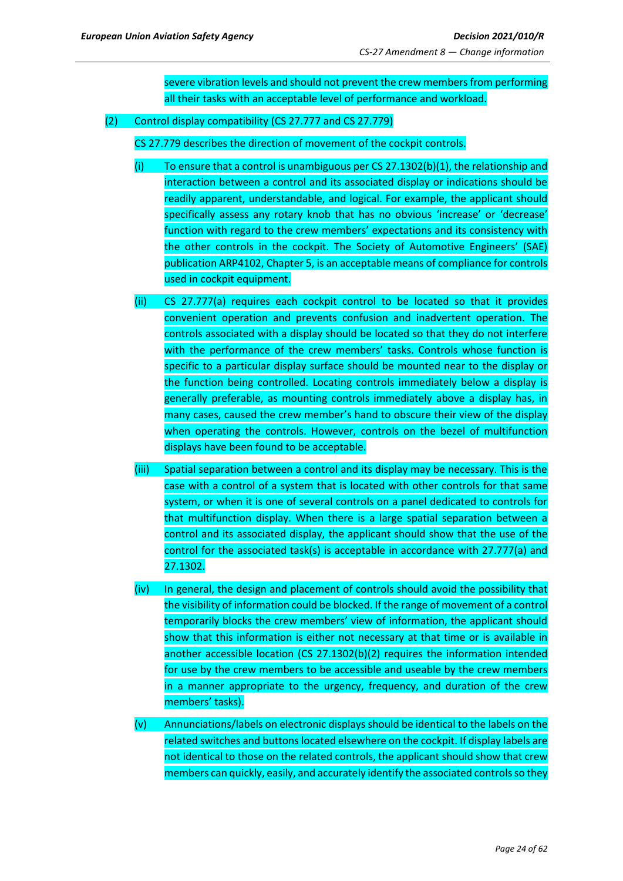severe vibration levels and should not prevent the crew members from performing all their tasks with an acceptable level of performance and workload.

(2) Control display compatibility (CS 27.777 and CS 27.779)

CS 27.779 describes the direction of movement of the cockpit controls.

(i) To ensure that a control is unambiguous per CS 27.1302(b)(1), the relationship and interaction between a control and its associated display or indications should be readily apparent, understandable, and logical. For example, the applicant should specifically assess any rotary knob that has no obvious 'increase' or 'decrease' function with regard to the crew members' expectations and its consistency with the other controls in the cockpit. The Society of Automotive Engineers' (SAE) publication ARP4102, Chapter 5, is an acceptable means of compliance for controls used in cockpit equipment.

(ii) CS 27.777(a) requires each cockpit control to be located so that it provides convenient operation and prevents confusion and inadvertent operation. The controls associated with a display should be located so that they do not interfere with the performance of the crew members' tasks. Controls whose function is specific to a particular display surface should be mounted near to the display or the function being controlled. Locating controls immediately below a display is generally preferable, as mounting controls immediately above a display has, in many cases, caused the crew member's hand to obscure their view of the display when operating the controls. However, controls on the bezel of multifunction displays have been found to be acceptable.

(iii) Spatial separation between a control and its display may be necessary. This is the case with a control of a system that is located with other controls for that same system, or when it is one of several controls on a panel dedicated to controls for that multifunction display. When there is a large spatial separation between a control and its associated display, the applicant should show that the use of the control for the associated task(s) is acceptable in accordance with 27.777(a) and 27.1302.

(iv) In general, the design and placement of controls should avoid the possibility that the visibility of information could be blocked. If the range of movement of a control temporarily blocks the crew members' view of information, the applicant should show that this information is either not necessary at that time or is available in another accessible location (CS 27.1302(b)(2) requires the information intended for use by the crew members to be accessible and useable by the crew members in a manner appropriate to the urgency, frequency, and duration of the crew members' tasks).

(v) Annunciations/labels on electronic displays should be identical to the labels on the related switches and buttons located elsewhere on the cockpit. If display labels are not identical to those on the related controls, the applicant should show that crew members can quickly, easily, and accurately identify the associated controls so they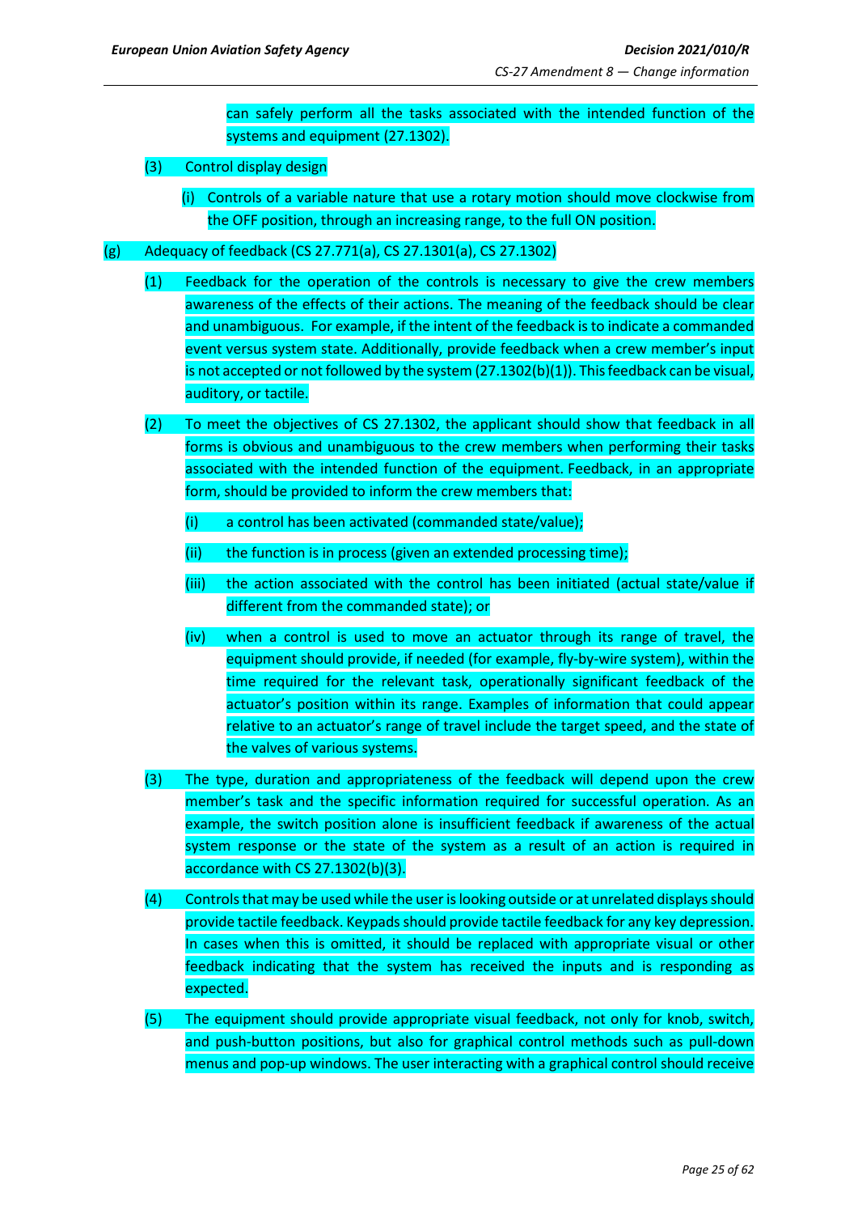can safely perform all the tasks associated with the intended function of the systems and equipment (27.1302).

(3) Control display design

(i) Controls of a variable nature that use a rotary motion should move clockwise from the OFF position, through an increasing range, to the full ON position.

(g) Adequacy of feedback (CS 27.771(a), CS 27.1301(a), CS 27.1302)

(1) Feedback for the operation of the controls is necessary to give the crew members awareness of the effects of their actions. The meaning of the feedback should be clear and unambiguous. For example, if the intent of the feedback is to indicate a commanded event versus system state. Additionally, provide feedback when a crew member's input is not accepted or not followed by the system (27.1302(b)(1)). This feedback can be visual, auditory, or tactile.

(2) To meet the objectives of CS 27.1302, the applicant should show that feedback in all forms is obvious and unambiguous to the crew members when performing their tasks associated with the intended function of the equipment. Feedback, in an appropriate form, should be provided to inform the crew members that:

(i) a control has been activated (commanded state/value);

(ii) the function is in process (given an extended processing time);

(iii) the action associated with the control has been initiated (actual state/value if different from the commanded state); or

(iv) when a control is used to move an actuator through its range of travel, the equipment should provide, if needed (for example, fly-by-wire system), within the time required for the relevant task, operationally significant feedback of the actuator's position within its range. Examples of information that could appear relative to an actuator's range of travel include the target speed, and the state of the valves of various systems.

(3) The type, duration and appropriateness of the feedback will depend upon the crew member's task and the specific information required for successful operation. As an example, the switch position alone is insufficient feedback if awareness of the actual system response or the state of the system as a result of an action is required in accordance with CS 27.1302(b)(3).

(4) Controls that may be used while the user is looking outside or at unrelated displays should provide tactile feedback. Keypads should provide tactile feedback for any key depression. In cases when this is omitted, it should be replaced with appropriate visual or other feedback indicating that the system has received the inputs and is responding as expected.

(5) The equipment should provide appropriate visual feedback, not only for knob, switch, and push-button positions, but also for graphical control methods such as pull-down menus and pop-up windows. The user interacting with a graphical control should receive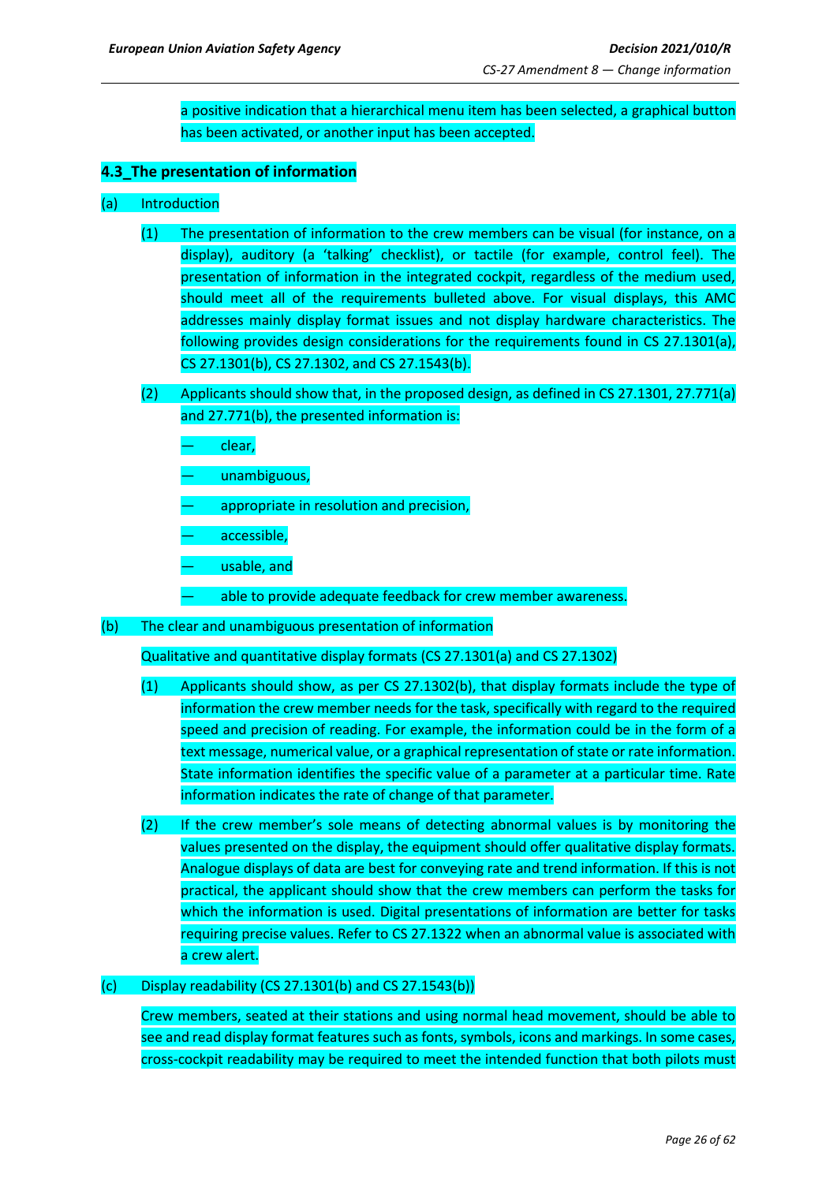a positive indication that a hierarchical menu item has been selected, a graphical button has been activated, or another input has been accepted.

**4.3_The presentation of information**

(a) Introduction

(1) The presentation of information to the crew members can be visual (for instance, on a display), auditory (a 'talking' checklist), or tactile (for example, control feel). The presentation of information in the integrated cockpit, regardless of the medium used, should meet all of the requirements bulleted above. For visual displays, this AMC addresses mainly display format issues and not display hardware characteristics. The following provides design considerations for the requirements found in CS 27.1301(a), CS 27.1301(b), CS 27.1302, and CS 27.1543(b).

(2) Applicants should show that, in the proposed design, as defined in CS 27.1301, 27.771(a) and 27.771(b), the presented information is:

— clear,

— unambiguous,

— appropriate in resolution and precision,

— accessible,

— usable, and

— able to provide adequate feedback for crew member awareness.

(b) The clear and unambiguous presentation of information

Qualitative and quantitative display formats (CS 27.1301(a) and CS 27.1302)

(1) Applicants should show, as per CS 27.1302(b), that display formats include the type of information the crew member needs for the task, specifically with regard to the required speed and precision of reading. For example, the information could be in the form of a text message, numerical value, or a graphical representation of state or rate information. State information identifies the specific value of a parameter at a particular time. Rate information indicates the rate of change of that parameter.

(2) If the crew member's sole means of detecting abnormal values is by monitoring the values presented on the display, the equipment should offer qualitative display formats. Analogue displays of data are best for conveying rate and trend information. If this is not practical, the applicant should show that the crew members can perform the tasks for which the information is used. Digital presentations of information are better for tasks requiring precise values. Refer to CS 27.1322 when an abnormal value is associated with a crew alert.

(c) Display readability (CS 27.1301(b) and CS 27.1543(b))

Crew members, seated at their stations and using normal head movement, should be able to see and read display format features such as fonts, symbols, icons and markings. In some cases, cross-cockpit readability may be required to meet the intended function that both pilots must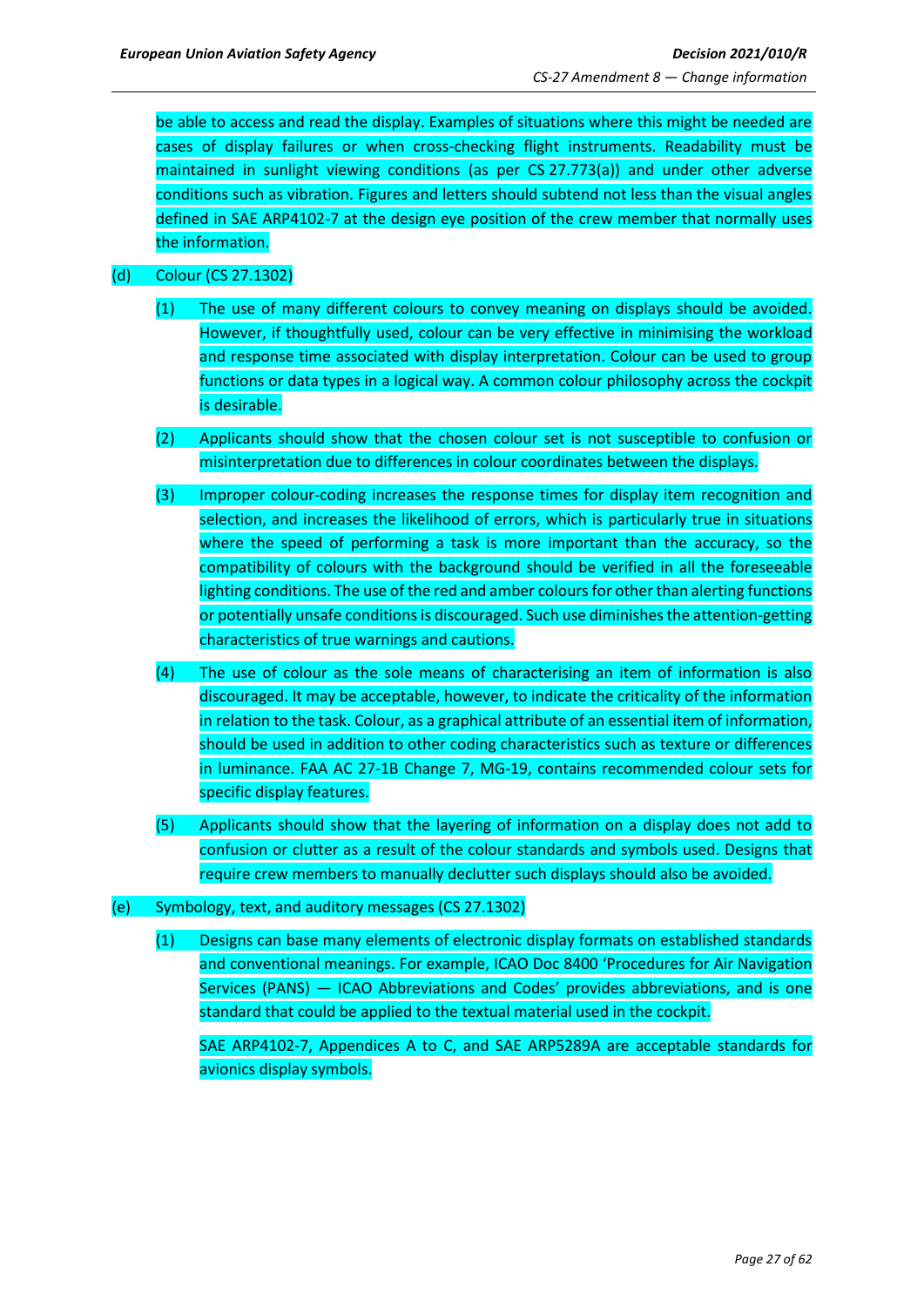be able to access and read the display. Examples of situations where this might be needed are cases of display failures or when cross-checking flight instruments. Readability must be maintained in sunlight viewing conditions (as per CS 27.773(a)) and under other adverse conditions such as vibration. Figures and letters should subtend not less than the visual angles defined in SAE ARP4102-7 at the design eye position of the crew member that normally uses the information.

(d) Colour (CS 27.1302)

(1) The use of many different colours to convey meaning on displays should be avoided. However, if thoughtfully used, colour can be very effective in minimising the workload and response time associated with display interpretation. Colour can be used to group functions or data types in a logical way. A common colour philosophy across the cockpit is desirable.

(2) Applicants should show that the chosen colour set is not susceptible to confusion or misinterpretation due to differences in colour coordinates between the displays.

(3) Improper colour-coding increases the response times for display item recognition and selection, and increases the likelihood of errors, which is particularly true in situations where the speed of performing a task is more important than the accuracy, so the compatibility of colours with the background should be verified in all the foreseeable lighting conditions. The use of the red and amber colours for other than alerting functions or potentially unsafe conditions is discouraged. Such use diminishes the attention-getting characteristics of true warnings and cautions.

(4) The use of colour as the sole means of characterising an item of information is also discouraged. It may be acceptable, however, to indicate the criticality of the information in relation to the task. Colour, as a graphical attribute of an essential item of information, should be used in addition to other coding characteristics such as texture or differences in luminance. FAA AC 27-1B Change 7, MG-19, contains recommended colour sets for specific display features.

(5) Applicants should show that the layering of information on a display does not add to confusion or clutter as a result of the colour standards and symbols used. Designs that require crew members to manually declutter such displays should also be avoided.

(e) Symbology, text, and auditory messages (CS 27.1302)

(1) Designs can base many elements of electronic display formats on established standards and conventional meanings. For example, ICAO Doc 8400 'Procedures for Air Navigation Services (PANS) — ICAO Abbreviations and Codes' provides abbreviations, and is one standard that could be applied to the textual material used in the cockpit.

SAE ARP4102-7, Appendices A to C, and SAE ARP5289A are acceptable standards for avionics display symbols.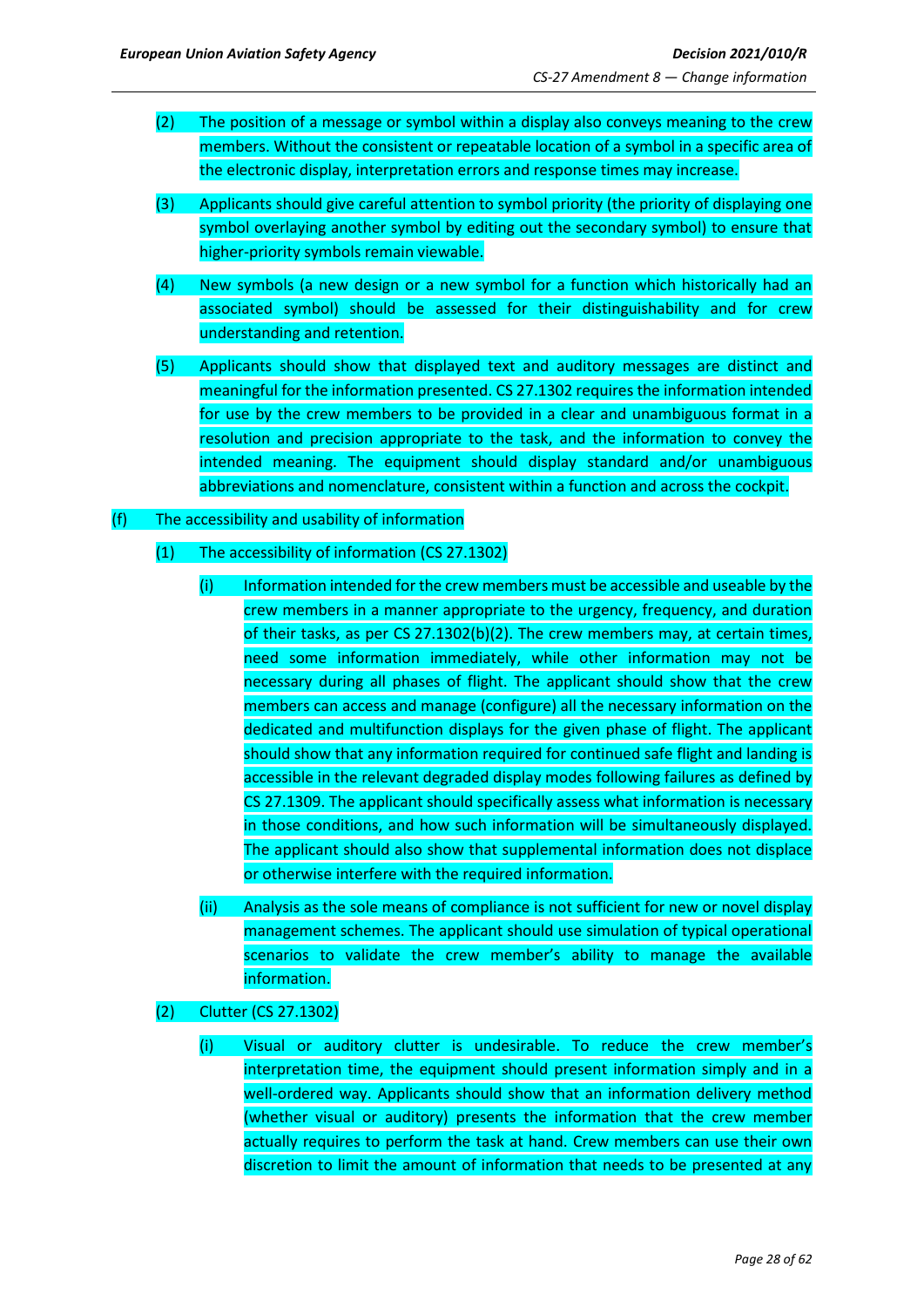(2) The position of a message or symbol within a display also conveys meaning to the crew members. Without the consistent or repeatable location of a symbol in a specific area of the electronic display, interpretation errors and response times may increase.

(3) Applicants should give careful attention to symbol priority (the priority of displaying one symbol overlaying another symbol by editing out the secondary symbol) to ensure that higher-priority symbols remain viewable.

(4) New symbols (a new design or a new symbol for a function which historically had an associated symbol) should be assessed for their distinguishability and for crew understanding and retention.

(5) Applicants should show that displayed text and auditory messages are distinct and meaningful for the information presented. CS 27.1302 requires the information intended for use by the crew members to be provided in a clear and unambiguous format in a resolution and precision appropriate to the task, and the information to convey the intended meaning. The equipment should display standard and/or unambiguous abbreviations and nomenclature, consistent within a function and across the cockpit.

(f) The accessibility and usability of information

(1) The accessibility of information (CS 27.1302)

(i) Information intended for the crew members must be accessible and useable by the crew members in a manner appropriate to the urgency, frequency, and duration of their tasks, as per CS 27.1302(b)(2). The crew members may, at certain times, need some information immediately, while other information may not be necessary during all phases of flight. The applicant should show that the crew members can access and manage (configure) all the necessary information on the dedicated and multifunction displays for the given phase of flight. The applicant should show that any information required for continued safe flight and landing is accessible in the relevant degraded display modes following failures as defined by CS 27.1309. The applicant should specifically assess what information is necessary in those conditions, and how such information will be simultaneously displayed. The applicant should also show that supplemental information does not displace or otherwise interfere with the required information.

(ii) Analysis as the sole means of compliance is not sufficient for new or novel display management schemes. The applicant should use simulation of typical operational scenarios to validate the crew member's ability to manage the available information.

(2) Clutter (CS 27.1302)

(i) Visual or auditory clutter is undesirable. To reduce the crew member's interpretation time, the equipment should present information simply and in a well-ordered way. Applicants should show that an information delivery method (whether visual or auditory) presents the information that the crew member actually requires to perform the task at hand. Crew members can use their own discretion to limit the amount of information that needs to be presented at any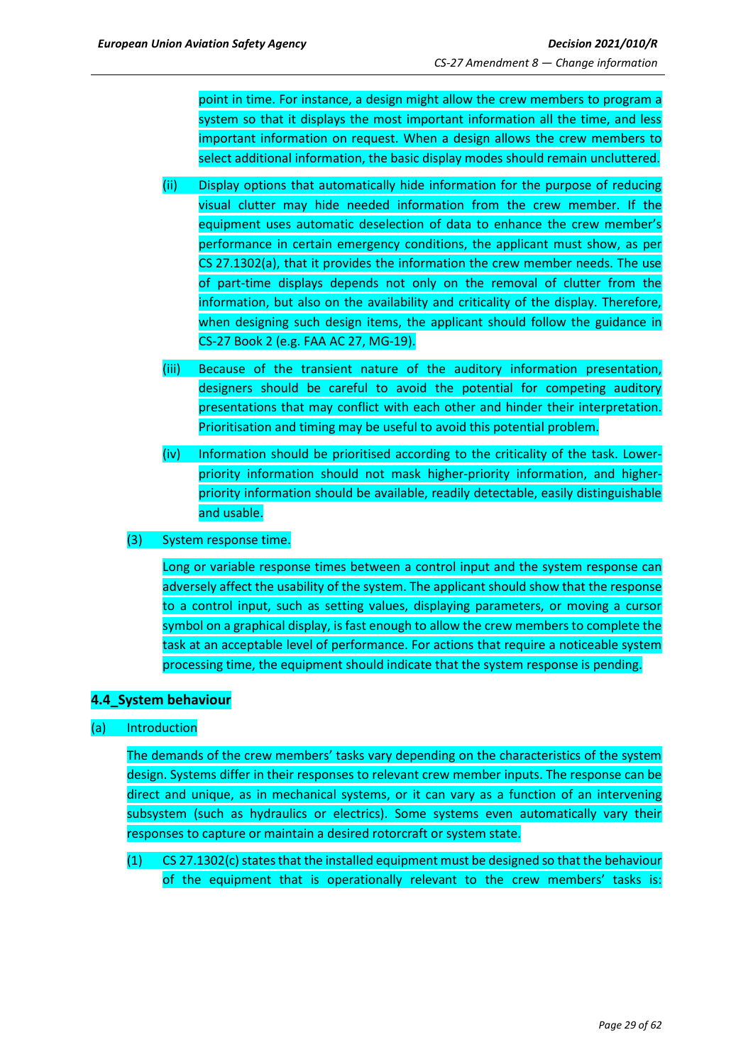point in time. For instance, a design might allow the crew members to program a system so that it displays the most important information all the time, and less important information on request. When a design allows the crew members to select additional information, the basic display modes should remain uncluttered.

(ii) Display options that automatically hide information for the purpose of reducing visual clutter may hide needed information from the crew member. If the equipment uses automatic deselection of data to enhance the crew member's performance in certain emergency conditions, the applicant must show, as per CS 27.1302(a), that it provides the information the crew member needs. The use of part-time displays depends not only on the removal of clutter from the information, but also on the availability and criticality of the display. Therefore, when designing such design items, the applicant should follow the guidance in CS-27 Book 2 (e.g. FAA AC 27, MG-19).

(iii) Because of the transient nature of the auditory information presentation, designers should be careful to avoid the potential for competing auditory presentations that may conflict with each other and hinder their interpretation. Prioritisation and timing may be useful to avoid this potential problem.

(iv) Information should be prioritised according to the criticality of the task. Lower-priority information should not mask higher-priority information, and higher-priority information should be available, readily detectable, easily distinguishable and usable.

(3) System response time.

Long or variable response times between a control input and the system response can adversely affect the usability of the system. The applicant should show that the response to a control input, such as setting values, displaying parameters, or moving a cursor symbol on a graphical display, is fast enough to allow the crew members to complete the task at an acceptable level of performance. For actions that require a noticeable system processing time, the equipment should indicate that the system response is pending.

## 4.4_System behaviour

(a) Introduction

The demands of the crew members' tasks vary depending on the characteristics of the system design. Systems differ in their responses to relevant crew member inputs. The response can be direct and unique, as in mechanical systems, or it can vary as a function of an intervening subsystem (such as hydraulics or electrics). Some systems even automatically vary their responses to capture or maintain a desired rotorcraft or system state.

(1) CS 27.1302(c) states that the installed equipment must be designed so that the behaviour of the equipment that is operationally relevant to the crew members' tasks is: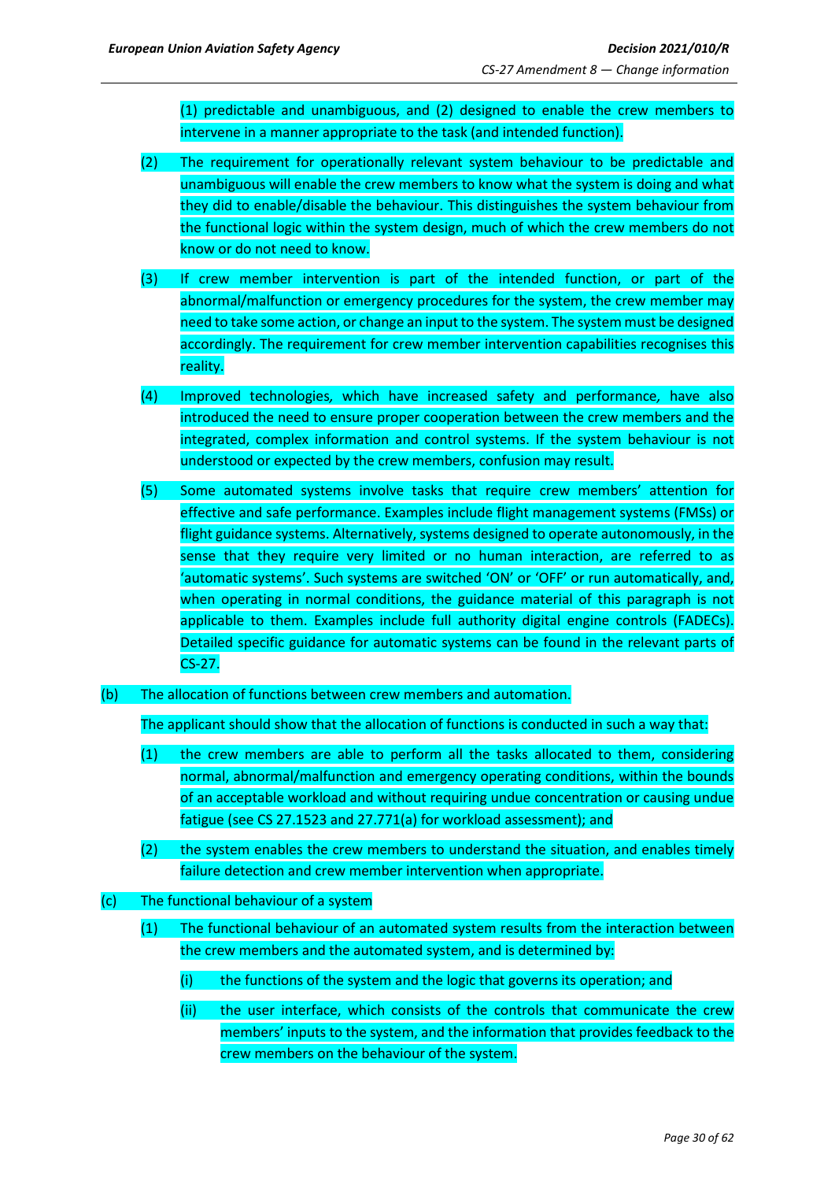(1) predictable and unambiguous, and (2) designed to enable the crew members to intervene in a manner appropriate to the task (and intended function).

(2) The requirement for operationally relevant system behaviour to be predictable and unambiguous will enable the crew members to know what the system is doing and what they did to enable/disable the behaviour. This distinguishes the system behaviour from the functional logic within the system design, much of which the crew members do not know or do not need to know.

(3) If crew member intervention is part of the intended function, or part of the abnormal/malfunction or emergency procedures for the system, the crew member may need to take some action, or change an input to the system. The system must be designed accordingly. The requirement for crew member intervention capabilities recognises this reality.

(4) Improved technologies, which have increased safety and performance, have also introduced the need to ensure proper cooperation between the crew members and the integrated, complex information and control systems. If the system behaviour is not understood or expected by the crew members, confusion may result.

(5) Some automated systems involve tasks that require crew members' attention for effective and safe performance. Examples include flight management systems (FMSs) or flight guidance systems. Alternatively, systems designed to operate autonomously, in the sense that they require very limited or no human interaction, are referred to as 'automatic systems'. Such systems are switched 'ON' or 'OFF' or run automatically, and, when operating in normal conditions, the guidance material of this paragraph is not applicable to them. Examples include full authority digital engine controls (FADECs). Detailed specific guidance for automatic systems can be found in the relevant parts of CS-27.

(b) The allocation of functions between crew members and automation.

The applicant should show that the allocation of functions is conducted in such a way that:

(1) the crew members are able to perform all the tasks allocated to them, considering normal, abnormal/malfunction and emergency operating conditions, within the bounds of an acceptable workload and without requiring undue concentration or causing undue fatigue (see CS 27.1523 and 27.771(a) for workload assessment); and

(2) the system enables the crew members to understand the situation, and enables timely failure detection and crew member intervention when appropriate.

(c) The functional behaviour of a system

(1) The functional behaviour of an automated system results from the interaction between the crew members and the automated system, and is determined by:

(i) the functions of the system and the logic that governs its operation; and

(ii) the user interface, which consists of the controls that communicate the crew members' inputs to the system, and the information that provides feedback to the crew members on the behaviour of the system.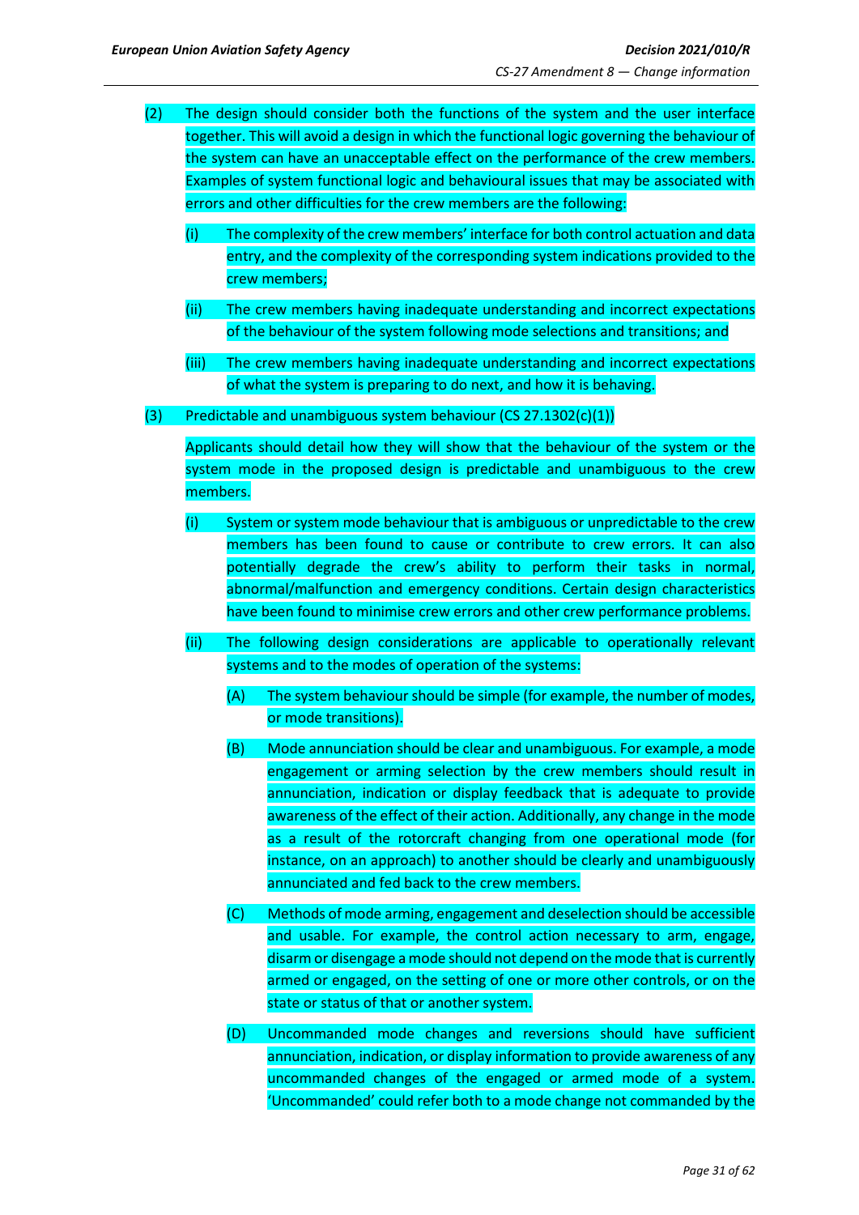(2) The design should consider both the functions of the system and the user interface together. This will avoid a design in which the functional logic governing the behaviour of the system can have an unacceptable effect on the performance of the crew members. Examples of system functional logic and behavioural issues that may be associated with errors and other difficulties for the crew members are the following:

   (i) The complexity of the crew members' interface for both control actuation and data entry, and the complexity of the corresponding system indications provided to the crew members;

   (ii) The crew members having inadequate understanding and incorrect expectations of the behaviour of the system following mode selections and transitions; and

   (iii) The crew members having inadequate understanding and incorrect expectations of what the system is preparing to do next, and how it is behaving.

(3) Predictable and unambiguous system behaviour (CS 27.1302(c)(1))

   Applicants should detail how they will show that the behaviour of the system or the system mode in the proposed design is predictable and unambiguous to the crew members.

   (i) System or system mode behaviour that is ambiguous or unpredictable to the crew members has been found to cause or contribute to crew errors. It can also potentially degrade the crew's ability to perform their tasks in normal, abnormal/malfunction and emergency conditions. Certain design characteristics have been found to minimise crew errors and other crew performance problems.

   (ii) The following design considerations are applicable to operationally relevant systems and to the modes of operation of the systems:

      (A) The system behaviour should be simple (for example, the number of modes, or mode transitions).

      (B) Mode annunciation should be clear and unambiguous. For example, a mode engagement or arming selection by the crew members should result in annunciation, indication or display feedback that is adequate to provide awareness of the effect of their action. Additionally, any change in the mode as a result of the rotorcraft changing from one operational mode (for instance, on an approach) to another should be clearly and unambiguously annunciated and fed back to the crew members.

      (C) Methods of mode arming, engagement and deselection should be accessible and usable. For example, the control action necessary to arm, engage, disarm or disengage a mode should not depend on the mode that is currently armed or engaged, on the setting of one or more other controls, or on the state or status of that or another system.

      (D) Uncommanded mode changes and reversions should have sufficient annunciation, indication, or display information to provide awareness of any uncommanded changes of the engaged or armed mode of a system. 'Uncommanded' could refer both to a mode change not commanded by the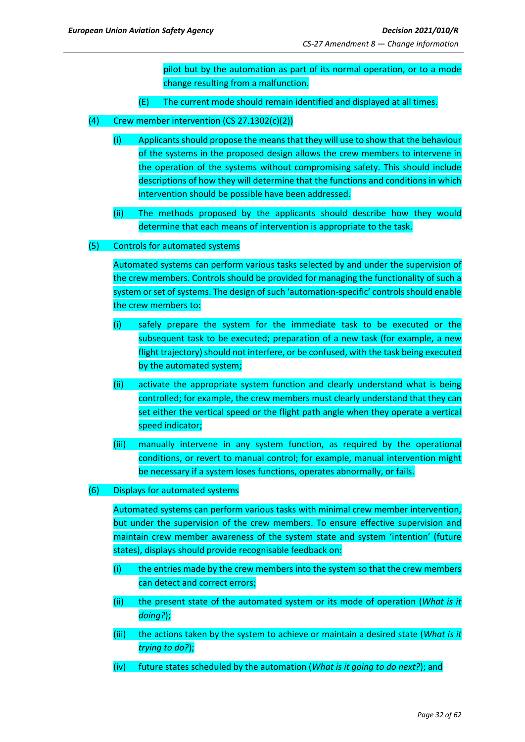pilot but by the automation as part of its normal operation, or to a mode change resulting from a malfunction.

(E) The current mode should remain identified and displayed at all times.

(4) Crew member intervention (CS 27.1302(c)(2))

(i) Applicants should propose the means that they will use to show that the behaviour of the systems in the proposed design allows the crew members to intervene in the operation of the systems without compromising safety. This should include descriptions of how they will determine that the functions and conditions in which intervention should be possible have been addressed.

(ii) The methods proposed by the applicants should describe how they would determine that each means of intervention is appropriate to the task.

(5) Controls for automated systems

Automated systems can perform various tasks selected by and under the supervision of the crew members. Controls should be provided for managing the functionality of such a system or set of systems. The design of such 'automation-specific' controls should enable the crew members to:

(i) safely prepare the system for the immediate task to be executed or the subsequent task to be executed; preparation of a new task (for example, a new flight trajectory) should not interfere, or be confused, with the task being executed by the automated system;

(ii) activate the appropriate system function and clearly understand what is being controlled; for example, the crew members must clearly understand that they can set either the vertical speed or the flight path angle when they operate a vertical speed indicator;

(iii) manually intervene in any system function, as required by the operational conditions, or revert to manual control; for example, manual intervention might be necessary if a system loses functions, operates abnormally, or fails.

(6) Displays for automated systems

Automated systems can perform various tasks with minimal crew member intervention, but under the supervision of the crew members. To ensure effective supervision and maintain crew member awareness of the system state and system 'intention' (future states), displays should provide recognisable feedback on:

(i) the entries made by the crew members into the system so that the crew members can detect and correct errors;

(ii) the present state of the automated system or its mode of operation (*What is it doing?*);

(iii) the actions taken by the system to achieve or maintain a desired state (*What is it trying to do?*);

(iv) future states scheduled by the automation (*What is it going to do next?*); and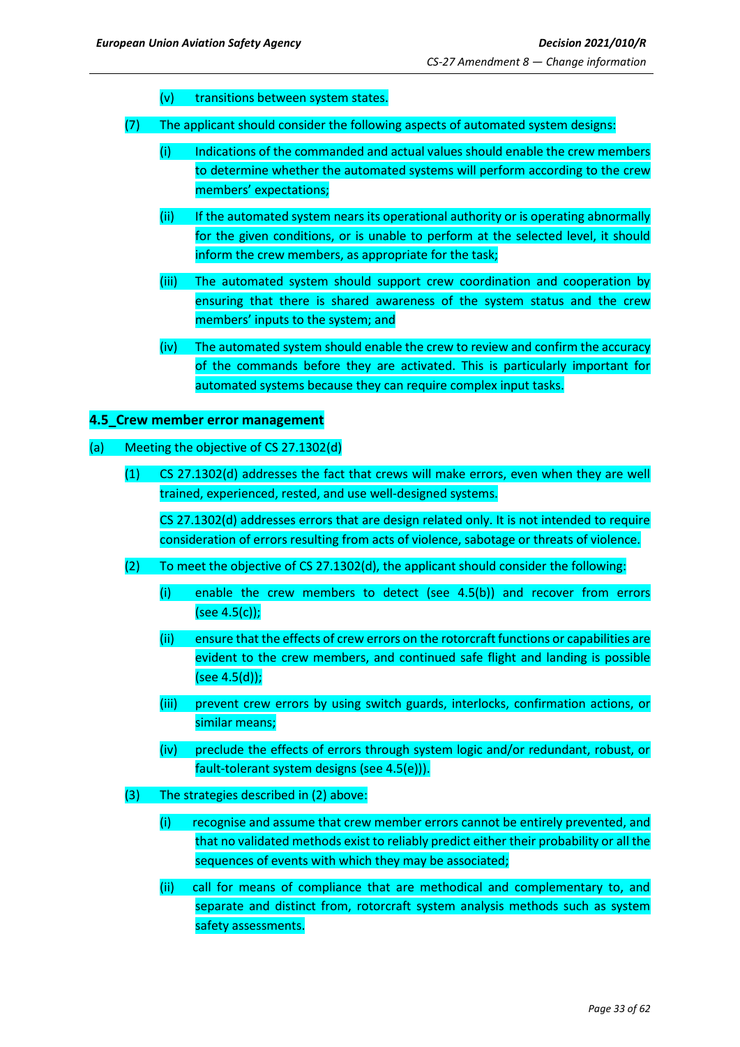(v) transitions between system states.

(7) The applicant should consider the following aspects of automated system designs:

(i) Indications of the commanded and actual values should enable the crew members to determine whether the automated systems will perform according to the crew members' expectations;

(ii) If the automated system nears its operational authority or is operating abnormally for the given conditions, or is unable to perform at the selected level, it should inform the crew members, as appropriate for the task;

(iii) The automated system should support crew coordination and cooperation by ensuring that there is shared awareness of the system status and the crew members' inputs to the system; and

(iv) The automated system should enable the crew to review and confirm the accuracy of the commands before they are activated. This is particularly important for automated systems because they can require complex input tasks.

**4.5_Crew member error management**

(a) Meeting the objective of CS 27.1302(d)

(1) CS 27.1302(d) addresses the fact that crews will make errors, even when they are well trained, experienced, rested, and use well-designed systems.

CS 27.1302(d) addresses errors that are design related only. It is not intended to require consideration of errors resulting from acts of violence, sabotage or threats of violence.

(2) To meet the objective of CS 27.1302(d), the applicant should consider the following:

(i) enable the crew members to detect (see 4.5(b)) and recover from errors (see 4.5(c));

(ii) ensure that the effects of crew errors on the rotorcraft functions or capabilities are evident to the crew members, and continued safe flight and landing is possible (see 4.5(d));

(iii) prevent crew errors by using switch guards, interlocks, confirmation actions, or similar means;

(iv) preclude the effects of errors through system logic and/or redundant, robust, or fault-tolerant system designs (see 4.5(e)).

(3) The strategies described in (2) above:

(i) recognise and assume that crew member errors cannot be entirely prevented, and that no validated methods exist to reliably predict either their probability or all the sequences of events with which they may be associated;

(ii) call for means of compliance that are methodical and complementary to, and separate and distinct from, rotorcraft system analysis methods such as system safety assessments.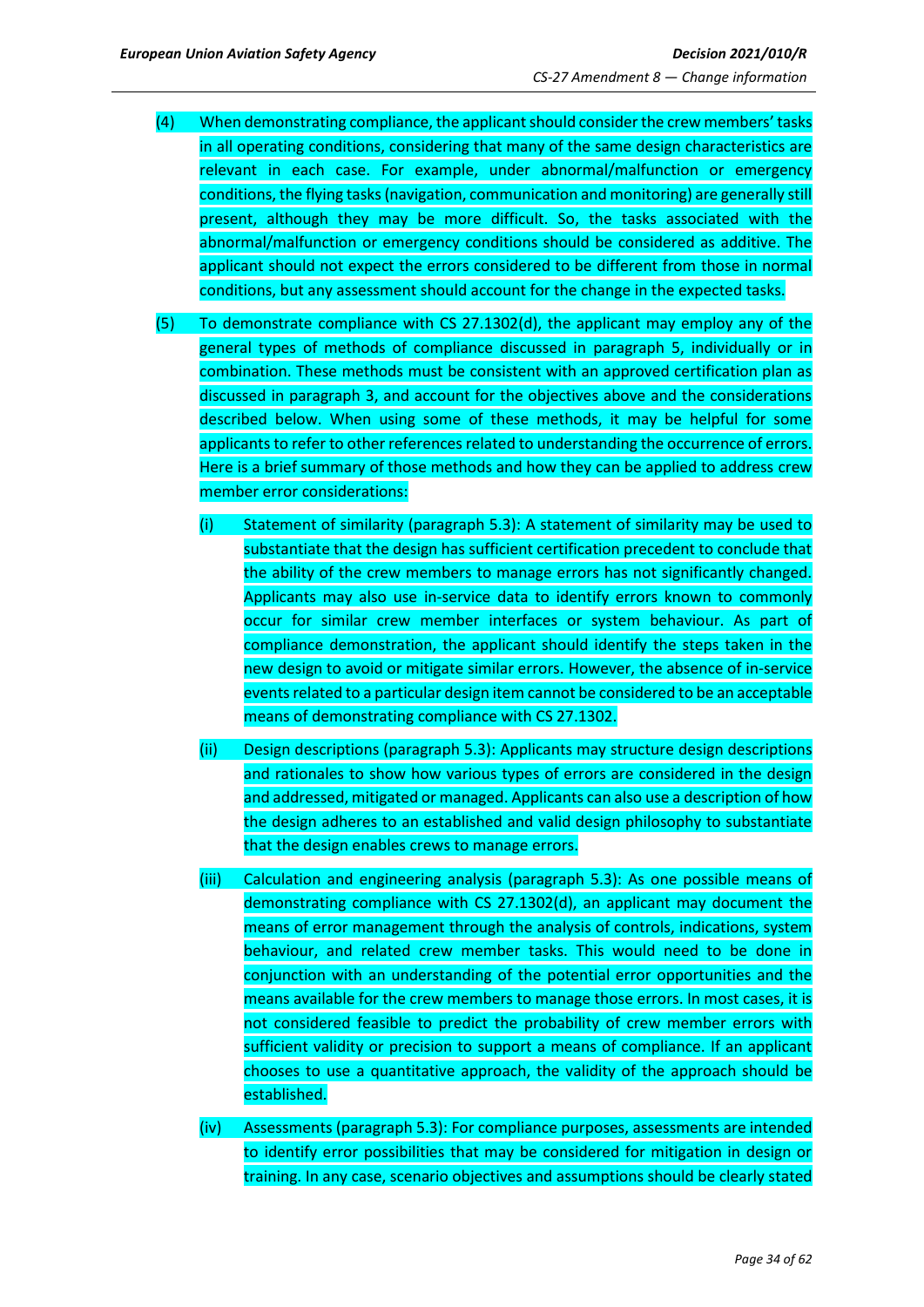(4) When demonstrating compliance, the applicant should consider the crew members' tasks in all operating conditions, considering that many of the same design characteristics are relevant in each case. For example, under abnormal/malfunction or emergency conditions, the flying tasks (navigation, communication and monitoring) are generally still present, although they may be more difficult. So, the tasks associated with the abnormal/malfunction or emergency conditions should be considered as additive. The applicant should not expect the errors considered to be different from those in normal conditions, but any assessment should account for the change in the expected tasks.

(5) To demonstrate compliance with CS 27.1302(d), the applicant may employ any of the general types of methods of compliance discussed in paragraph 5, individually or in combination. These methods must be consistent with an approved certification plan as discussed in paragraph 3, and account for the objectives above and the considerations described below. When using some of these methods, it may be helpful for some applicants to refer to other references related to understanding the occurrence of errors. Here is a brief summary of those methods and how they can be applied to address crew member error considerations:

(i) Statement of similarity (paragraph 5.3): A statement of similarity may be used to substantiate that the design has sufficient certification precedent to conclude that the ability of the crew members to manage errors has not significantly changed. Applicants may also use in-service data to identify errors known to commonly occur for similar crew member interfaces or system behaviour. As part of compliance demonstration, the applicant should identify the steps taken in the new design to avoid or mitigate similar errors. However, the absence of in-service events related to a particular design item cannot be considered to be an acceptable means of demonstrating compliance with CS 27.1302.

(ii) Design descriptions (paragraph 5.3): Applicants may structure design descriptions and rationales to show how various types of errors are considered in the design and addressed, mitigated or managed. Applicants can also use a description of how the design adheres to an established and valid design philosophy to substantiate that the design enables crews to manage errors.

(iii) Calculation and engineering analysis (paragraph 5.3): As one possible means of demonstrating compliance with CS 27.1302(d), an applicant may document the means of error management through the analysis of controls, indications, system behaviour, and related crew member tasks. This would need to be done in conjunction with an understanding of the potential error opportunities and the means available for the crew members to manage those errors. In most cases, it is not considered feasible to predict the probability of crew member errors with sufficient validity or precision to support a means of compliance. If an applicant chooses to use a quantitative approach, the validity of the approach should be established.

(iv) Assessments (paragraph 5.3): For compliance purposes, assessments are intended to identify error possibilities that may be considered for mitigation in design or training. In any case, scenario objectives and assumptions should be clearly stated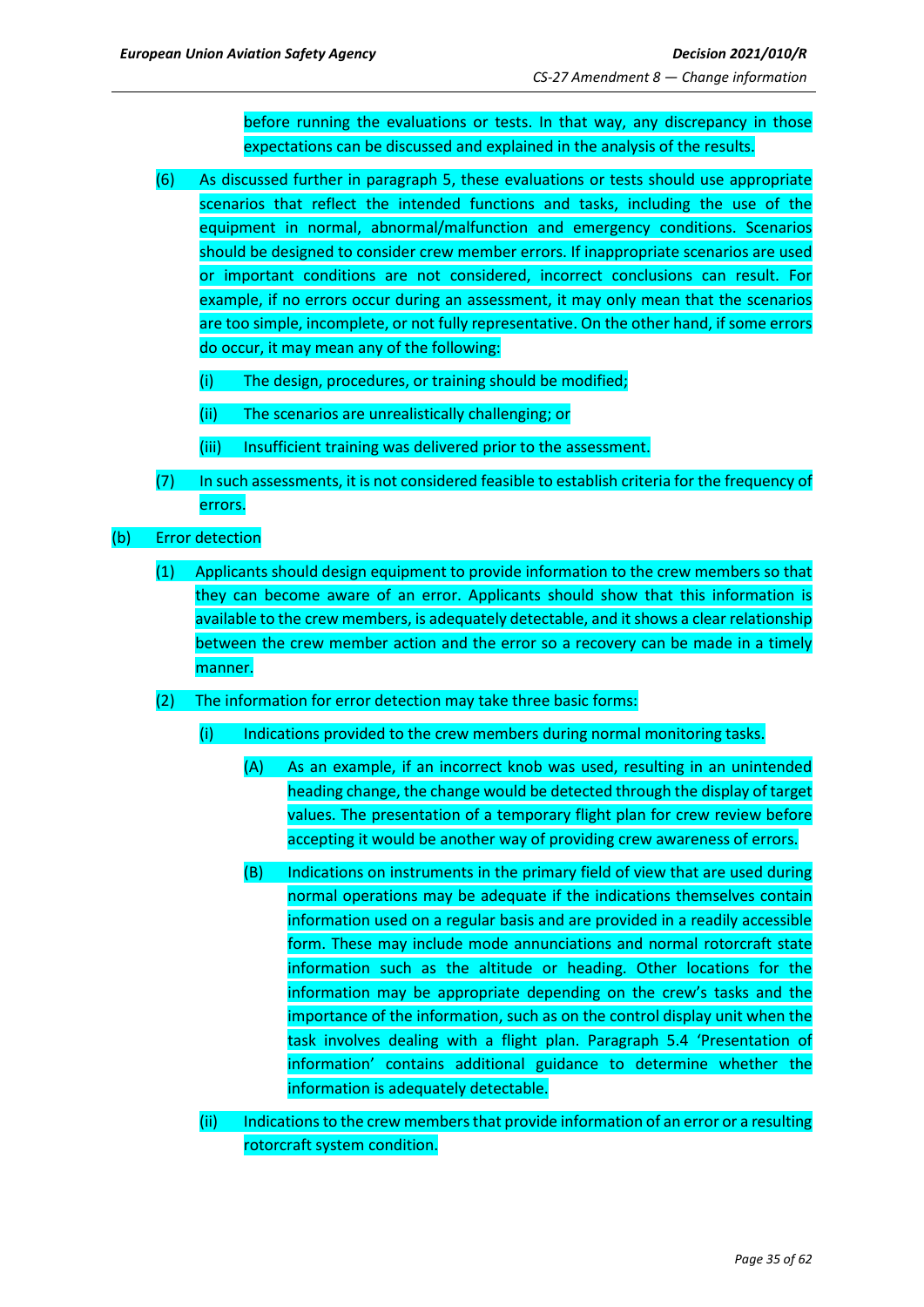before running the evaluations or tests. In that way, any discrepancy in those expectations can be discussed and explained in the analysis of the results.

(6) As discussed further in paragraph 5, these evaluations or tests should use appropriate scenarios that reflect the intended functions and tasks, including the use of the equipment in normal, abnormal/malfunction and emergency conditions. Scenarios should be designed to consider crew member errors. If inappropriate scenarios are used or important conditions are not considered, incorrect conclusions can result. For example, if no errors occur during an assessment, it may only mean that the scenarios are too simple, incomplete, or not fully representative. On the other hand, if some errors do occur, it may mean any of the following:

- (i) The design, procedures, or training should be modified;
- (ii) The scenarios are unrealistically challenging; or
- (iii) Insufficient training was delivered prior to the assessment.

(7) In such assessments, it is not considered feasible to establish criteria for the frequency of errors.

(b) Error detection

(1) Applicants should design equipment to provide information to the crew members so that they can become aware of an error. Applicants should show that this information is available to the crew members, is adequately detectable, and it shows a clear relationship between the crew member action and the error so a recovery can be made in a timely manner.

(2) The information for error detection may take three basic forms:

(i) Indications provided to the crew members during normal monitoring tasks.

(A) As an example, if an incorrect knob was used, resulting in an unintended heading change, the change would be detected through the display of target values. The presentation of a temporary flight plan for crew review before accepting it would be another way of providing crew awareness of errors.

(B) Indications on instruments in the primary field of view that are used during normal operations may be adequate if the indications themselves contain information used on a regular basis and are provided in a readily accessible form. These may include mode annunciations and normal rotorcraft state information such as the altitude or heading. Other locations for the information may be appropriate depending on the crew's tasks and the importance of the information, such as on the control display unit when the task involves dealing with a flight plan. Paragraph 5.4 'Presentation of information' contains additional guidance to determine whether the information is adequately detectable.

(ii) Indications to the crew members that provide information of an error or a resulting rotorcraft system condition.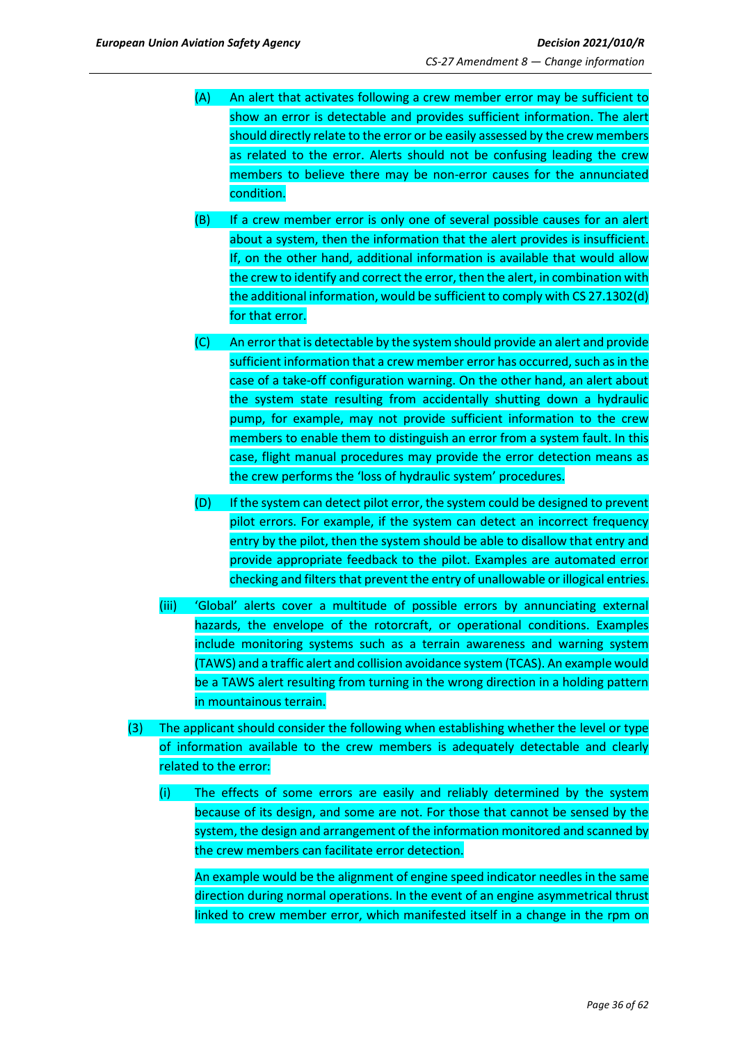(A) An alert that activates following a crew member error may be sufficient to show an error is detectable and provides sufficient information. The alert should directly relate to the error or be easily assessed by the crew members as related to the error. Alerts should not be confusing leading the crew members to believe there may be non-error causes for the annunciated condition.

(B) If a crew member error is only one of several possible causes for an alert about a system, then the information that the alert provides is insufficient. If, on the other hand, additional information is available that would allow the crew to identify and correct the error, then the alert, in combination with the additional information, would be sufficient to comply with CS 27.1302(d) for that error.

(C) An error that is detectable by the system should provide an alert and provide sufficient information that a crew member error has occurred, such as in the case of a take-off configuration warning. On the other hand, an alert about the system state resulting from accidentally shutting down a hydraulic pump, for example, may not provide sufficient information to the crew members to enable them to distinguish an error from a system fault. In this case, flight manual procedures may provide the error detection means as the crew performs the 'loss of hydraulic system' procedures.

(D) If the system can detect pilot error, the system could be designed to prevent pilot errors. For example, if the system can detect an incorrect frequency entry by the pilot, then the system should be able to disallow that entry and provide appropriate feedback to the pilot. Examples are automated error checking and filters that prevent the entry of unallowable or illogical entries.

(iii) 'Global' alerts cover a multitude of possible errors by annunciating external hazards, the envelope of the rotorcraft, or operational conditions. Examples include monitoring systems such as a terrain awareness and warning system (TAWS) and a traffic alert and collision avoidance system (TCAS). An example would be a TAWS alert resulting from turning in the wrong direction in a holding pattern in mountainous terrain.

(3) The applicant should consider the following when establishing whether the level or type of information available to the crew members is adequately detectable and clearly related to the error:

(i) The effects of some errors are easily and reliably determined by the system because of its design, and some are not. For those that cannot be sensed by the system, the design and arrangement of the information monitored and scanned by the crew members can facilitate error detection.

An example would be the alignment of engine speed indicator needles in the same direction during normal operations. In the event of an engine asymmetrical thrust linked to crew member error, which manifested itself in a change in the rpm on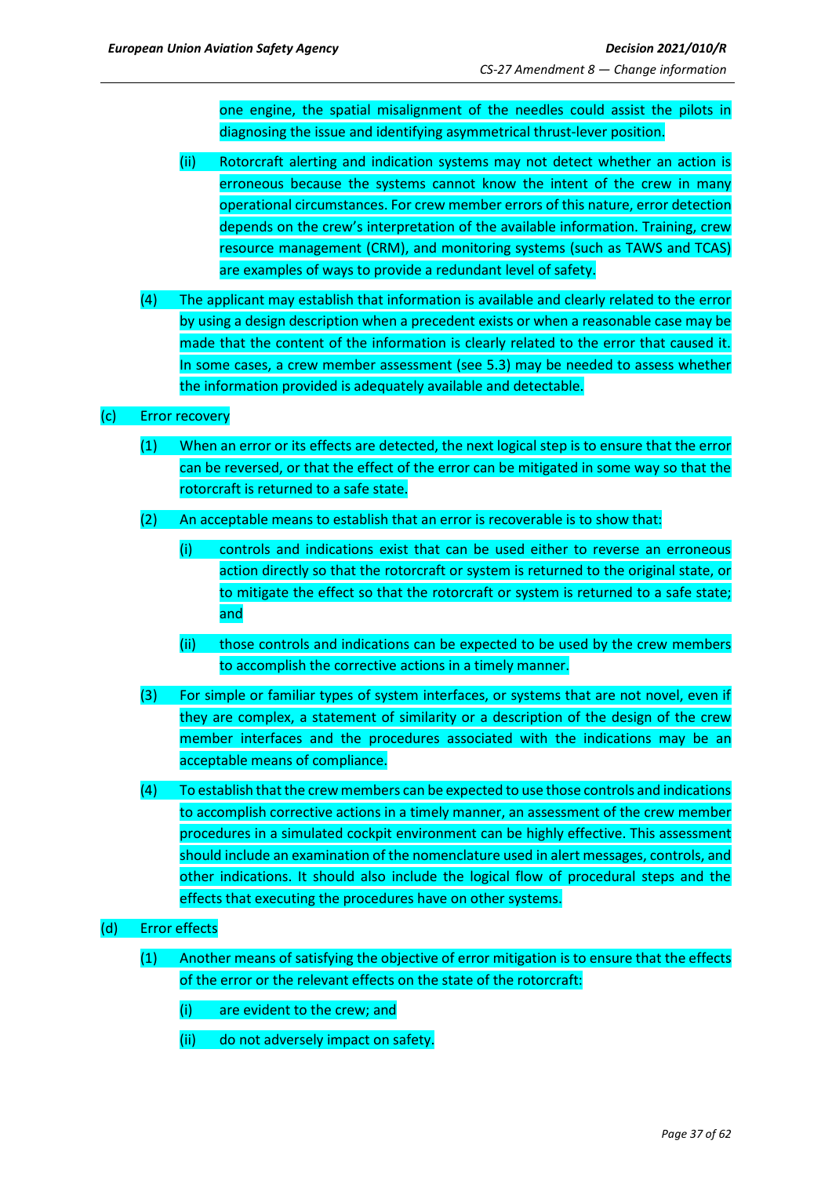one engine, the spatial misalignment of the needles could assist the pilots in diagnosing the issue and identifying asymmetrical thrust-lever position.

(ii) Rotorcraft alerting and indication systems may not detect whether an action is erroneous because the systems cannot know the intent of the crew in many operational circumstances. For crew member errors of this nature, error detection depends on the crew's interpretation of the available information. Training, crew resource management (CRM), and monitoring systems (such as TAWS and TCAS) are examples of ways to provide a redundant level of safety.

(4) The applicant may establish that information is available and clearly related to the error by using a design description when a precedent exists or when a reasonable case may be made that the content of the information is clearly related to the error that caused it. In some cases, a crew member assessment (see 5.3) may be needed to assess whether the information provided is adequately available and detectable.

(c) Error recovery

(1) When an error or its effects are detected, the next logical step is to ensure that the error can be reversed, or that the effect of the error can be mitigated in some way so that the rotorcraft is returned to a safe state.

(2) An acceptable means to establish that an error is recoverable is to show that:

(i) controls and indications exist that can be used either to reverse an erroneous action directly so that the rotorcraft or system is returned to the original state, or to mitigate the effect so that the rotorcraft or system is returned to a safe state; and

(ii) those controls and indications can be expected to be used by the crew members to accomplish the corrective actions in a timely manner.

(3) For simple or familiar types of system interfaces, or systems that are not novel, even if they are complex, a statement of similarity or a description of the design of the crew member interfaces and the procedures associated with the indications may be an acceptable means of compliance.

(4) To establish that the crew members can be expected to use those controls and indications to accomplish corrective actions in a timely manner, an assessment of the crew member procedures in a simulated cockpit environment can be highly effective. This assessment should include an examination of the nomenclature used in alert messages, controls, and other indications. It should also include the logical flow of procedural steps and the effects that executing the procedures have on other systems.

(d) Error effects

(1) Another means of satisfying the objective of error mitigation is to ensure that the effects of the error or the relevant effects on the state of the rotorcraft:

(i) are evident to the crew; and

(ii) do not adversely impact on safety.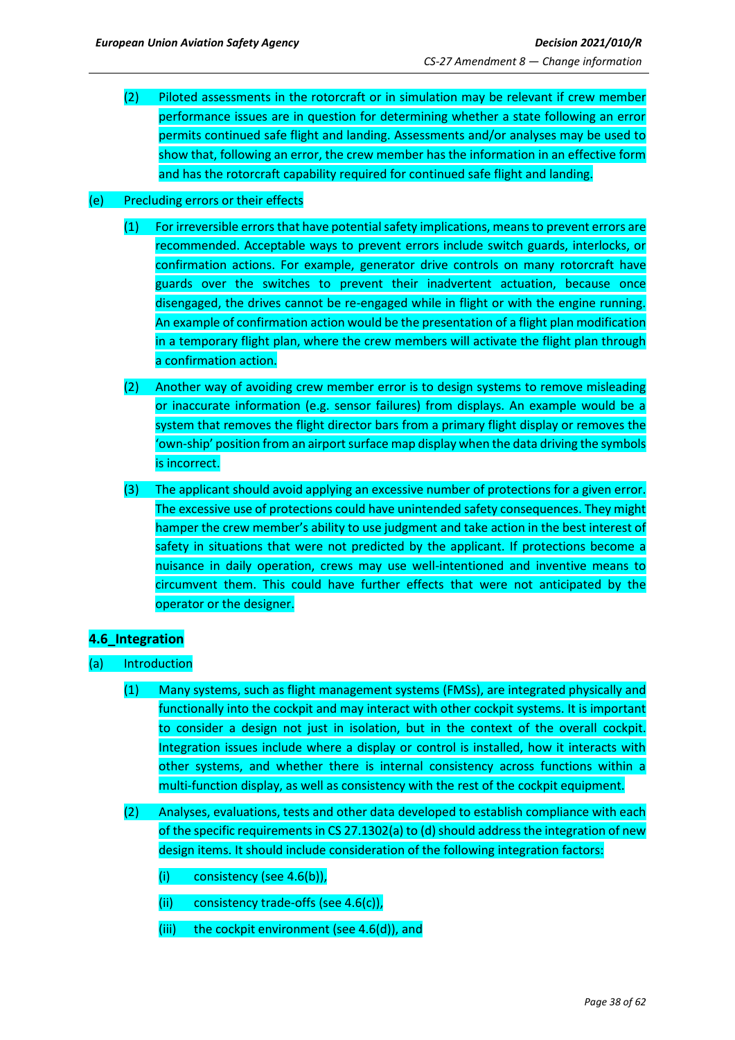(2) Piloted assessments in the rotorcraft or in simulation may be relevant if crew member performance issues are in question for determining whether a state following an error permits continued safe flight and landing. Assessments and/or analyses may be used to show that, following an error, the crew member has the information in an effective form and has the rotorcraft capability required for continued safe flight and landing.

(e) Precluding errors or their effects

(1) For irreversible errors that have potential safety implications, means to prevent errors are recommended. Acceptable ways to prevent errors include switch guards, interlocks, or confirmation actions. For example, generator drive controls on many rotorcraft have guards over the switches to prevent their inadvertent actuation, because once disengaged, the drives cannot be re-engaged while in flight or with the engine running. An example of confirmation action would be the presentation of a flight plan modification in a temporary flight plan, where the crew members will activate the flight plan through a confirmation action.

(2) Another way of avoiding crew member error is to design systems to remove misleading or inaccurate information (e.g. sensor failures) from displays. An example would be a system that removes the flight director bars from a primary flight display or removes the 'own-ship' position from an airport surface map display when the data driving the symbols is incorrect.

(3) The applicant should avoid applying an excessive number of protections for a given error. The excessive use of protections could have unintended safety consequences. They might hamper the crew member's ability to use judgment and take action in the best interest of safety in situations that were not predicted by the applicant. If protections become a nuisance in daily operation, crews may use well-intentioned and inventive means to circumvent them. This could have further effects that were not anticipated by the operator or the designer.

**4.6_Integration**

(a) Introduction

(1) Many systems, such as flight management systems (FMSs), are integrated physically and functionally into the cockpit and may interact with other cockpit systems. It is important to consider a design not just in isolation, but in the context of the overall cockpit. Integration issues include where a display or control is installed, how it interacts with other systems, and whether there is internal consistency across functions within a multi-function display, as well as consistency with the rest of the cockpit equipment.

(2) Analyses, evaluations, tests and other data developed to establish compliance with each of the specific requirements in CS 27.1302(a) to (d) should address the integration of new design items. It should include consideration of the following integration factors:

(i) consistency (see 4.6(b)),

(ii) consistency trade-offs (see 4.6(c)),

(iii) the cockpit environment (see 4.6(d)), and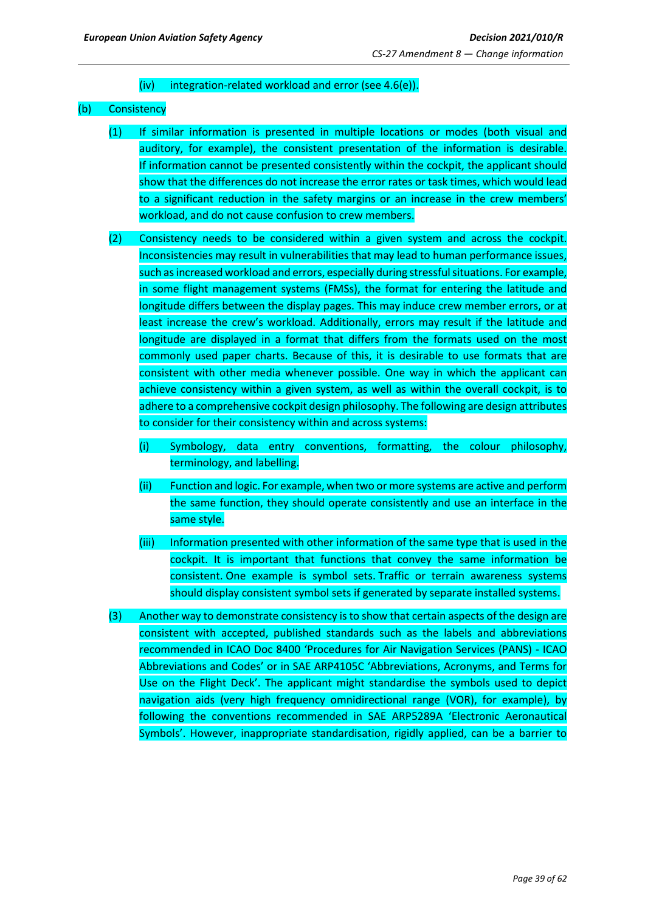(iv) integration-related workload and error (see 4.6(e)).

(b) Consistency

(1) If similar information is presented in multiple locations or modes (both visual and auditory, for example), the consistent presentation of the information is desirable. If information cannot be presented consistently within the cockpit, the applicant should show that the differences do not increase the error rates or task times, which would lead to a significant reduction in the safety margins or an increase in the crew members' workload, and do not cause confusion to crew members.

(2) Consistency needs to be considered within a given system and across the cockpit. Inconsistencies may result in vulnerabilities that may lead to human performance issues, such as increased workload and errors, especially during stressful situations. For example, in some flight management systems (FMSs), the format for entering the latitude and longitude differs between the display pages. This may induce crew member errors, or at least increase the crew's workload. Additionally, errors may result if the latitude and longitude are displayed in a format that differs from the formats used on the most commonly used paper charts. Because of this, it is desirable to use formats that are consistent with other media whenever possible. One way in which the applicant can achieve consistency within a given system, as well as within the overall cockpit, is to adhere to a comprehensive cockpit design philosophy. The following are design attributes to consider for their consistency within and across systems:

(i) Symbology, data entry conventions, formatting, the colour philosophy, terminology, and labelling.

(ii) Function and logic. For example, when two or more systems are active and perform the same function, they should operate consistently and use an interface in the same style.

(iii) Information presented with other information of the same type that is used in the cockpit. It is important that functions that convey the same information be consistent. One example is symbol sets. Traffic or terrain awareness systems should display consistent symbol sets if generated by separate installed systems.

(3) Another way to demonstrate consistency is to show that certain aspects of the design are consistent with accepted, published standards such as the labels and abbreviations recommended in ICAO Doc 8400 'Procedures for Air Navigation Services (PANS) - ICAO Abbreviations and Codes' or in SAE ARP4105C 'Abbreviations, Acronyms, and Terms for Use on the Flight Deck'. The applicant might standardise the symbols used to depict navigation aids (very high frequency omnidirectional range (VOR), for example), by following the conventions recommended in SAE ARP5289A 'Electronic Aeronautical Symbols'. However, inappropriate standardisation, rigidly applied, can be a barrier to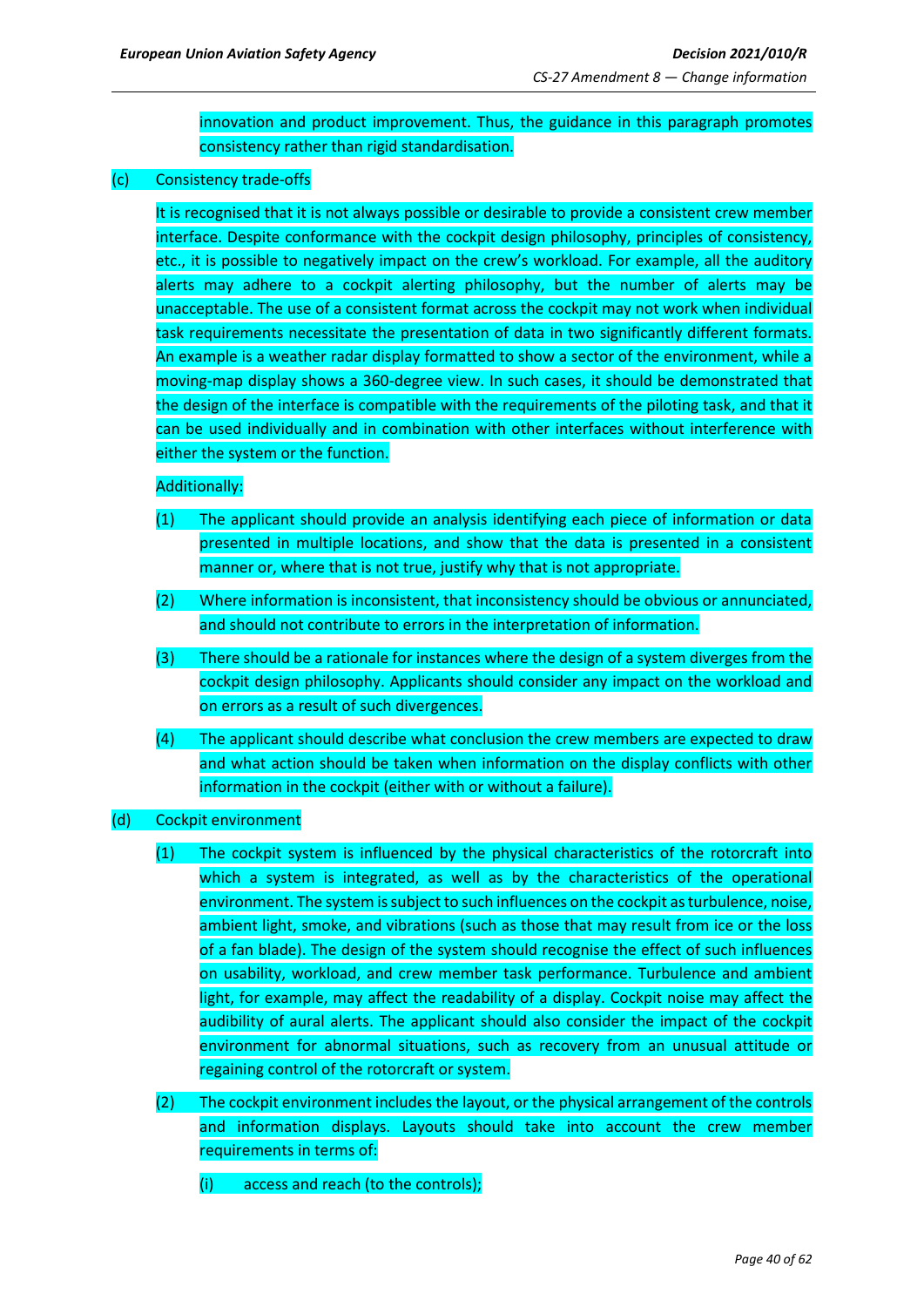innovation and product improvement. Thus, the guidance in this paragraph promotes consistency rather than rigid standardisation.

(c) Consistency trade-offs

It is recognised that it is not always possible or desirable to provide a consistent crew member interface. Despite conformance with the cockpit design philosophy, principles of consistency, etc., it is possible to negatively impact on the crew's workload. For example, all the auditory alerts may adhere to a cockpit alerting philosophy, but the number of alerts may be unacceptable. The use of a consistent format across the cockpit may not work when individual task requirements necessitate the presentation of data in two significantly different formats. An example is a weather radar display formatted to show a sector of the environment, while a moving-map display shows a 360-degree view. In such cases, it should be demonstrated that the design of the interface is compatible with the requirements of the piloting task, and that it can be used individually and in combination with other interfaces without interference with either the system or the function.

Additionally:

(1) The applicant should provide an analysis identifying each piece of information or data presented in multiple locations, and show that the data is presented in a consistent manner or, where that is not true, justify why that is not appropriate.

(2) Where information is inconsistent, that inconsistency should be obvious or annunciated, and should not contribute to errors in the interpretation of information.

(3) There should be a rationale for instances where the design of a system diverges from the cockpit design philosophy. Applicants should consider any impact on the workload and on errors as a result of such divergences.

(4) The applicant should describe what conclusion the crew members are expected to draw and what action should be taken when information on the display conflicts with other information in the cockpit (either with or without a failure).

(d) Cockpit environment

(1) The cockpit system is influenced by the physical characteristics of the rotorcraft into which a system is integrated, as well as by the characteristics of the operational environment. The system is subject to such influences on the cockpit as turbulence, noise, ambient light, smoke, and vibrations (such as those that may result from ice or the loss of a fan blade). The design of the system should recognise the effect of such influences on usability, workload, and crew member task performance. Turbulence and ambient light, for example, may affect the readability of a display. Cockpit noise may affect the audibility of aural alerts. The applicant should also consider the impact of the cockpit environment for abnormal situations, such as recovery from an unusual attitude or regaining control of the rotorcraft or system.

(2) The cockpit environment includes the layout, or the physical arrangement of the controls and information displays. Layouts should take into account the crew member requirements in terms of:

(i) access and reach (to the controls);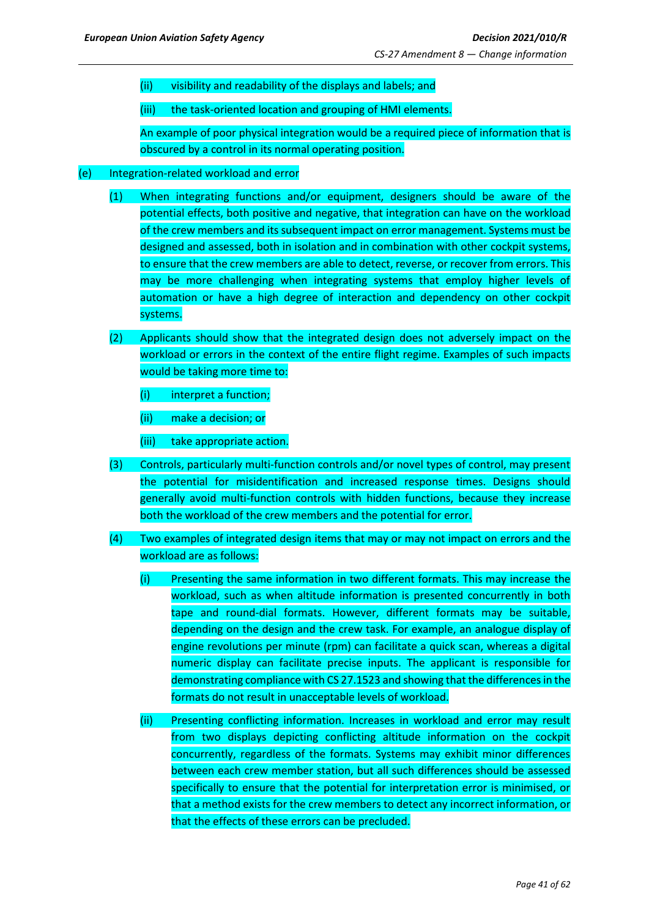(ii) visibility and readability of the displays and labels; and

(iii) the task-oriented location and grouping of HMI elements.

An example of poor physical integration would be a required piece of information that is obscured by a control in its normal operating position.

(e) Integration-related workload and error

(1) When integrating functions and/or equipment, designers should be aware of the potential effects, both positive and negative, that integration can have on the workload of the crew members and its subsequent impact on error management. Systems must be designed and assessed, both in isolation and in combination with other cockpit systems, to ensure that the crew members are able to detect, reverse, or recover from errors. This may be more challenging when integrating systems that employ higher levels of automation or have a high degree of interaction and dependency on other cockpit systems.

(2) Applicants should show that the integrated design does not adversely impact on the workload or errors in the context of the entire flight regime. Examples of such impacts would be taking more time to:

(i) interpret a function;

(ii) make a decision; or

(iii) take appropriate action.

(3) Controls, particularly multi-function controls and/or novel types of control, may present the potential for misidentification and increased response times. Designs should generally avoid multi-function controls with hidden functions, because they increase both the workload of the crew members and the potential for error.

(4) Two examples of integrated design items that may or may not impact on errors and the workload are as follows:

(i) Presenting the same information in two different formats. This may increase the workload, such as when altitude information is presented concurrently in both tape and round-dial formats. However, different formats may be suitable, depending on the design and the crew task. For example, an analogue display of engine revolutions per minute (rpm) can facilitate a quick scan, whereas a digital numeric display can facilitate precise inputs. The applicant is responsible for demonstrating compliance with CS 27.1523 and showing that the differences in the formats do not result in unacceptable levels of workload.

(ii) Presenting conflicting information. Increases in workload and error may result from two displays depicting conflicting altitude information on the cockpit concurrently, regardless of the formats. Systems may exhibit minor differences between each crew member station, but all such differences should be assessed specifically to ensure that the potential for interpretation error is minimised, or that a method exists for the crew members to detect any incorrect information, or that the effects of these errors can be precluded.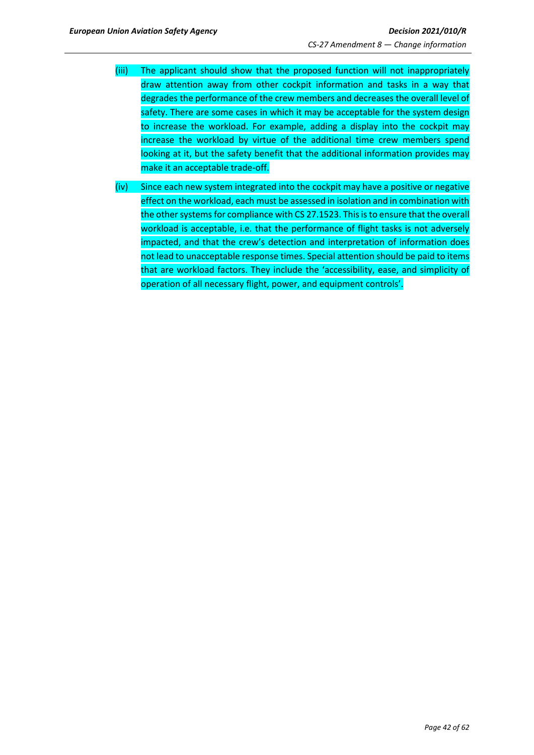(iii) The applicant should show that the proposed function will not inappropriately draw attention away from other cockpit information and tasks in a way that degrades the performance of the crew members and decreases the overall level of safety. There are some cases in which it may be acceptable for the system design to increase the workload. For example, adding a display into the cockpit may increase the workload by virtue of the additional time crew members spend looking at it, but the safety benefit that the additional information provides may make it an acceptable trade-off.

(iv) Since each new system integrated into the cockpit may have a positive or negative effect on the workload, each must be assessed in isolation and in combination with the other systems for compliance with CS 27.1523. This is to ensure that the overall workload is acceptable, i.e. that the performance of flight tasks is not adversely impacted, and that the crew's detection and interpretation of information does not lead to unacceptable response times. Special attention should be paid to items that are workload factors. They include the 'accessibility, ease, and simplicity of operation of all necessary flight, power, and equipment controls'.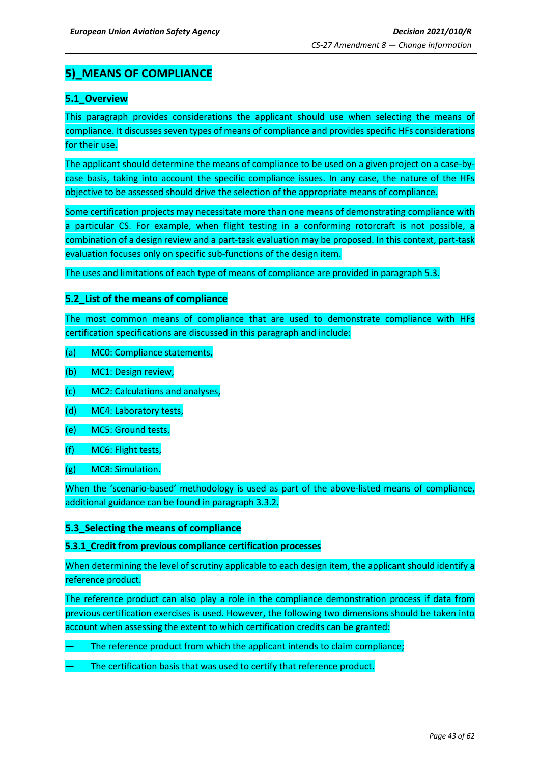# 5)_MEANS OF COMPLIANCE

## 5.1_Overview

This paragraph provides considerations the applicant should use when selecting the means of compliance. It discusses seven types of means of compliance and provides specific HFs considerations for their use.

The applicant should determine the means of compliance to be used on a given project on a case-by-case basis, taking into account the specific compliance issues. In any case, the nature of the HFs objective to be assessed should drive the selection of the appropriate means of compliance.

Some certification projects may necessitate more than one means of demonstrating compliance with a particular CS. For example, when flight testing in a conforming rotorcraft is not possible, a combination of a design review and a part-task evaluation may be proposed. In this context, part-task evaluation focuses only on specific sub-functions of the design item.

The uses and limitations of each type of means of compliance are provided in paragraph 5.3.

## 5.2_List of the means of compliance

The most common means of compliance that are used to demonstrate compliance with HFs certification specifications are discussed in this paragraph and include:

(a) MC0: Compliance statements,

(b) MC1: Design review,

(c) MC2: Calculations and analyses,

(d) MC4: Laboratory tests,

(e) MC5: Ground tests,

(f) MC6: Flight tests,

(g) MC8: Simulation.

When the 'scenario-based' methodology is used as part of the above-listed means of compliance, additional guidance can be found in paragraph 3.3.2.

## 5.3_Selecting the means of compliance

### 5.3.1_Credit from previous compliance certification processes

When determining the level of scrutiny applicable to each design item, the applicant should identify a reference product.

The reference product can also play a role in the compliance demonstration process if data from previous certification exercises is used. However, the following two dimensions should be taken into account when assessing the extent to which certification credits can be granted:

— The reference product from which the applicant intends to claim compliance;

— The certification basis that was used to certify that reference product.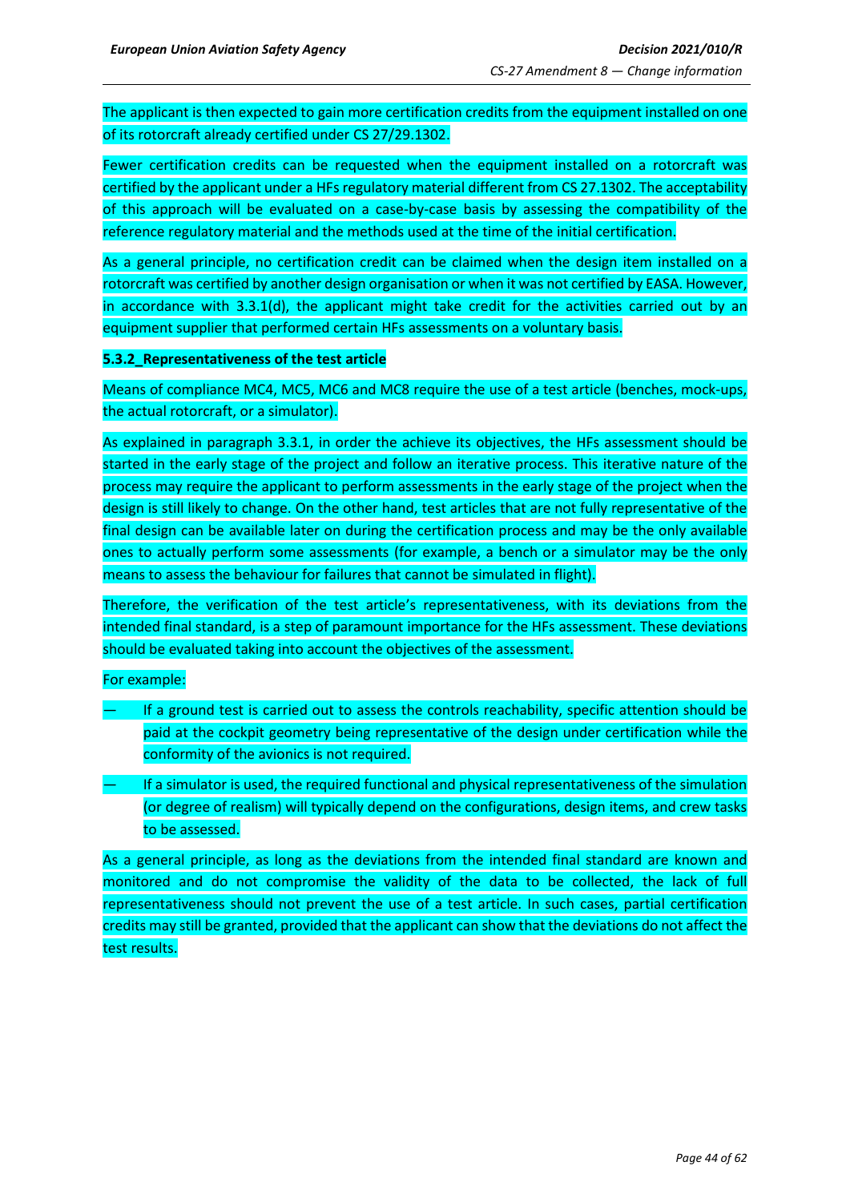The applicant is then expected to gain more certification credits from the equipment installed on one of its rotorcraft already certified under CS 27/29.1302.

Fewer certification credits can be requested when the equipment installed on a rotorcraft was certified by the applicant under a HFs regulatory material different from CS 27.1302. The acceptability of this approach will be evaluated on a case-by-case basis by assessing the compatibility of the reference regulatory material and the methods used at the time of the initial certification.

As a general principle, no certification credit can be claimed when the design item installed on a rotorcraft was certified by another design organisation or when it was not certified by EASA. However, in accordance with 3.3.1(d), the applicant might take credit for the activities carried out by an equipment supplier that performed certain HFs assessments on a voluntary basis.

**5.3.2_Representativeness of the test article**

Means of compliance MC4, MC5, MC6 and MC8 require the use of a test article (benches, mock-ups, the actual rotorcraft, or a simulator).

As explained in paragraph 3.3.1, in order the achieve its objectives, the HFs assessment should be started in the early stage of the project and follow an iterative process. This iterative nature of the process may require the applicant to perform assessments in the early stage of the project when the design is still likely to change. On the other hand, test articles that are not fully representative of the final design can be available later on during the certification process and may be the only available ones to actually perform some assessments (for example, a bench or a simulator may be the only means to assess the behaviour for failures that cannot be simulated in flight).

Therefore, the verification of the test article's representativeness, with its deviations from the intended final standard, is a step of paramount importance for the HFs assessment. These deviations should be evaluated taking into account the objectives of the assessment.

For example:

— If a ground test is carried out to assess the controls reachability, specific attention should be paid at the cockpit geometry being representative of the design under certification while the conformity of the avionics is not required.

— If a simulator is used, the required functional and physical representativeness of the simulation (or degree of realism) will typically depend on the configurations, design items, and crew tasks to be assessed.

As a general principle, as long as the deviations from the intended final standard are known and monitored and do not compromise the validity of the data to be collected, the lack of full representativeness should not prevent the use of a test article. In such cases, partial certification credits may still be granted, provided that the applicant can show that the deviations do not affect the test results.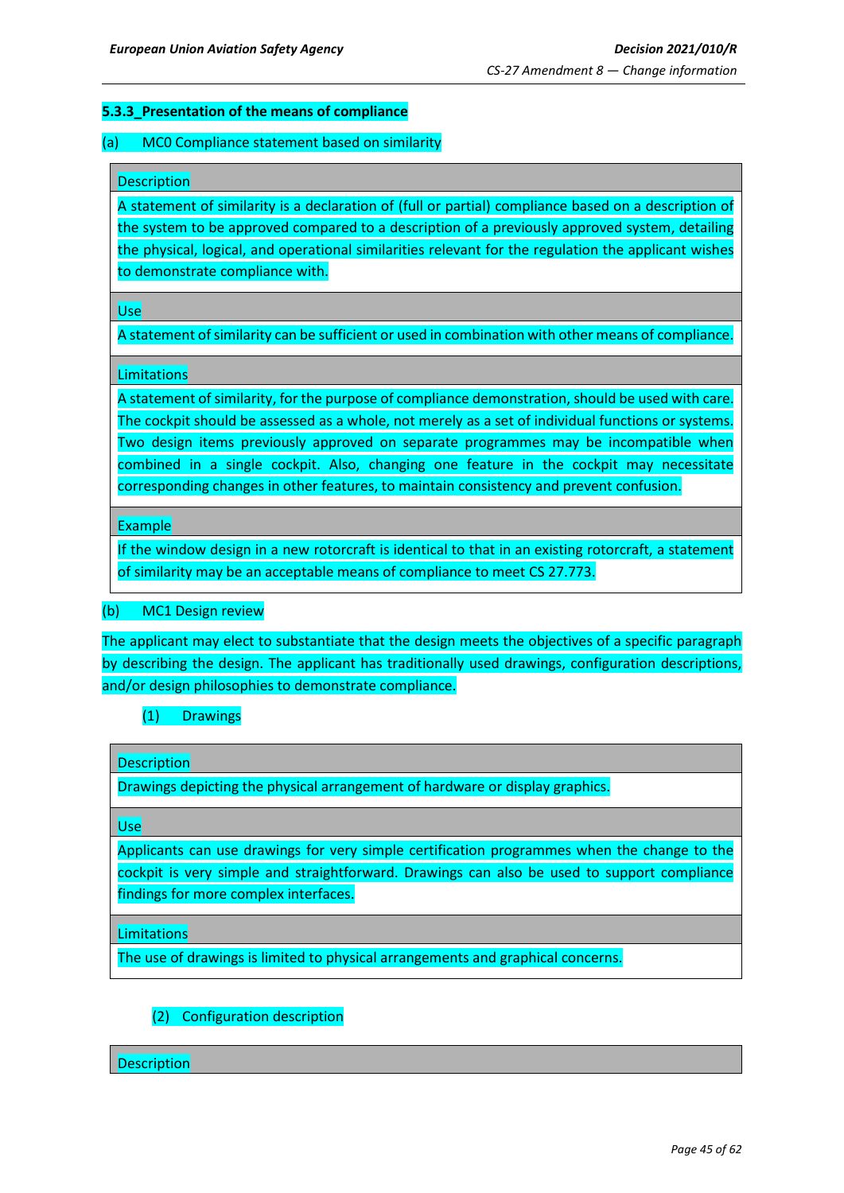### 5.3.3_Presentation of the means of compliance

(a) MC0 Compliance statement based on similarity

| Description |
|---|
| A statement of similarity is a declaration of (full or partial) compliance based on a description of the system to be approved compared to a description of a previously approved system, detailing the physical, logical, and operational similarities relevant for the regulation the applicant wishes to demonstrate compliance with. |
| **Use** |
| A statement of similarity can be sufficient or used in combination with other means of compliance. |
| **Limitations** |
| A statement of similarity, for the purpose of compliance demonstration, should be used with care. The cockpit should be assessed as a whole, not merely as a set of individual functions or systems. Two design items previously approved on separate programmes may be incompatible when combined in a single cockpit. Also, changing one feature in the cockpit may necessitate corresponding changes in other features, to maintain consistency and prevent confusion. |
| **Example** |
| If the window design in a new rotorcraft is identical to that in an existing rotorcraft, a statement of similarity may be an acceptable means of compliance to meet CS 27.773. |

(b) MC1 Design review

The applicant may elect to substantiate that the design meets the objectives of a specific paragraph by describing the design. The applicant has traditionally used drawings, configuration descriptions, and/or design philosophies to demonstrate compliance.

(1) Drawings

| Description |
|---|
| Drawings depicting the physical arrangement of hardware or display graphics. |
| **Use** |
| Applicants can use drawings for very simple certification programmes when the change to the cockpit is very simple and straightforward. Drawings can also be used to support compliance findings for more complex interfaces. |
| **Limitations** |
| The use of drawings is limited to physical arrangements and graphical concerns. |

(2) Configuration description

| Description |
|---|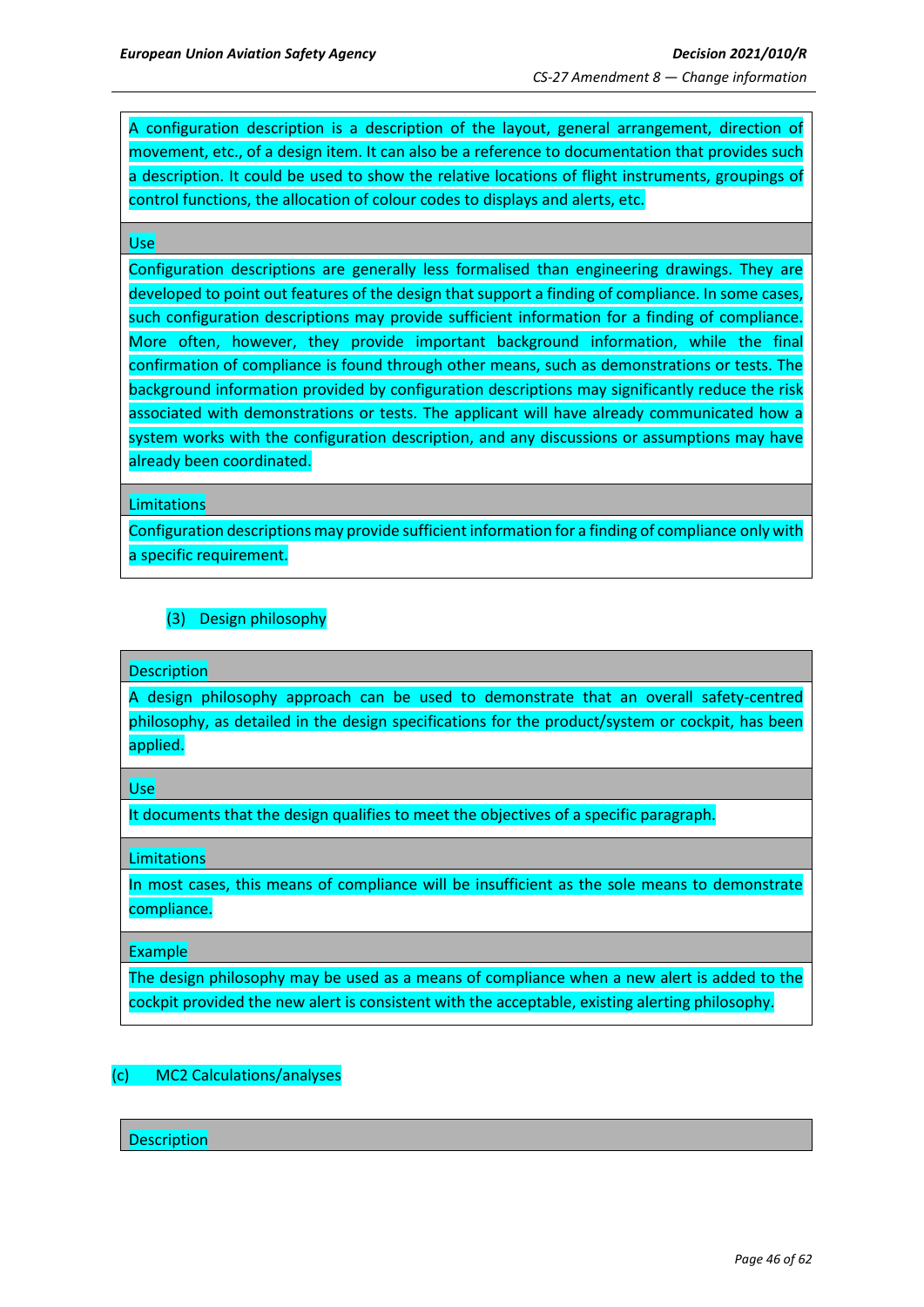| A configuration description is a description of the layout, general arrangement, direction of movement, etc., of a design item. It can also be a reference to documentation that provides such a description. It could be used to show the relative locations of flight instruments, groupings of control functions, the allocation of colour codes to displays and alerts, etc. |
| --- |
| Use |
| Configuration descriptions are generally less formalised than engineering drawings. They are developed to point out features of the design that support a finding of compliance. In some cases, such configuration descriptions may provide sufficient information for a finding of compliance. More often, however, they provide important background information, while the final confirmation of compliance is found through other means, such as demonstrations or tests. The background information provided by configuration descriptions may significantly reduce the risk associated with demonstrations or tests. The applicant will have already communicated how a system works with the configuration description, and any discussions or assumptions may have already been coordinated. |
| Limitations |
| Configuration descriptions may provide sufficient information for a finding of compliance only with a specific requirement. |

(3) Design philosophy

| Description |
| --- |
| A design philosophy approach can be used to demonstrate that an overall safety-centred philosophy, as detailed in the design specifications for the product/system or cockpit, has been applied. |
| Use |
| It documents that the design qualifies to meet the objectives of a specific paragraph. |
| Limitations |
| In most cases, this means of compliance will be insufficient as the sole means to demonstrate compliance. |
| Example |
| The design philosophy may be used as a means of compliance when a new alert is added to the cockpit provided the new alert is consistent with the acceptable, existing alerting philosophy. |

(c) MC2 Calculations/analyses

| Description |
| --- |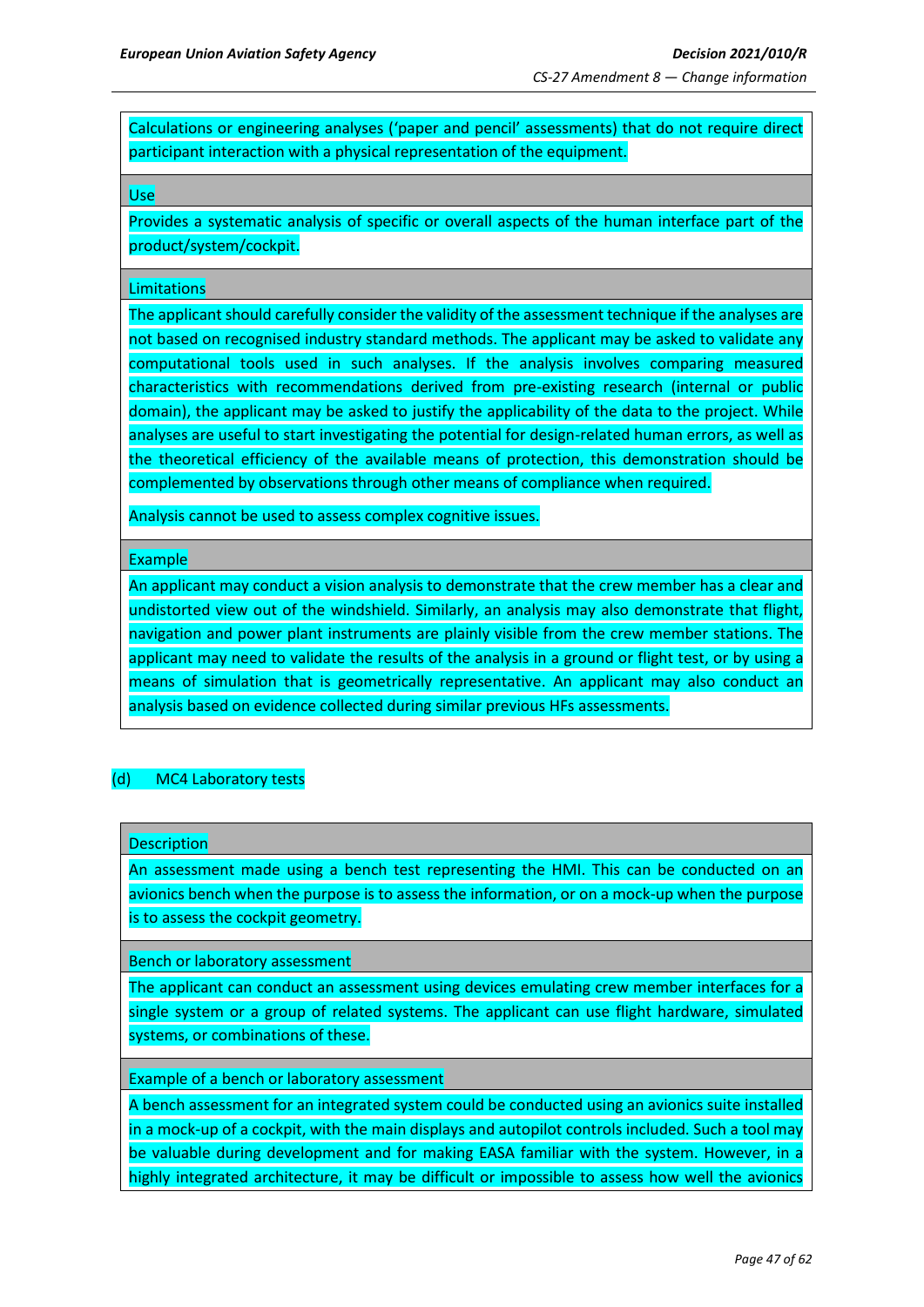| |
|---|
| Calculations or engineering analyses ('paper and pencil' assessments) that do not require direct participant interaction with a physical representation of the equipment. |
| Use |
| Provides a systematic analysis of specific or overall aspects of the human interface part of the product/system/cockpit. |
| Limitations |
| The applicant should carefully consider the validity of the assessment technique if the analyses are not based on recognised industry standard methods. The applicant may be asked to validate any computational tools used in such analyses. If the analysis involves comparing measured characteristics with recommendations derived from pre-existing research (internal or public domain), the applicant may be asked to justify the applicability of the data to the project. While analyses are useful to start investigating the potential for design-related human errors, as well as the theoretical efficiency of the available means of protection, this demonstration should be complemented by observations through other means of compliance when required.<br><br>Analysis cannot be used to assess complex cognitive issues. |
| Example |
| An applicant may conduct a vision analysis to demonstrate that the crew member has a clear and undistorted view out of the windshield. Similarly, an analysis may also demonstrate that flight, navigation and power plant instruments are plainly visible from the crew member stations. The applicant may need to validate the results of the analysis in a ground or flight test, or by using a means of simulation that is geometrically representative. An applicant may also conduct an analysis based on evidence collected during similar previous HFs assessments. |

(d) MC4 Laboratory tests

| Description |
|---|
| An assessment made using a bench test representing the HMI. This can be conducted on an avionics bench when the purpose is to assess the information, or on a mock-up when the purpose is to assess the cockpit geometry. |
| Bench or laboratory assessment |
| The applicant can conduct an assessment using devices emulating crew member interfaces for a single system or a group of related systems. The applicant can use flight hardware, simulated systems, or combinations of these. |
| Example of a bench or laboratory assessment |
| A bench assessment for an integrated system could be conducted using an avionics suite installed in a mock-up of a cockpit, with the main displays and autopilot controls included. Such a tool may be valuable during development and for making EASA familiar with the system. However, in a highly integrated architecture, it may be difficult or impossible to assess how well the avionics |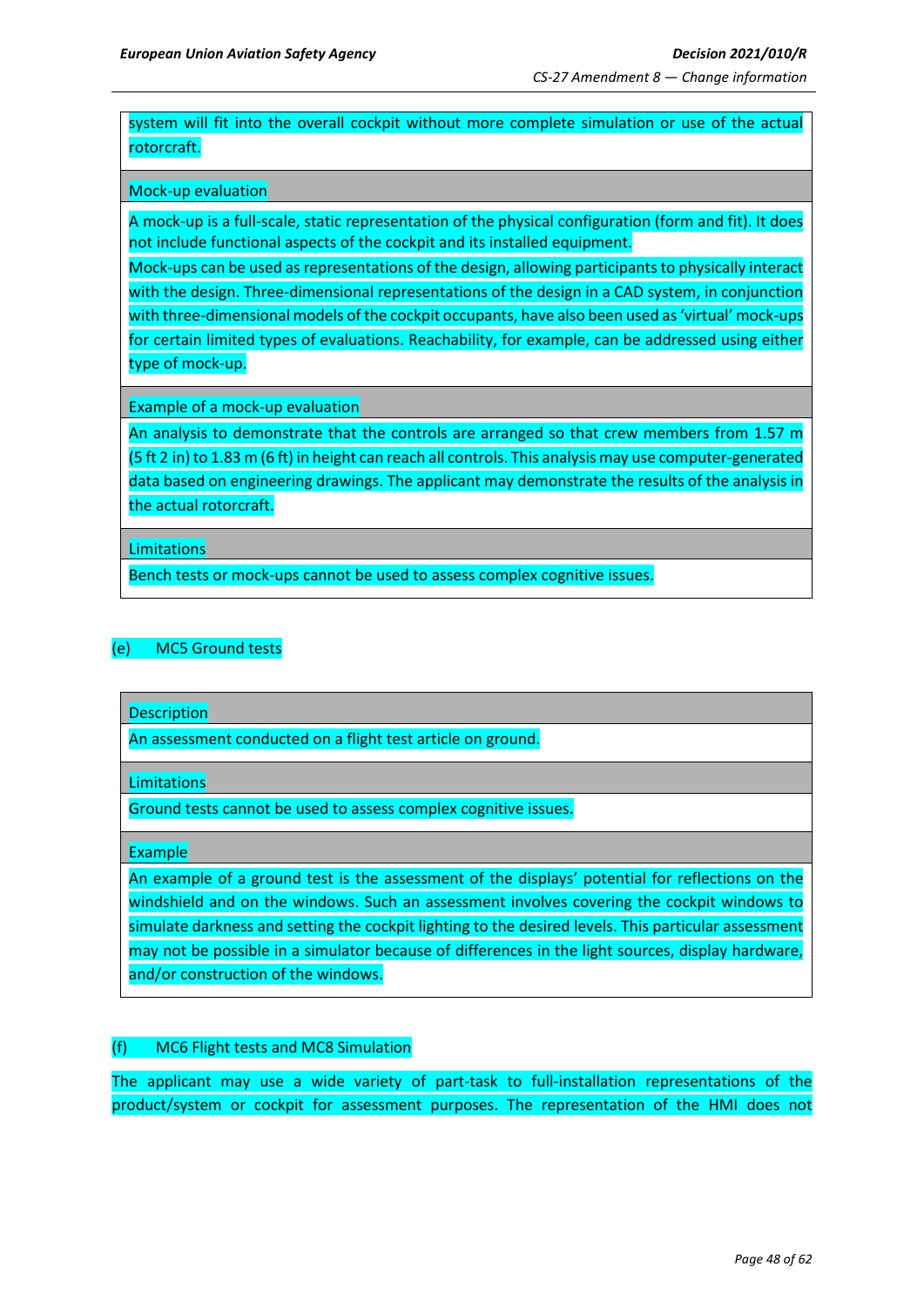| system will fit into the overall cockpit without more complete simulation or use of the actual rotorcraft. |
| --- |
| Mock-up evaluation |
| A mock-up is a full-scale, static representation of the physical configuration (form and fit). It does not include functional aspects of the cockpit and its installed equipment. Mock-ups can be used as representations of the design, allowing participants to physically interact with the design. Three-dimensional representations of the design in a CAD system, in conjunction with three-dimensional models of the cockpit occupants, have also been used as 'virtual' mock-ups for certain limited types of evaluations. Reachability, for example, can be addressed using either type of mock-up. |
| Example of a mock-up evaluation |
| An analysis to demonstrate that the controls are arranged so that crew members from 1.57 m (5 ft 2 in) to 1.83 m (6 ft) in height can reach all controls. This analysis may use computer-generated data based on engineering drawings. The applicant may demonstrate the results of the analysis in the actual rotorcraft. |
| Limitations |
| Bench tests or mock-ups cannot be used to assess complex cognitive issues. |

(e) MC5 Ground tests

| Description |
| --- |
| An assessment conducted on a flight test article on ground. |
| Limitations |
| Ground tests cannot be used to assess complex cognitive issues. |
| Example |
| An example of a ground test is the assessment of the displays' potential for reflections on the windshield and on the windows. Such an assessment involves covering the cockpit windows to simulate darkness and setting the cockpit lighting to the desired levels. This particular assessment may not be possible in a simulator because of differences in the light sources, display hardware, and/or construction of the windows. |

(f) MC6 Flight tests and MC8 Simulation

The applicant may use a wide variety of part-task to full-installation representations of the product/system or cockpit for assessment purposes. The representation of the HMI does not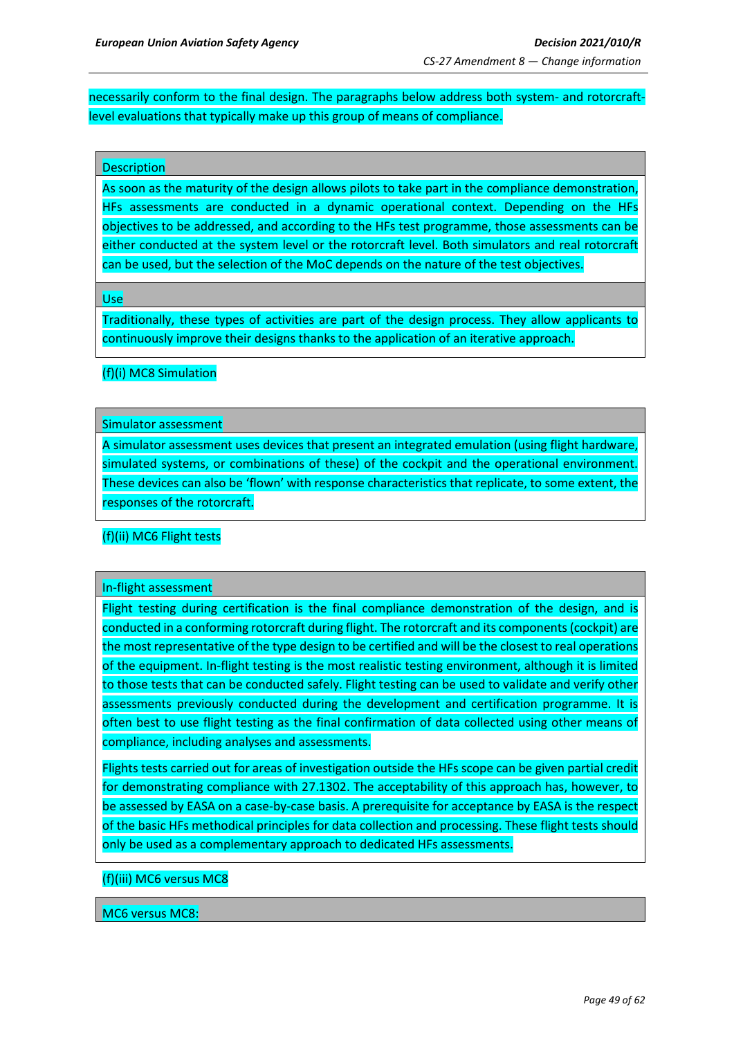necessarily conform to the final design. The paragraphs below address both system- and rotorcraft-level evaluations that typically make up this group of means of compliance.

| Description |
| --- |
| As soon as the maturity of the design allows pilots to take part in the compliance demonstration, HFs assessments are conducted in a dynamic operational context. Depending on the HFs objectives to be addressed, and according to the HFs test programme, those assessments can be either conducted at the system level or the rotorcraft level. Both simulators and real rotorcraft can be used, but the selection of the MoC depends on the nature of the test objectives. |
| Use |
| Traditionally, these types of activities are part of the design process. They allow applicants to continuously improve their designs thanks to the application of an iterative approach. |

(f)(i) MC8 Simulation

| Simulator assessment |
| --- |
| A simulator assessment uses devices that present an integrated emulation (using flight hardware, simulated systems, or combinations of these) of the cockpit and the operational environment. These devices can also be 'flown' with response characteristics that replicate, to some extent, the responses of the rotorcraft. |

(f)(ii) MC6 Flight tests

| In-flight assessment |
| --- |
| Flight testing during certification is the final compliance demonstration of the design, and is conducted in a conforming rotorcraft during flight. The rotorcraft and its components (cockpit) are the most representative of the type design to be certified and will be the closest to real operations of the equipment. In-flight testing is the most realistic testing environment, although it is limited to those tests that can be conducted safely. Flight testing can be used to validate and verify other assessments previously conducted during the development and certification programme. It is often best to use flight testing as the final confirmation of data collected using other means of compliance, including analyses and assessments.<br><br>Flights tests carried out for areas of investigation outside the HFs scope can be given partial credit for demonstrating compliance with 27.1302. The acceptability of this approach has, however, to be assessed by EASA on a case-by-case basis. A prerequisite for acceptance by EASA is the respect of the basic HFs methodical principles for data collection and processing. These flight tests should only be used as a complementary approach to dedicated HFs assessments. |

(f)(iii) MC6 versus MC8

| MC6 versus MC8: |
| --- |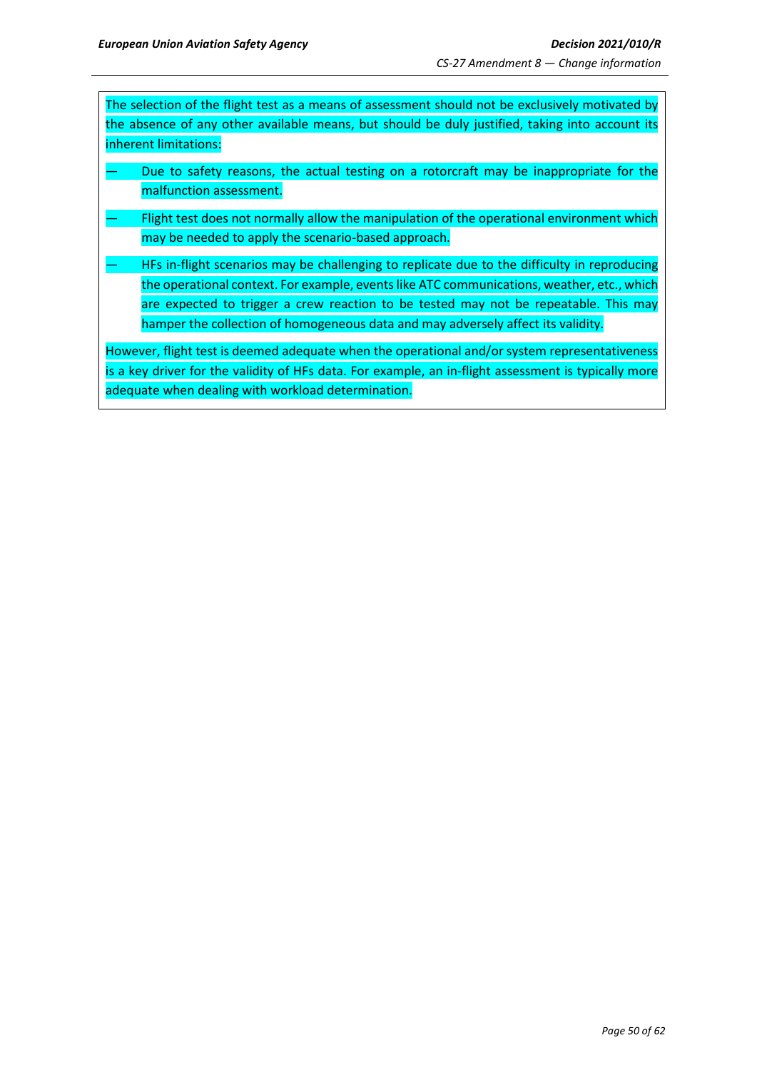The selection of the flight test as a means of assessment should not be exclusively motivated by the absence of any other available means, but should be duly justified, taking into account its inherent limitations:

— Due to safety reasons, the actual testing on a rotorcraft may be inappropriate for the malfunction assessment.

— Flight test does not normally allow the manipulation of the operational environment which may be needed to apply the scenario-based approach.

— HFs in-flight scenarios may be challenging to replicate due to the difficulty in reproducing the operational context. For example, events like ATC communications, weather, etc., which are expected to trigger a crew reaction to be tested may not be repeatable. This may hamper the collection of homogeneous data and may adversely affect its validity.

However, flight test is deemed adequate when the operational and/or system representativeness is a key driver for the validity of HFs data. For example, an in-flight assessment is typically more adequate when dealing with workload determination.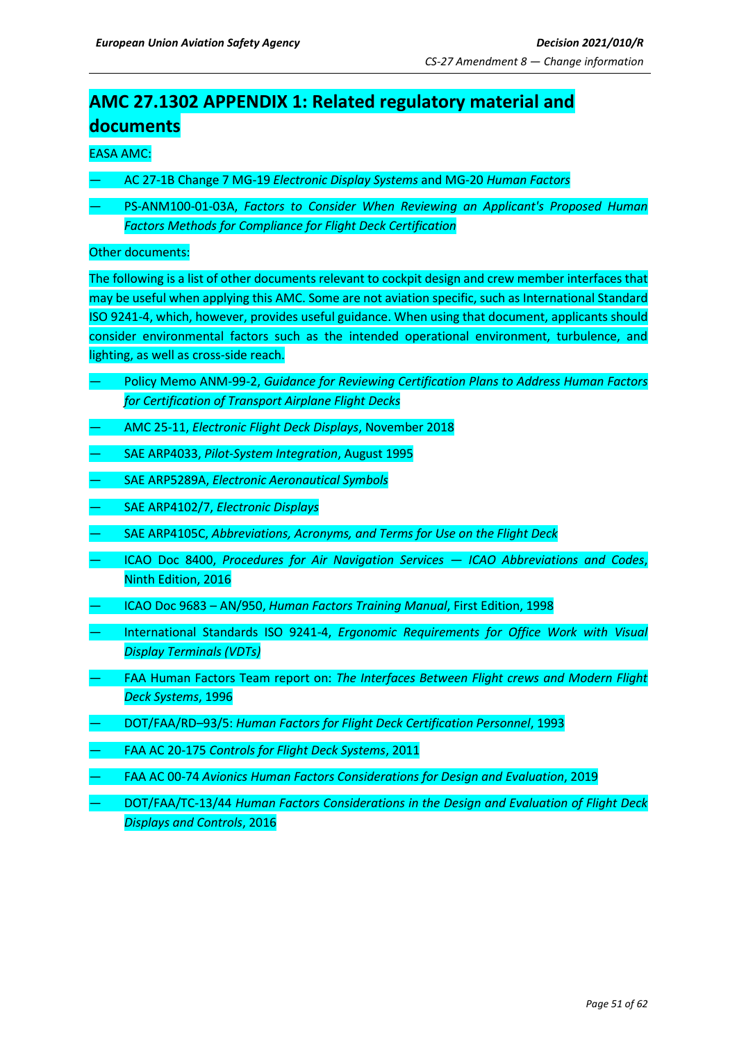# AMC 27.1302 APPENDIX 1: Related regulatory material and documents

EASA AMC:

- AC 27-1B Change 7 MG-19 *Electronic Display Systems* and MG-20 *Human Factors*
- PS-ANM100-01-03A, *Factors to Consider When Reviewing an Applicant's Proposed Human Factors Methods for Compliance for Flight Deck Certification*

Other documents:

The following is a list of other documents relevant to cockpit design and crew member interfaces that may be useful when applying this AMC. Some are not aviation specific, such as International Standard ISO 9241-4, which, however, provides useful guidance. When using that document, applicants should consider environmental factors such as the intended operational environment, turbulence, and lighting, as well as cross-side reach.

- Policy Memo ANM-99-2, *Guidance for Reviewing Certification Plans to Address Human Factors for Certification of Transport Airplane Flight Decks*
- AMC 25-11, *Electronic Flight Deck Displays*, November 2018
- SAE ARP4033, *Pilot-System Integration*, August 1995
- SAE ARP5289A, *Electronic Aeronautical Symbols*
- SAE ARP4102/7, *Electronic Displays*
- SAE ARP4105C, *Abbreviations, Acronyms, and Terms for Use on the Flight Deck*
- ICAO Doc 8400, *Procedures for Air Navigation Services — ICAO Abbreviations and Codes*, Ninth Edition, 2016
- ICAO Doc 9683 – AN/950, *Human Factors Training Manual*, First Edition, 1998
- International Standards ISO 9241-4, *Ergonomic Requirements for Office Work with Visual Display Terminals (VDTs)*
- FAA Human Factors Team report on: *The Interfaces Between Flight crews and Modern Flight Deck Systems*, 1996
- DOT/FAA/RD–93/5: *Human Factors for Flight Deck Certification Personnel*, 1993
- FAA AC 20-175 *Controls for Flight Deck Systems*, 2011
- FAA AC 00-74 *Avionics Human Factors Considerations for Design and Evaluation*, 2019
- DOT/FAA/TC-13/44 *Human Factors Considerations in the Design and Evaluation of Flight Deck Displays and Controls*, 2016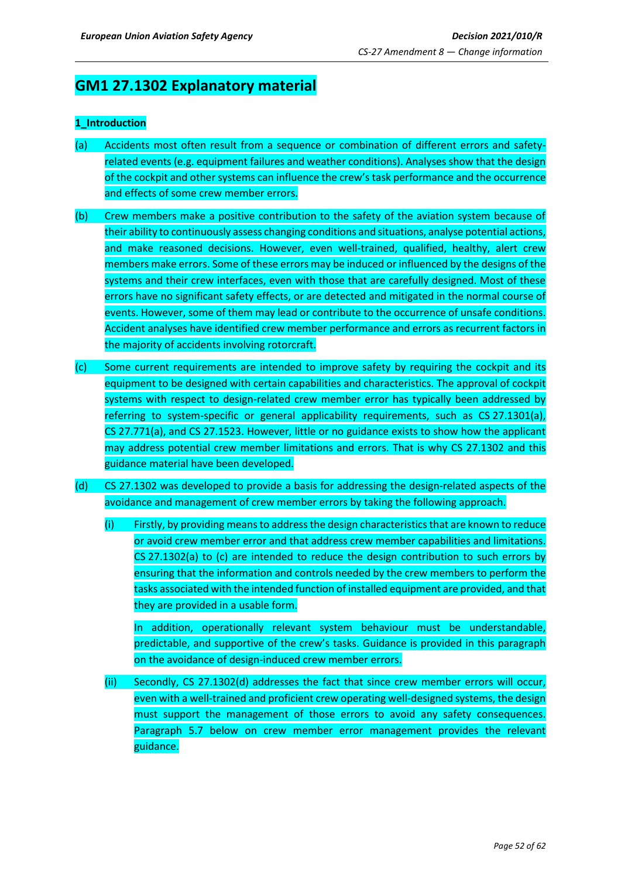# GM1 27.1302 Explanatory material

**1_Introduction**

(a) Accidents most often result from a sequence or combination of different errors and safety-related events (e.g. equipment failures and weather conditions). Analyses show that the design of the cockpit and other systems can influence the crew's task performance and the occurrence and effects of some crew member errors.

(b) Crew members make a positive contribution to the safety of the aviation system because of their ability to continuously assess changing conditions and situations, analyse potential actions, and make reasoned decisions. However, even well-trained, qualified, healthy, alert crew members make errors. Some of these errors may be induced or influenced by the designs of the systems and their crew interfaces, even with those that are carefully designed. Most of these errors have no significant safety effects, or are detected and mitigated in the normal course of events. However, some of them may lead or contribute to the occurrence of unsafe conditions. Accident analyses have identified crew member performance and errors as recurrent factors in the majority of accidents involving rotorcraft.

(c) Some current requirements are intended to improve safety by requiring the cockpit and its equipment to be designed with certain capabilities and characteristics. The approval of cockpit systems with respect to design-related crew member error has typically been addressed by referring to system-specific or general applicability requirements, such as CS 27.1301(a), CS 27.771(a), and CS 27.1523. However, little or no guidance exists to show how the applicant may address potential crew member limitations and errors. That is why CS 27.1302 and this guidance material have been developed.

(d) CS 27.1302 was developed to provide a basis for addressing the design-related aspects of the avoidance and management of crew member errors by taking the following approach.

  (i) Firstly, by providing means to address the design characteristics that are known to reduce or avoid crew member error and that address crew member capabilities and limitations. CS 27.1302(a) to (c) are intended to reduce the design contribution to such errors by ensuring that the information and controls needed by the crew members to perform the tasks associated with the intended function of installed equipment are provided, and that they are provided in a usable form.

  In addition, operationally relevant system behaviour must be understandable, predictable, and supportive of the crew's tasks. Guidance is provided in this paragraph on the avoidance of design-induced crew member errors.

  (ii) Secondly, CS 27.1302(d) addresses the fact that since crew member errors will occur, even with a well-trained and proficient crew operating well-designed systems, the design must support the management of those errors to avoid any safety consequences. Paragraph 5.7 below on crew member error management provides the relevant guidance.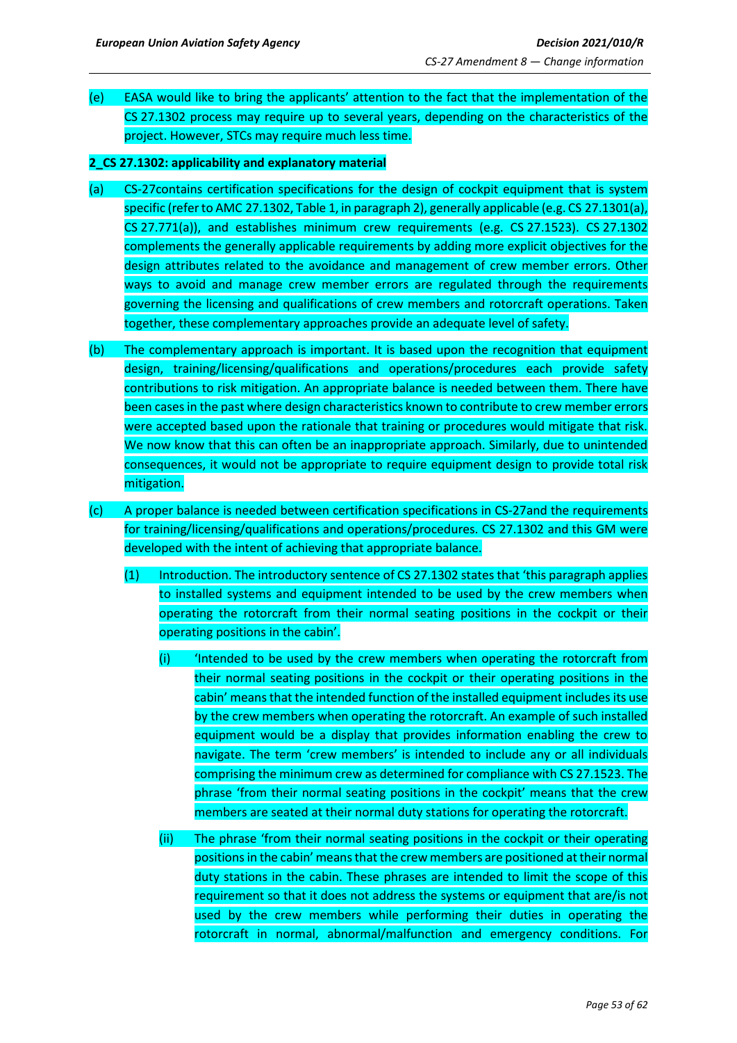(e) EASA would like to bring the applicants' attention to the fact that the implementation of the CS 27.1302 process may require up to several years, depending on the characteristics of the project. However, STCs may require much less time.

**2_CS 27.1302: applicability and explanatory material**

(a) CS-27contains certification specifications for the design of cockpit equipment that is system specific (refer to AMC 27.1302, Table 1, in paragraph 2), generally applicable (e.g. CS 27.1301(a), CS 27.771(a)), and establishes minimum crew requirements (e.g. CS 27.1523). CS 27.1302 complements the generally applicable requirements by adding more explicit objectives for the design attributes related to the avoidance and management of crew member errors. Other ways to avoid and manage crew member errors are regulated through the requirements governing the licensing and qualifications of crew members and rotorcraft operations. Taken together, these complementary approaches provide an adequate level of safety.

(b) The complementary approach is important. It is based upon the recognition that equipment design, training/licensing/qualifications and operations/procedures each provide safety contributions to risk mitigation. An appropriate balance is needed between them. There have been cases in the past where design characteristics known to contribute to crew member errors were accepted based upon the rationale that training or procedures would mitigate that risk. We now know that this can often be an inappropriate approach. Similarly, due to unintended consequences, it would not be appropriate to require equipment design to provide total risk mitigation.

(c) A proper balance is needed between certification specifications in CS-27and the requirements for training/licensing/qualifications and operations/procedures. CS 27.1302 and this GM were developed with the intent of achieving that appropriate balance.

(1) Introduction. The introductory sentence of CS 27.1302 states that 'this paragraph applies to installed systems and equipment intended to be used by the crew members when operating the rotorcraft from their normal seating positions in the cockpit or their operating positions in the cabin'.

(i) 'Intended to be used by the crew members when operating the rotorcraft from their normal seating positions in the cockpit or their operating positions in the cabin' means that the intended function of the installed equipment includes its use by the crew members when operating the rotorcraft. An example of such installed equipment would be a display that provides information enabling the crew to navigate. The term 'crew members' is intended to include any or all individuals comprising the minimum crew as determined for compliance with CS 27.1523. The phrase 'from their normal seating positions in the cockpit' means that the crew members are seated at their normal duty stations for operating the rotorcraft.

(ii) The phrase 'from their normal seating positions in the cockpit or their operating positions in the cabin' means that the crew members are positioned at their normal duty stations in the cabin. These phrases are intended to limit the scope of this requirement so that it does not address the systems or equipment that are/is not used by the crew members while performing their duties in operating the rotorcraft in normal, abnormal/malfunction and emergency conditions. For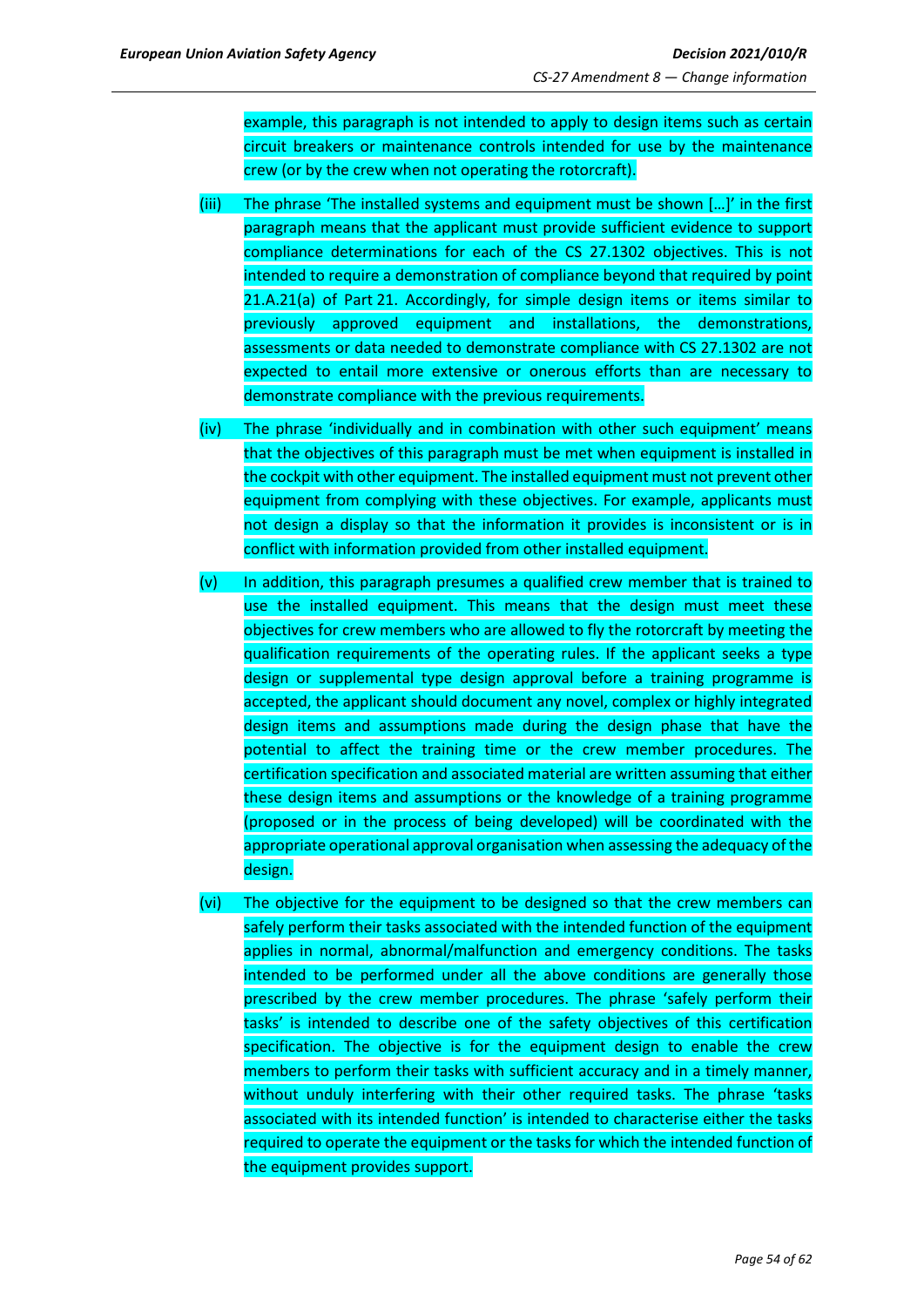example, this paragraph is not intended to apply to design items such as certain circuit breakers or maintenance controls intended for use by the maintenance crew (or by the crew when not operating the rotorcraft).

(iii) The phrase 'The installed systems and equipment must be shown […]' in the first paragraph means that the applicant must provide sufficient evidence to support compliance determinations for each of the CS 27.1302 objectives. This is not intended to require a demonstration of compliance beyond that required by point 21.A.21(a) of Part 21. Accordingly, for simple design items or items similar to previously approved equipment and installations, the demonstrations, assessments or data needed to demonstrate compliance with CS 27.1302 are not expected to entail more extensive or onerous efforts than are necessary to demonstrate compliance with the previous requirements.

(iv) The phrase 'individually and in combination with other such equipment' means that the objectives of this paragraph must be met when equipment is installed in the cockpit with other equipment. The installed equipment must not prevent other equipment from complying with these objectives. For example, applicants must not design a display so that the information it provides is inconsistent or is in conflict with information provided from other installed equipment.

(v) In addition, this paragraph presumes a qualified crew member that is trained to use the installed equipment. This means that the design must meet these objectives for crew members who are allowed to fly the rotorcraft by meeting the qualification requirements of the operating rules. If the applicant seeks a type design or supplemental type design approval before a training programme is accepted, the applicant should document any novel, complex or highly integrated design items and assumptions made during the design phase that have the potential to affect the training time or the crew member procedures. The certification specification and associated material are written assuming that either these design items and assumptions or the knowledge of a training programme (proposed or in the process of being developed) will be coordinated with the appropriate operational approval organisation when assessing the adequacy of the design.

(vi) The objective for the equipment to be designed so that the crew members can safely perform their tasks associated with the intended function of the equipment applies in normal, abnormal/malfunction and emergency conditions. The tasks intended to be performed under all the above conditions are generally those prescribed by the crew member procedures. The phrase 'safely perform their tasks' is intended to describe one of the safety objectives of this certification specification. The objective is for the equipment design to enable the crew members to perform their tasks with sufficient accuracy and in a timely manner, without unduly interfering with their other required tasks. The phrase 'tasks associated with its intended function' is intended to characterise either the tasks required to operate the equipment or the tasks for which the intended function of the equipment provides support.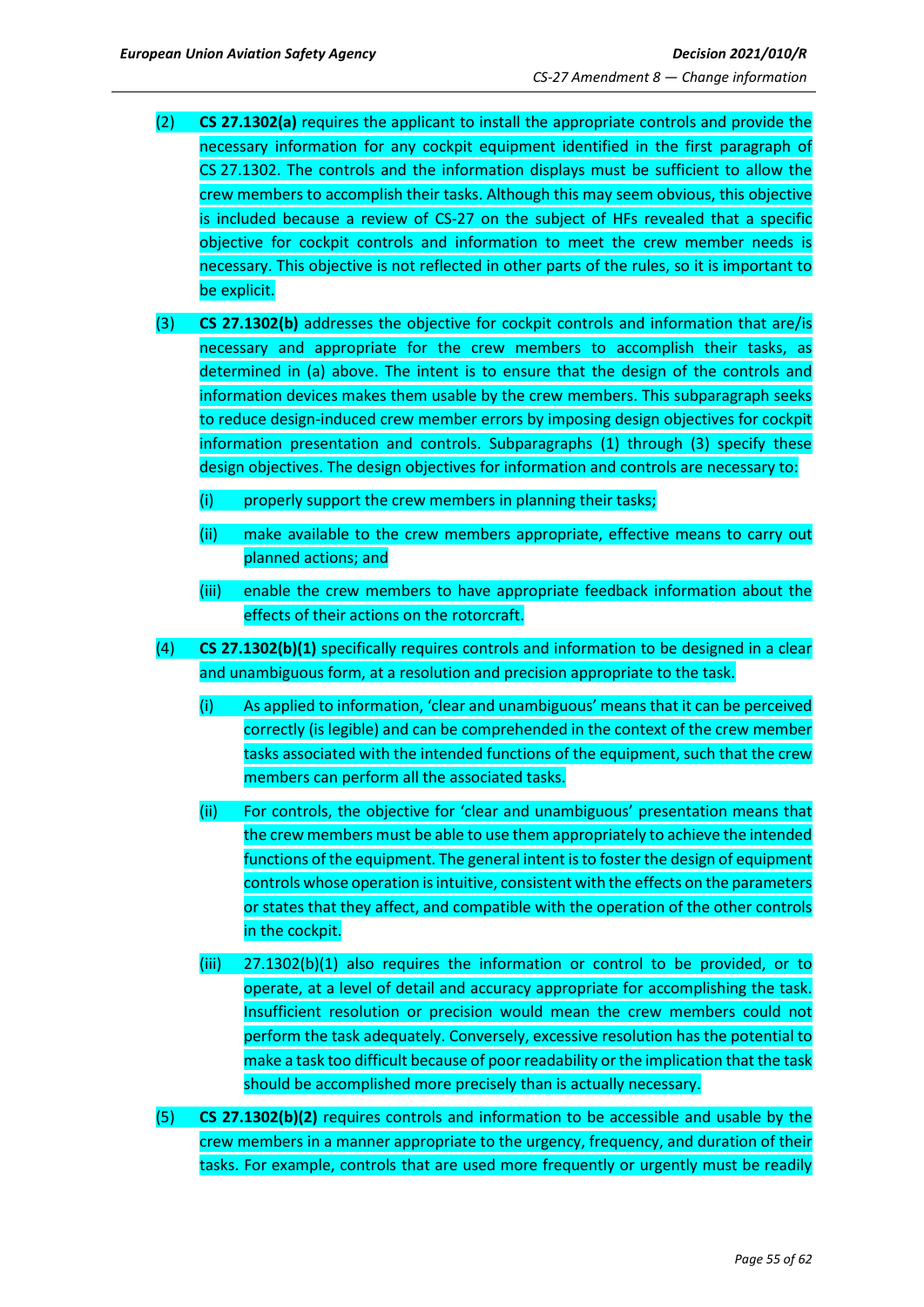(2) **CS 27.1302(a)** requires the applicant to install the appropriate controls and provide the necessary information for any cockpit equipment identified in the first paragraph of CS 27.1302. The controls and the information displays must be sufficient to allow the crew members to accomplish their tasks. Although this may seem obvious, this objective is included because a review of CS-27 on the subject of HFs revealed that a specific objective for cockpit controls and information to meet the crew member needs is necessary. This objective is not reflected in other parts of the rules, so it is important to be explicit.

(3) **CS 27.1302(b)** addresses the objective for cockpit controls and information that are/is necessary and appropriate for the crew members to accomplish their tasks, as determined in (a) above. The intent is to ensure that the design of the controls and information devices makes them usable by the crew members. This subparagraph seeks to reduce design-induced crew member errors by imposing design objectives for cockpit information presentation and controls. Subparagraphs (1) through (3) specify these design objectives. The design objectives for information and controls are necessary to:

  (i) properly support the crew members in planning their tasks;

  (ii) make available to the crew members appropriate, effective means to carry out planned actions; and

  (iii) enable the crew members to have appropriate feedback information about the effects of their actions on the rotorcraft.

(4) **CS 27.1302(b)(1)** specifically requires controls and information to be designed in a clear and unambiguous form, at a resolution and precision appropriate to the task.

  (i) As applied to information, 'clear and unambiguous' means that it can be perceived correctly (is legible) and can be comprehended in the context of the crew member tasks associated with the intended functions of the equipment, such that the crew members can perform all the associated tasks.

  (ii) For controls, the objective for 'clear and unambiguous' presentation means that the crew members must be able to use them appropriately to achieve the intended functions of the equipment. The general intent is to foster the design of equipment controls whose operation is intuitive, consistent with the effects on the parameters or states that they affect, and compatible with the operation of the other controls in the cockpit.

  (iii) 27.1302(b)(1) also requires the information or control to be provided, or to operate, at a level of detail and accuracy appropriate for accomplishing the task. Insufficient resolution or precision would mean the crew members could not perform the task adequately. Conversely, excessive resolution has the potential to make a task too difficult because of poor readability or the implication that the task should be accomplished more precisely than is actually necessary.

(5) **CS 27.1302(b)(2)** requires controls and information to be accessible and usable by the crew members in a manner appropriate to the urgency, frequency, and duration of their tasks. For example, controls that are used more frequently or urgently must be readily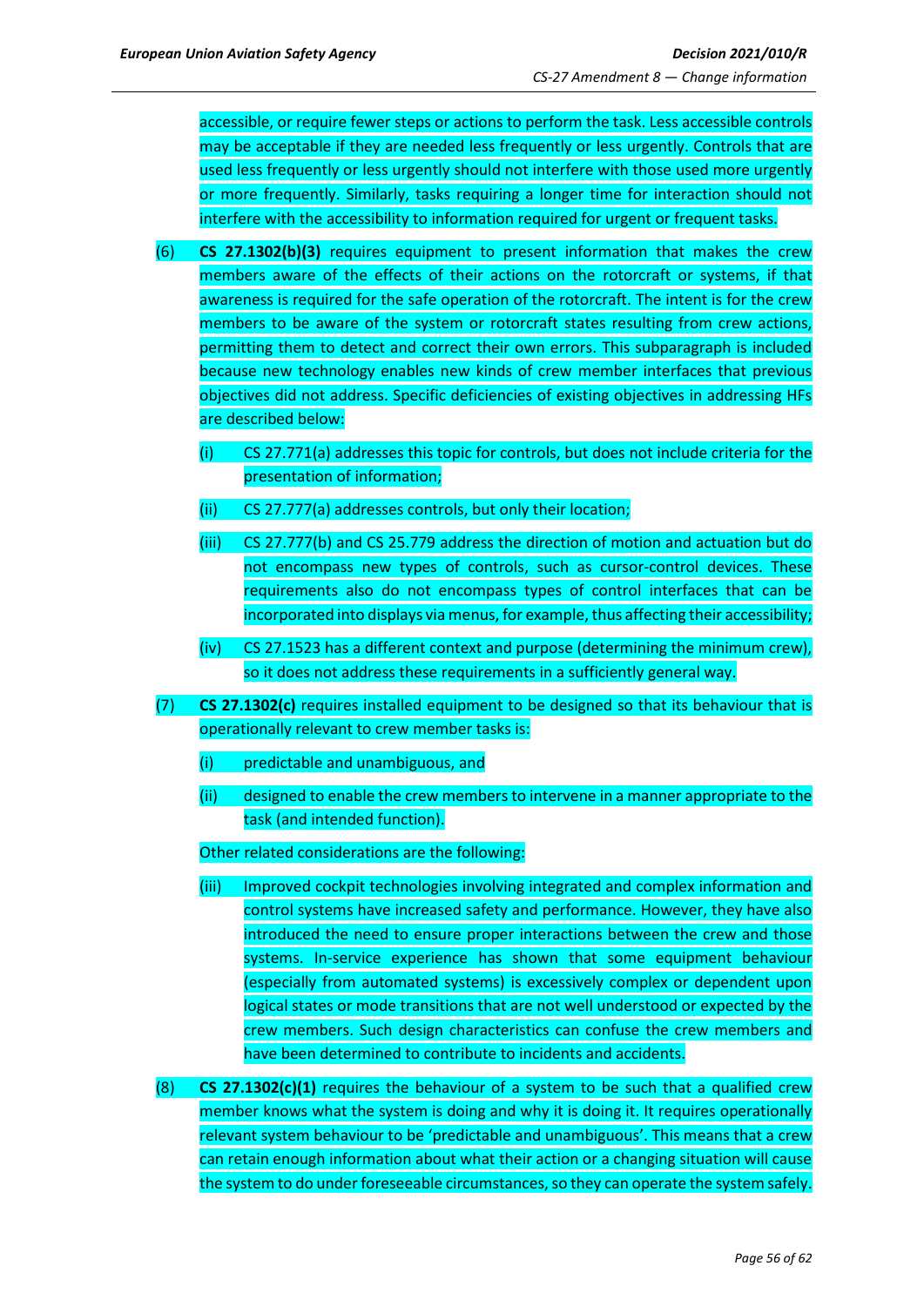accessible, or require fewer steps or actions to perform the task. Less accessible controls may be acceptable if they are needed less frequently or less urgently. Controls that are used less frequently or less urgently should not interfere with those used more urgently or more frequently. Similarly, tasks requiring a longer time for interaction should not interfere with the accessibility to information required for urgent or frequent tasks.

(6) **CS 27.1302(b)(3)** requires equipment to present information that makes the crew members aware of the effects of their actions on the rotorcraft or systems, if that awareness is required for the safe operation of the rotorcraft. The intent is for the crew members to be aware of the system or rotorcraft states resulting from crew actions, permitting them to detect and correct their own errors. This subparagraph is included because new technology enables new kinds of crew member interfaces that previous objectives did not address. Specific deficiencies of existing objectives in addressing HFs are described below:

- (i) CS 27.771(a) addresses this topic for controls, but does not include criteria for the presentation of information;
- (ii) CS 27.777(a) addresses controls, but only their location;
- (iii) CS 27.777(b) and CS 25.779 address the direction of motion and actuation but do not encompass new types of controls, such as cursor-control devices. These requirements also do not encompass types of control interfaces that can be incorporated into displays via menus, for example, thus affecting their accessibility;
- (iv) CS 27.1523 has a different context and purpose (determining the minimum crew), so it does not address these requirements in a sufficiently general way.

(7) **CS 27.1302(c)** requires installed equipment to be designed so that its behaviour that is operationally relevant to crew member tasks is:

- (i) predictable and unambiguous, and
- (ii) designed to enable the crew members to intervene in a manner appropriate to the task (and intended function).

Other related considerations are the following:

- (iii) Improved cockpit technologies involving integrated and complex information and control systems have increased safety and performance. However, they have also introduced the need to ensure proper interactions between the crew and those systems. In-service experience has shown that some equipment behaviour (especially from automated systems) is excessively complex or dependent upon logical states or mode transitions that are not well understood or expected by the crew members. Such design characteristics can confuse the crew members and have been determined to contribute to incidents and accidents.

(8) **CS 27.1302(c)(1)** requires the behaviour of a system to be such that a qualified crew member knows what the system is doing and why it is doing it. It requires operationally relevant system behaviour to be 'predictable and unambiguous'. This means that a crew can retain enough information about what their action or a changing situation will cause the system to do under foreseeable circumstances, so they can operate the system safely.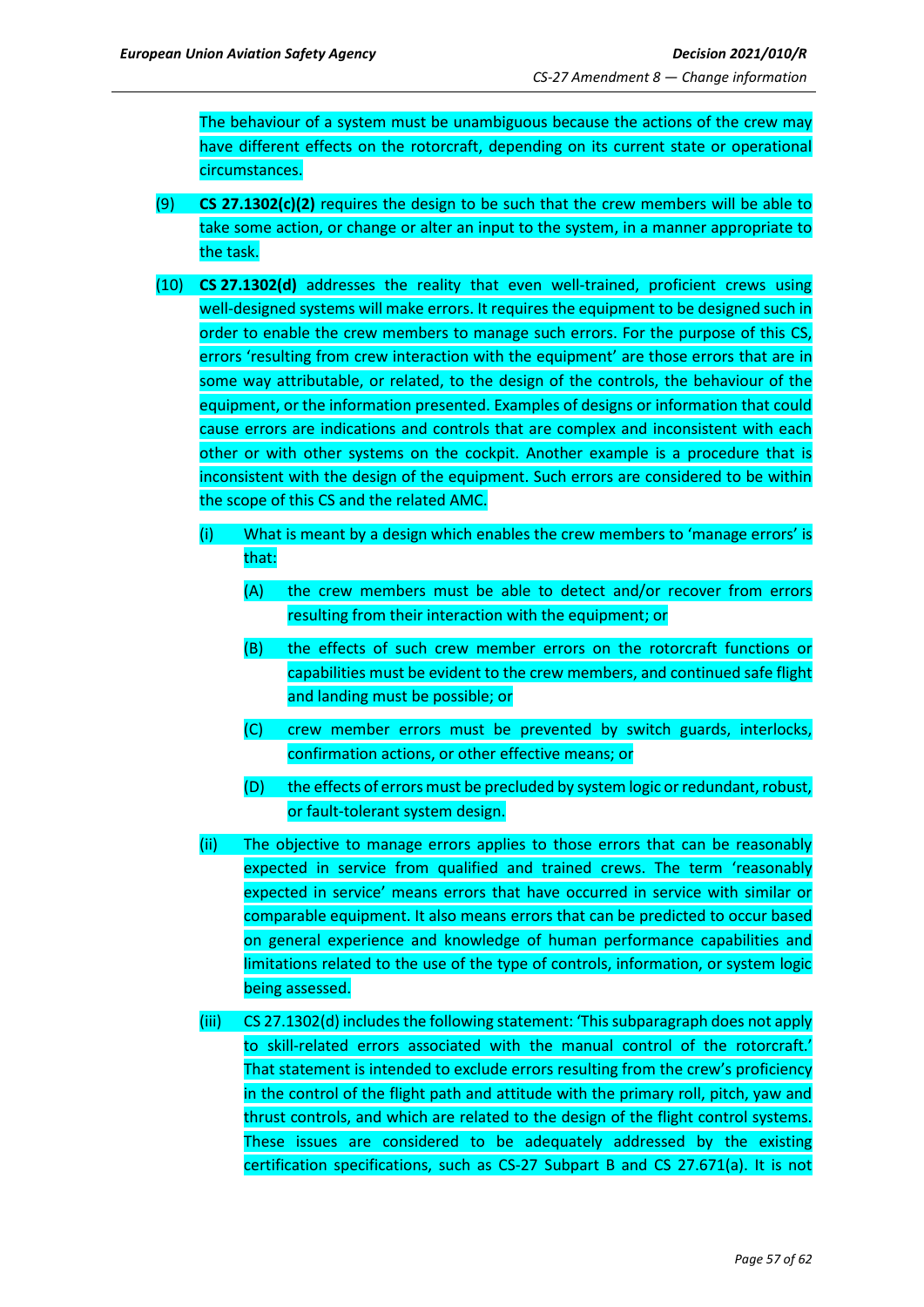The behaviour of a system must be unambiguous because the actions of the crew may have different effects on the rotorcraft, depending on its current state or operational circumstances.

(9) **CS 27.1302(c)(2)** requires the design to be such that the crew members will be able to take some action, or change or alter an input to the system, in a manner appropriate to the task.

(10) **CS 27.1302(d)** addresses the reality that even well-trained, proficient crews using well-designed systems will make errors. It requires the equipment to be designed such in order to enable the crew members to manage such errors. For the purpose of this CS, errors 'resulting from crew interaction with the equipment' are those errors that are in some way attributable, or related, to the design of the controls, the behaviour of the equipment, or the information presented. Examples of designs or information that could cause errors are indications and controls that are complex and inconsistent with each other or with other systems on the cockpit. Another example is a procedure that is inconsistent with the design of the equipment. Such errors are considered to be within the scope of this CS and the related AMC.

(i) What is meant by a design which enables the crew members to 'manage errors' is that:

(A) the crew members must be able to detect and/or recover from errors resulting from their interaction with the equipment; or

(B) the effects of such crew member errors on the rotorcraft functions or capabilities must be evident to the crew members, and continued safe flight and landing must be possible; or

(C) crew member errors must be prevented by switch guards, interlocks, confirmation actions, or other effective means; or

(D) the effects of errors must be precluded by system logic or redundant, robust, or fault-tolerant system design.

(ii) The objective to manage errors applies to those errors that can be reasonably expected in service from qualified and trained crews. The term 'reasonably expected in service' means errors that have occurred in service with similar or comparable equipment. It also means errors that can be predicted to occur based on general experience and knowledge of human performance capabilities and limitations related to the use of the type of controls, information, or system logic being assessed.

(iii) CS 27.1302(d) includes the following statement: 'This subparagraph does not apply to skill-related errors associated with the manual control of the rotorcraft.' That statement is intended to exclude errors resulting from the crew's proficiency in the control of the flight path and attitude with the primary roll, pitch, yaw and thrust controls, and which are related to the design of the flight control systems. These issues are considered to be adequately addressed by the existing certification specifications, such as CS-27 Subpart B and CS 27.671(a). It is not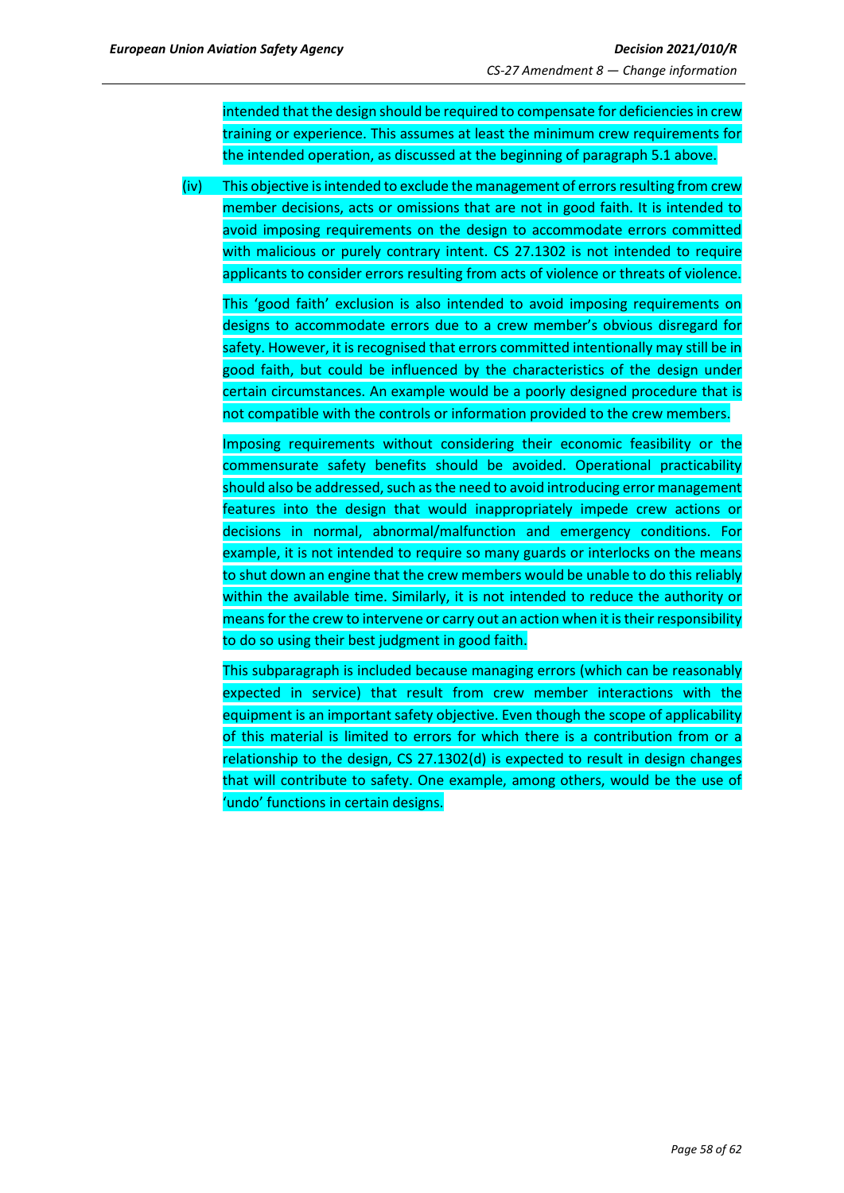intended that the design should be required to compensate for deficiencies in crew training or experience. This assumes at least the minimum crew requirements for the intended operation, as discussed at the beginning of paragraph 5.1 above.

(iv) This objective is intended to exclude the management of errors resulting from crew member decisions, acts or omissions that are not in good faith. It is intended to avoid imposing requirements on the design to accommodate errors committed with malicious or purely contrary intent. CS 27.1302 is not intended to require applicants to consider errors resulting from acts of violence or threats of violence.

This 'good faith' exclusion is also intended to avoid imposing requirements on designs to accommodate errors due to a crew member's obvious disregard for safety. However, it is recognised that errors committed intentionally may still be in good faith, but could be influenced by the characteristics of the design under certain circumstances. An example would be a poorly designed procedure that is not compatible with the controls or information provided to the crew members.

Imposing requirements without considering their economic feasibility or the commensurate safety benefits should be avoided. Operational practicability should also be addressed, such as the need to avoid introducing error management features into the design that would inappropriately impede crew actions or decisions in normal, abnormal/malfunction and emergency conditions. For example, it is not intended to require so many guards or interlocks on the means to shut down an engine that the crew members would be unable to do this reliably within the available time. Similarly, it is not intended to reduce the authority or means for the crew to intervene or carry out an action when it is their responsibility to do so using their best judgment in good faith.

This subparagraph is included because managing errors (which can be reasonably expected in service) that result from crew member interactions with the equipment is an important safety objective. Even though the scope of applicability of this material is limited to errors for which there is a contribution from or a relationship to the design, CS 27.1302(d) is expected to result in design changes that will contribute to safety. One example, among others, would be the use of 'undo' functions in certain designs.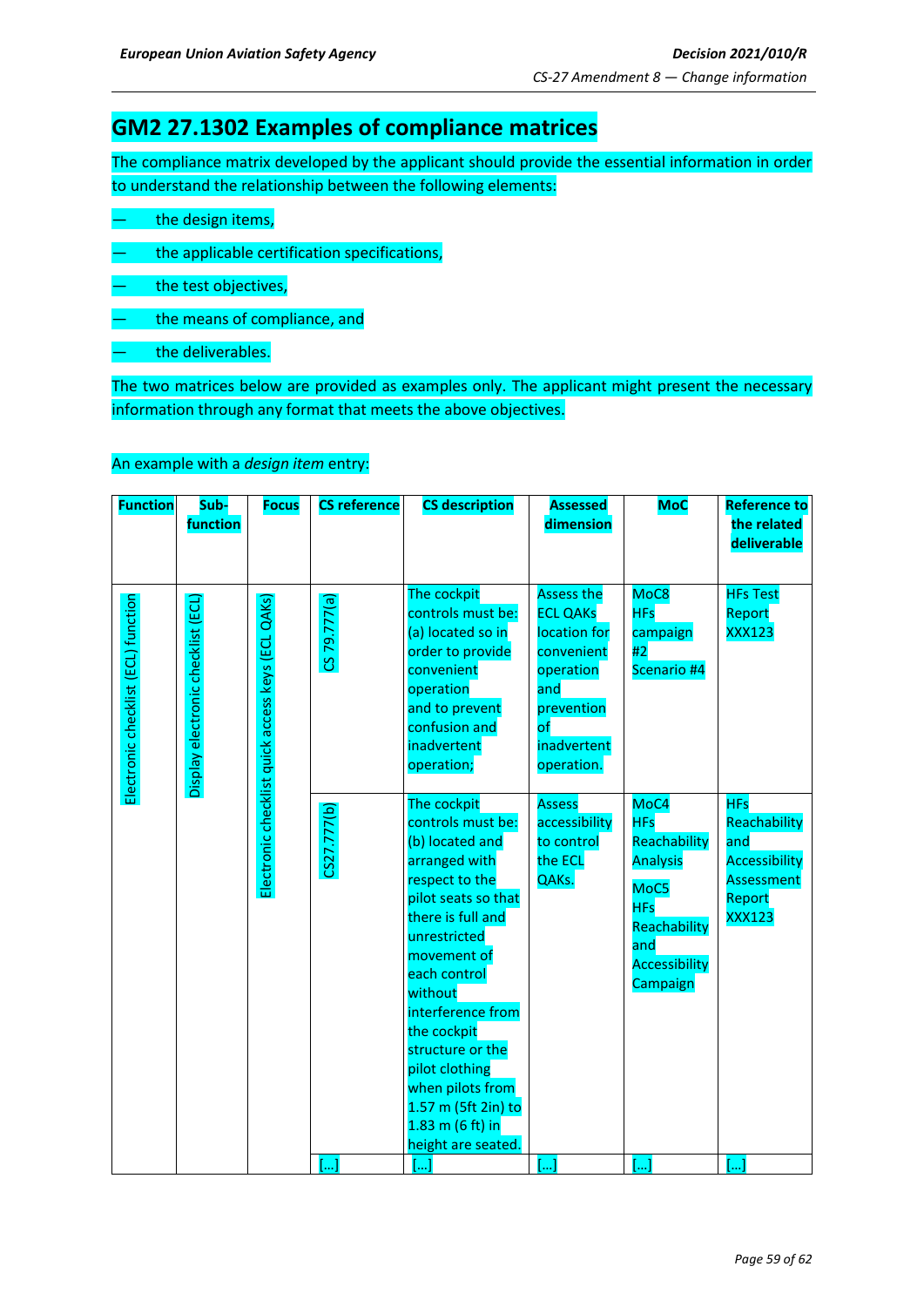## GM2 27.1302 Examples of compliance matrices

The compliance matrix developed by the applicant should provide the essential information in order to understand the relationship between the following elements:

— the design items,

— the applicable certification specifications,

— the test objectives,

— the means of compliance, and

— the deliverables.

The two matrices below are provided as examples only. The applicant might present the necessary information through any format that meets the above objectives.

An example with a *design item* entry:

| Function | Sub-function | Focus | CS reference | CS description | Assessed dimension | MoC | Reference to the related deliverable |
|---|---|---|---|---|---|---|---|
| Electronic checklist (ECL) function | Display electronic checklist (ECL) | Electronic checklist quick access keys (ECL QAKs) | CS 79.777(a) | The cockpit controls must be: (a) located so in order to provide convenient operation and to prevent confusion and inadvertent operation; | Assess the ECL QAKs location for convenient operation and prevention of inadvertent operation. | MoC8 HFs campaign #2 Scenario #4 | HFs Test Report XXX123 |
| | | | CS27.777(b) | The cockpit controls must be: (b) located and arranged with respect to the pilot seats so that there is full and unrestricted movement of each control without interference from the cockpit structure or the pilot clothing when pilots from 1.57 m (5ft 2in) to 1.83 m (6 ft) in height are seated. | Assess accessibility to control the ECL QAKs. | MoC4 HFs Reachability Analysis<br>MoC5 HFs Reachability and Accessibility Campaign | HFs Reachability and Accessibility Assessment Report XXX123 |
| | | | […] | […] | […] | […] | […] |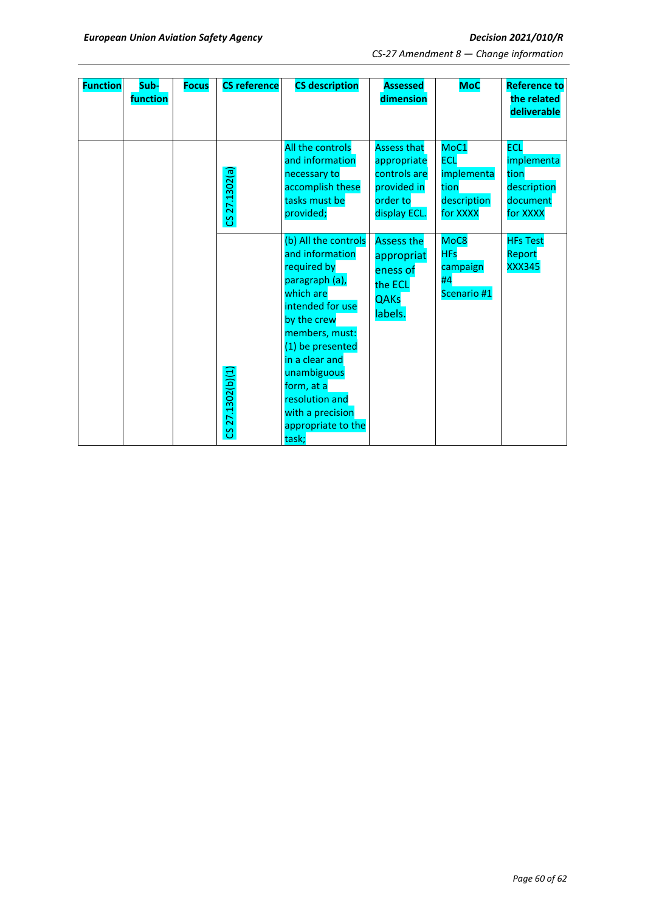| Function | Sub-function | Focus | CS reference | CS description | Assessed dimension | MoC | Reference to the related deliverable |
|---|---|---|---|---|---|---|---|
| | | | CS 27.1302(a) | All the controls and information necessary to accomplish these tasks must be provided; | Assess that appropriate controls are provided in order to display ECL. | MoC1 ECL implementation description for XXXX | ECL implementation description document for XXXX |
| | | | CS 27.1302(b)(1) | (b) All the controls and information required by paragraph (a), which are intended for use by the crew members, must: (1) be presented in a clear and unambiguous form, at a resolution and with a precision appropriate to the task; | Assess the appropriateness of the ECL QAKs labels. | MoC8 HFs campaign #4 Scenario #1 | HFs Test Report XXX345 |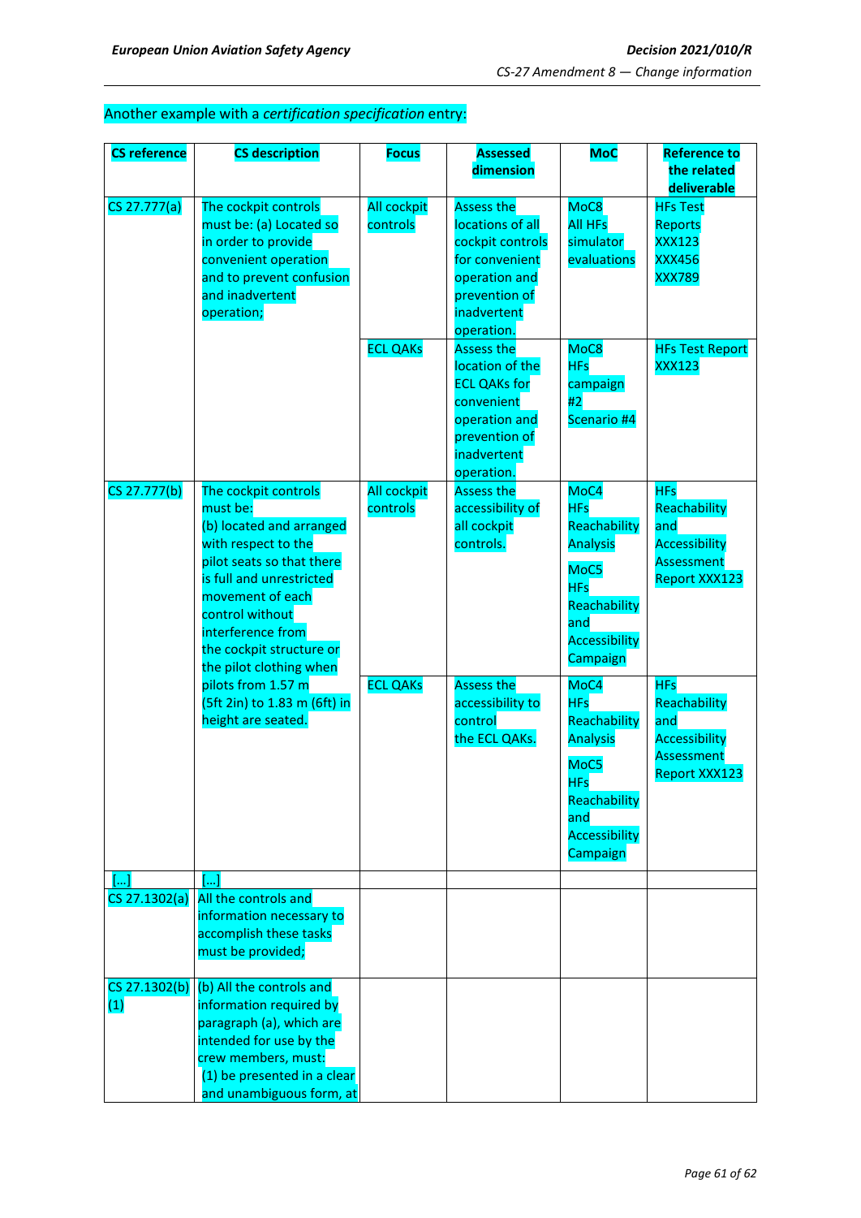Another example with a *certification specification* entry:

| CS reference | CS description | Focus | Assessed dimension | MoC | Reference to the related deliverable |
|---|---|---|---|---|---|
| CS 27.777(a) | The cockpit controls must be: (a) Located so in order to provide convenient operation and to prevent confusion and inadvertent operation; | All cockpit controls | Assess the locations of all cockpit controls for convenient operation and prevention of inadvertent operation. | MoC8 All HFs simulator evaluations | HFs Test Reports XXX123 XXX456 XXX789 |
| | | ECL QAKs | Assess the location of the ECL QAKs for convenient operation and prevention of inadvertent operation. | MoC8 HFs campaign #2 Scenario #4 | HFs Test Report XXX123 |
| CS 27.777(b) | The cockpit controls must be: (b) located and arranged with respect to the pilot seats so that there is full and unrestricted movement of each control without interference from the cockpit structure or the pilot clothing when pilots from 1.57 m (5ft 2in) to 1.83 m (6ft) in height are seated. | All cockpit controls | Assess the accessibility of all cockpit controls. | MoC4 HFs Reachability Analysis MoC5 HFs Reachability and Accessibility Campaign | HFs Reachability and Accessibility Assessment Report XXX123 |
| | | ECL QAKs | Assess the accessibility to control the ECL QAKs. | MoC4 HFs Reachability Analysis MoC5 HFs Reachability and Accessibility Campaign | HFs Reachability and Accessibility Assessment Report XXX123 |
| […] | […] | | | | |
| CS 27.1302(a) | All the controls and information necessary to accomplish these tasks must be provided; | | | | |
| CS 27.1302(b)(1) | (b) All the controls and information required by paragraph (a), which are intended for use by the crew members, must: (1) be presented in a clear and unambiguous form, at | | | | |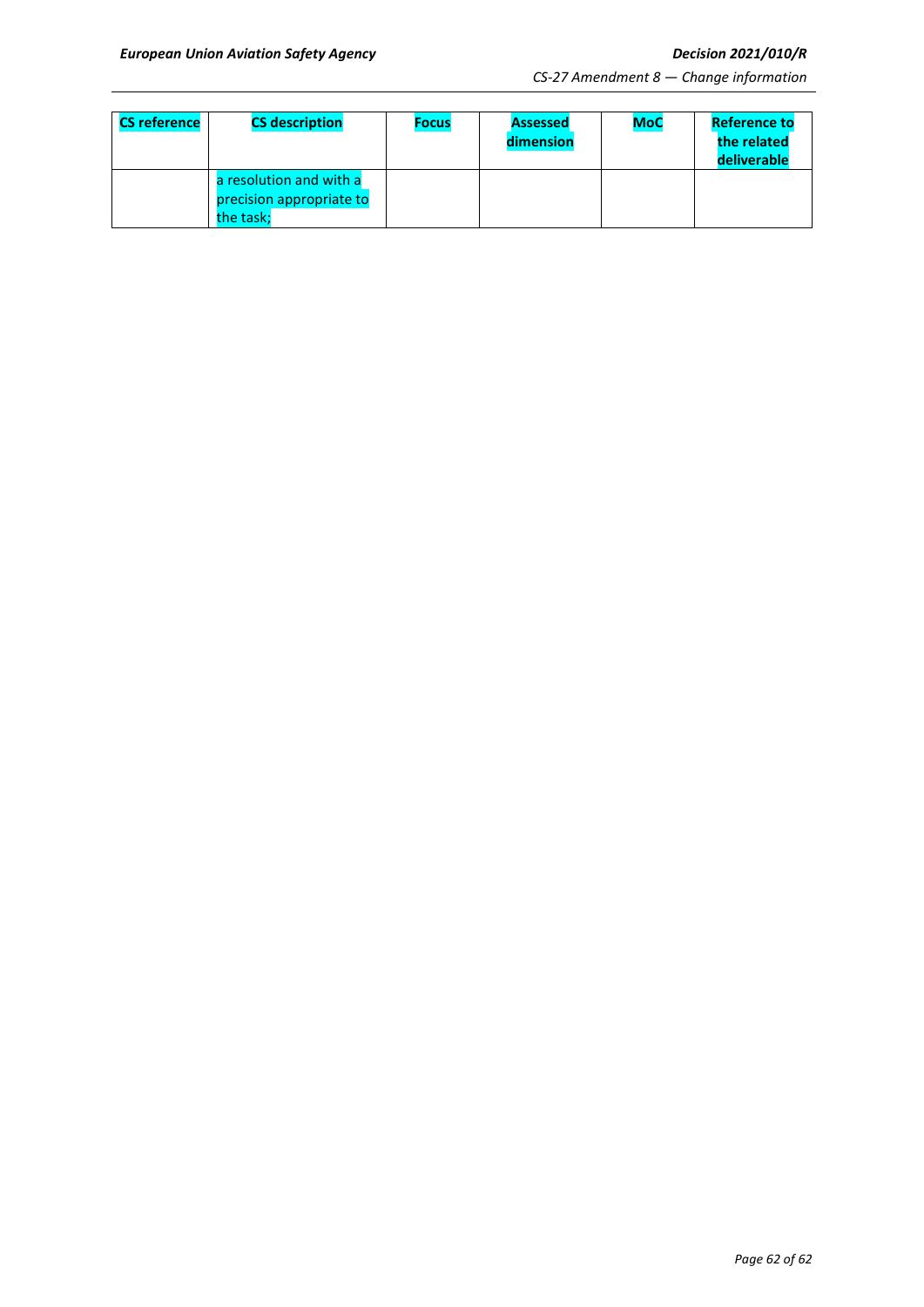| CS reference | CS description | Focus | Assessed dimension | MoC | Reference to the related deliverable |
|---|---|---|---|---|---|
| | a resolution and with a precision appropriate to the task; | | | | |